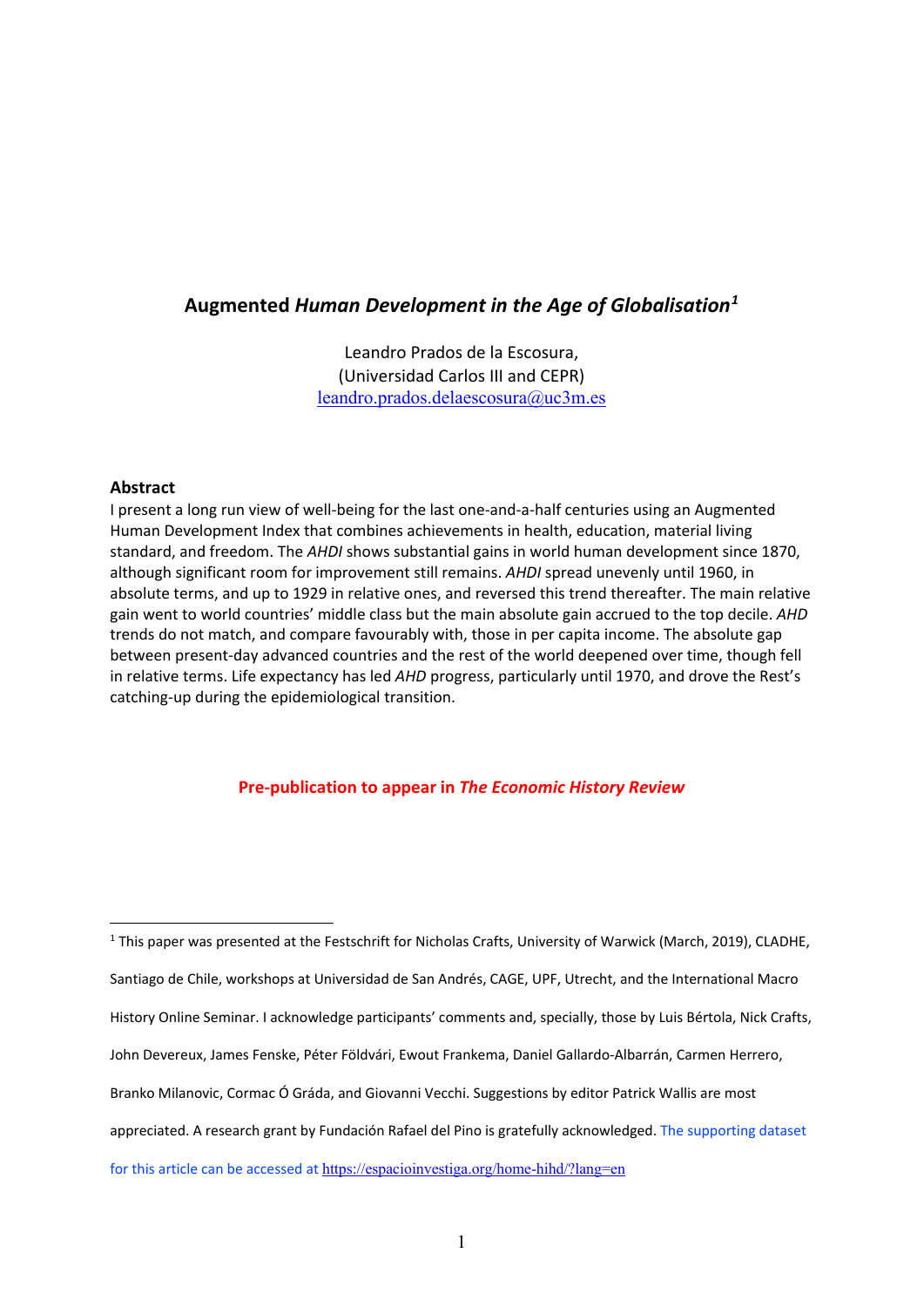# Augmented *Human Development in the Age of Globalisation*[1]

Leandro Prados de la Escosura,
(Universidad Carlos III and CEPR)
leandro.prados.delaescosura@uc3m.es

## Abstract

I present a long run view of well-being for the last one-and-a-half centuries using an Augmented Human Development Index that combines achievements in health, education, material living standard, and freedom. The *AHDI* shows substantial gains in world human development since 1870, although significant room for improvement still remains. *AHDI* spread unevenly until 1960, in absolute terms, and up to 1929 in relative ones, and reversed this trend thereafter. The main relative gain went to world countries' middle class but the main absolute gain accrued to the top decile. *AHD* trends do not match, and compare favourably with, those in per capita income. The absolute gap between present-day advanced countries and the rest of the world deepened over time, though fell in relative terms. Life expectancy has led *AHD* progress, particularly until 1970, and drove the Rest's catching-up during the epidemiological transition.

**Pre-publication to appear in *The Economic History Review***

---

[1] This paper was presented at the Festschrift for Nicholas Crafts, University of Warwick (March, 2019), CLADHE, Santiago de Chile, workshops at Universidad de San Andrés, CAGE, UPF, Utrecht, and the International Macro History Online Seminar. I acknowledge participants' comments and, specially, those by Luis Bértola, Nick Crafts, John Devereux, James Fenske, Péter Földvári, Ewout Frankema, Daniel Gallardo-Albarrán, Carmen Herrero, Branko Milanovic, Cormac Ó Gráda, and Giovanni Vecchi. Suggestions by editor Patrick Wallis are most appreciated. A research grant by Fundación Rafael del Pino is gratefully acknowledged. The supporting dataset for this article can be accessed at https://espacioinvestiga.org/home-hihd/?lang=en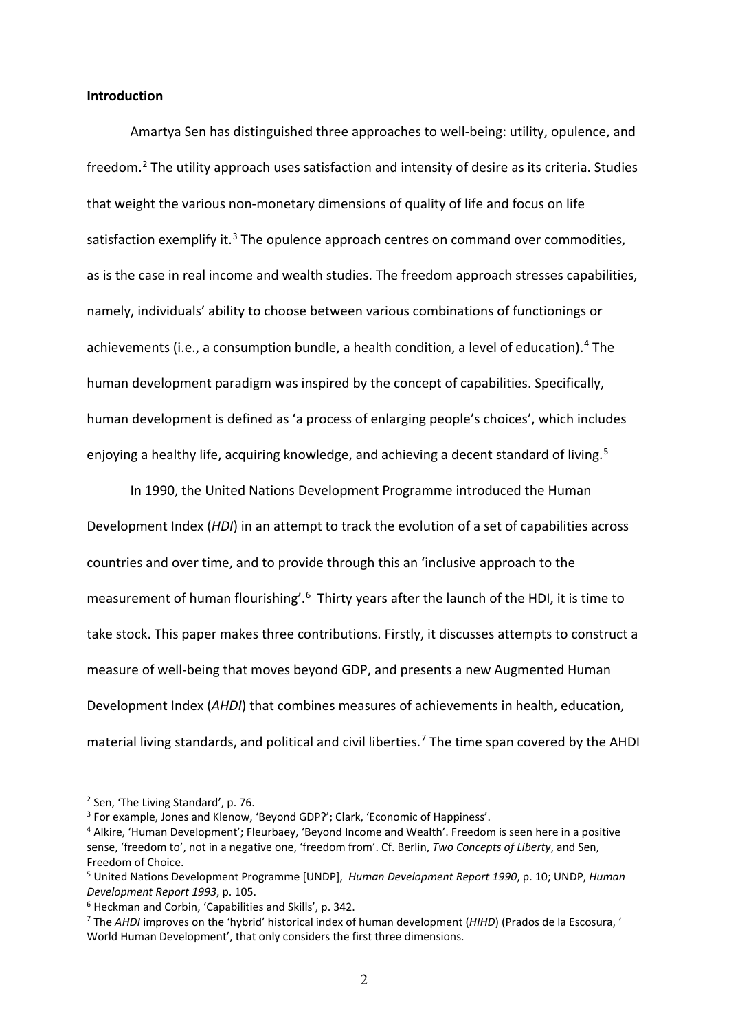**Introduction**

Amartya Sen has distinguished three approaches to well-being: utility, opulence, and freedom.[2] The utility approach uses satisfaction and intensity of desire as its criteria. Studies that weight the various non-monetary dimensions of quality of life and focus on life satisfaction exemplify it.[3] The opulence approach centres on command over commodities, as is the case in real income and wealth studies. The freedom approach stresses capabilities, namely, individuals' ability to choose between various combinations of functionings or achievements (i.e., a consumption bundle, a health condition, a level of education).[4] The human development paradigm was inspired by the concept of capabilities. Specifically, human development is defined as 'a process of enlarging people's choices', which includes enjoying a healthy life, acquiring knowledge, and achieving a decent standard of living.[5]

In 1990, the United Nations Development Programme introduced the Human Development Index (*HDI*) in an attempt to track the evolution of a set of capabilities across countries and over time, and to provide through this an 'inclusive approach to the measurement of human flourishing'.[6] Thirty years after the launch of the HDI, it is time to take stock. This paper makes three contributions. Firstly, it discusses attempts to construct a measure of well-being that moves beyond GDP, and presents a new Augmented Human Development Index (*AHDI*) that combines measures of achievements in health, education, material living standards, and political and civil liberties.[7] The time span covered by the AHDI

---

[2] Sen, 'The Living Standard', p. 76.

[3] For example, Jones and Klenow, 'Beyond GDP?'; Clark, 'Economic of Happiness'.

[4] Alkire, 'Human Development'; Fleurbaey, 'Beyond Income and Wealth'. Freedom is seen here in a positive sense, 'freedom to', not in a negative one, 'freedom from'. Cf. Berlin, *Two Concepts of Liberty*, and Sen, Freedom of Choice.

[5] United Nations Development Programme [UNDP], *Human Development Report 1990*, p. 10; UNDP, *Human Development Report 1993*, p. 105.

[6] Heckman and Corbin, 'Capabilities and Skills', p. 342.

[7] The *AHDI* improves on the 'hybrid' historical index of human development (*HIHD*) (Prados de la Escosura, ' World Human Development', that only considers the first three dimensions.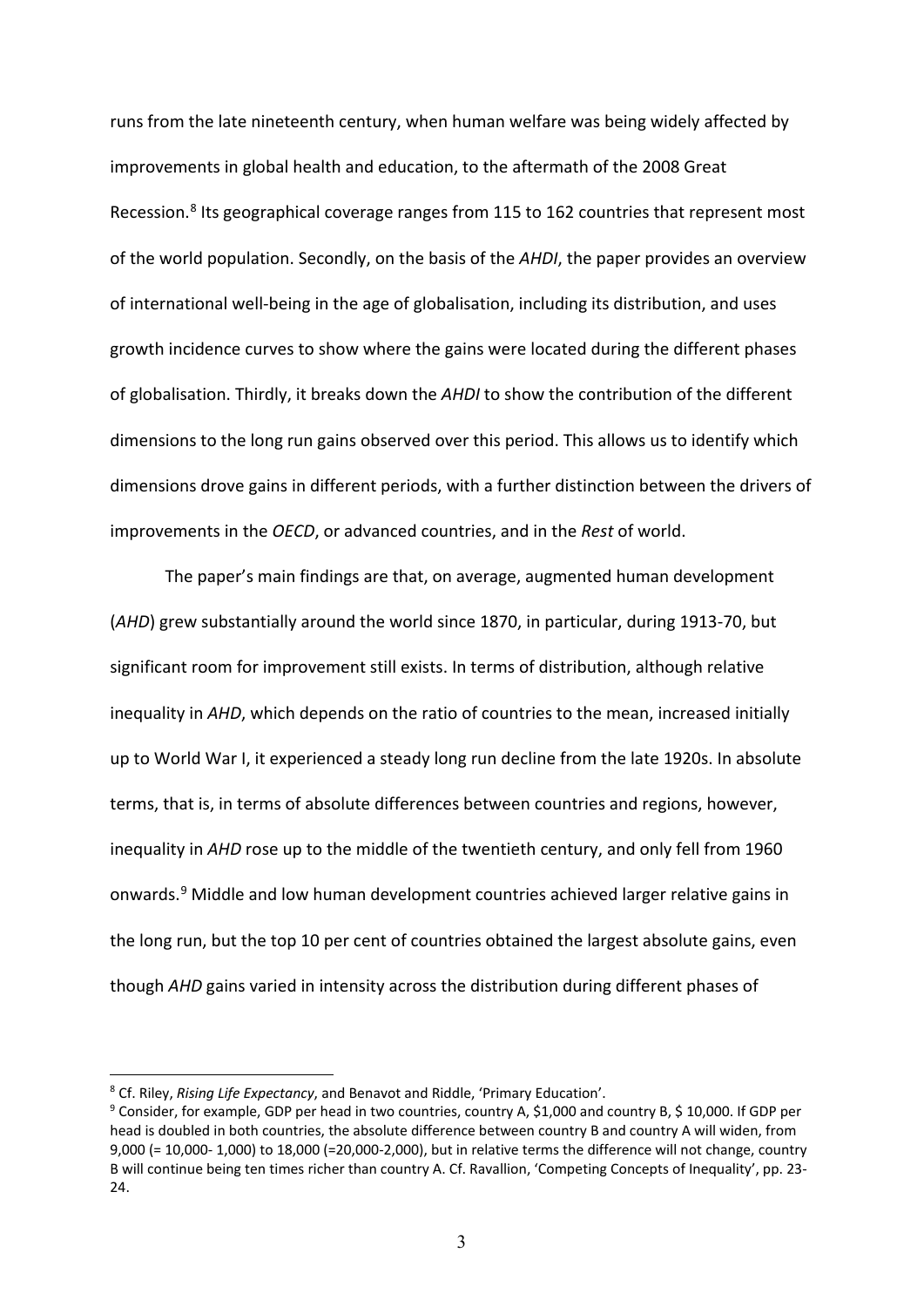runs from the late nineteenth century, when human welfare was being widely affected by improvements in global health and education, to the aftermath of the 2008 Great Recession.[8] Its geographical coverage ranges from 115 to 162 countries that represent most of the world population. Secondly, on the basis of the *AHDI*, the paper provides an overview of international well-being in the age of globalisation, including its distribution, and uses growth incidence curves to show where the gains were located during the different phases of globalisation. Thirdly, it breaks down the *AHDI* to show the contribution of the different dimensions to the long run gains observed over this period. This allows us to identify which dimensions drove gains in different periods, with a further distinction between the drivers of improvements in the *OECD*, or advanced countries, and in the *Rest* of world.

The paper's main findings are that, on average, augmented human development (*AHD*) grew substantially around the world since 1870, in particular, during 1913-70, but significant room for improvement still exists. In terms of distribution, although relative inequality in *AHD*, which depends on the ratio of countries to the mean, increased initially up to World War I, it experienced a steady long run decline from the late 1920s. In absolute terms, that is, in terms of absolute differences between countries and regions, however, inequality in *AHD* rose up to the middle of the twentieth century, and only fell from 1960 onwards.[9] Middle and low human development countries achieved larger relative gains in the long run, but the top 10 per cent of countries obtained the largest absolute gains, even though *AHD* gains varied in intensity across the distribution during different phases of

---

[8] Cf. Riley, *Rising Life Expectancy*, and Benavot and Riddle, 'Primary Education'.

[9] Consider, for example, GDP per head in two countries, country A, $1,000 and country B, $ 10,000. If GDP per head is doubled in both countries, the absolute difference between country B and country A will widen, from 9,000 (= 10,000- 1,000) to 18,000 (=20,000-2,000), but in relative terms the difference will not change, country B will continue being ten times richer than country A. Cf. Ravallion, 'Competing Concepts of Inequality', pp. 23-24.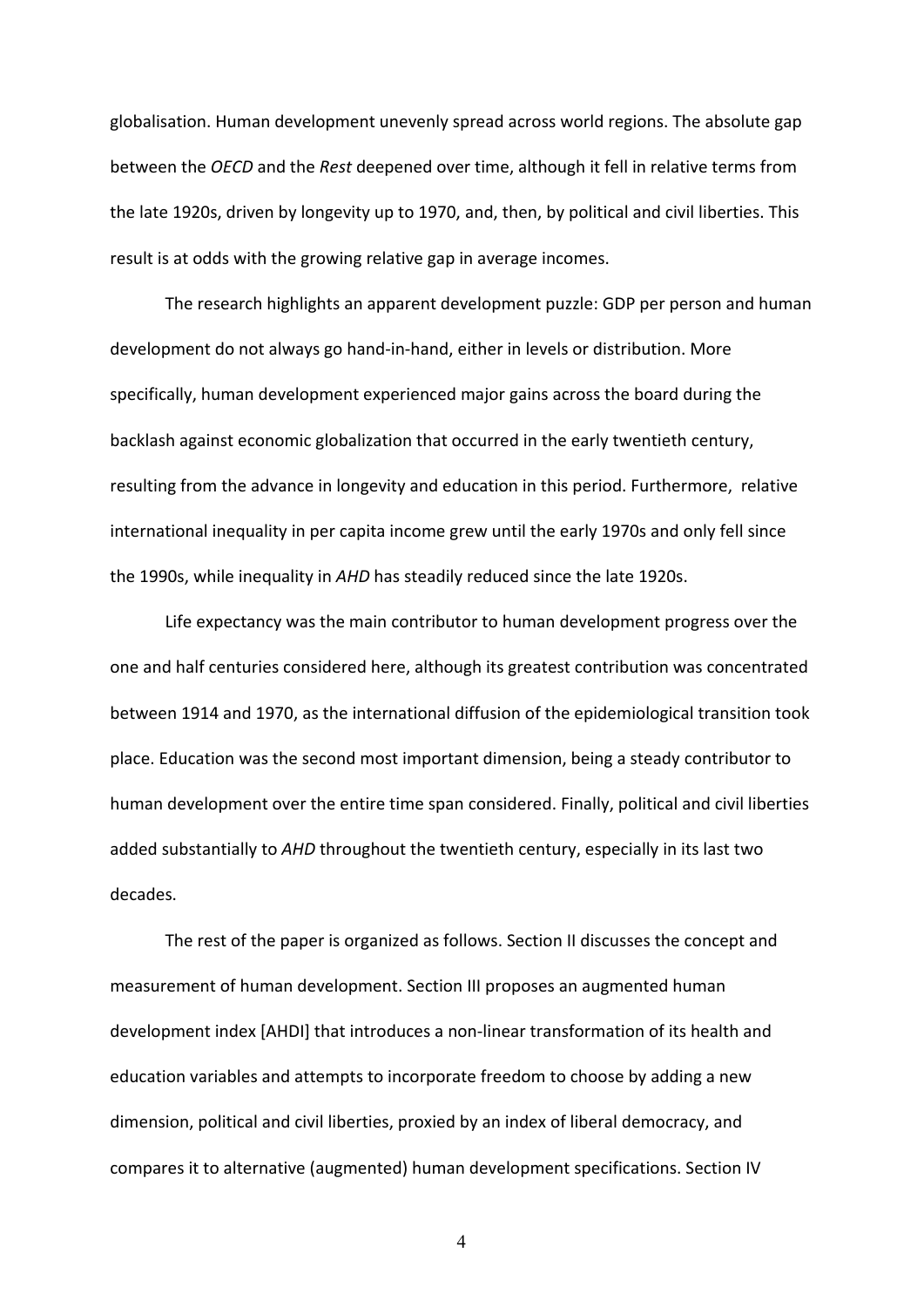globalisation. Human development unevenly spread across world regions. The absolute gap between the *OECD* and the *Rest* deepened over time, although it fell in relative terms from the late 1920s, driven by longevity up to 1970, and, then, by political and civil liberties. This result is at odds with the growing relative gap in average incomes.

The research highlights an apparent development puzzle: GDP per person and human development do not always go hand-in-hand, either in levels or distribution. More specifically, human development experienced major gains across the board during the backlash against economic globalization that occurred in the early twentieth century, resulting from the advance in longevity and education in this period. Furthermore, relative international inequality in per capita income grew until the early 1970s and only fell since the 1990s, while inequality in *AHD* has steadily reduced since the late 1920s.

Life expectancy was the main contributor to human development progress over the one and half centuries considered here, although its greatest contribution was concentrated between 1914 and 1970, as the international diffusion of the epidemiological transition took place. Education was the second most important dimension, being a steady contributor to human development over the entire time span considered. Finally, political and civil liberties added substantially to *AHD* throughout the twentieth century, especially in its last two decades.

The rest of the paper is organized as follows. Section II discusses the concept and measurement of human development. Section III proposes an augmented human development index [AHDI] that introduces a non-linear transformation of its health and education variables and attempts to incorporate freedom to choose by adding a new dimension, political and civil liberties, proxied by an index of liberal democracy, and compares it to alternative (augmented) human development specifications. Section IV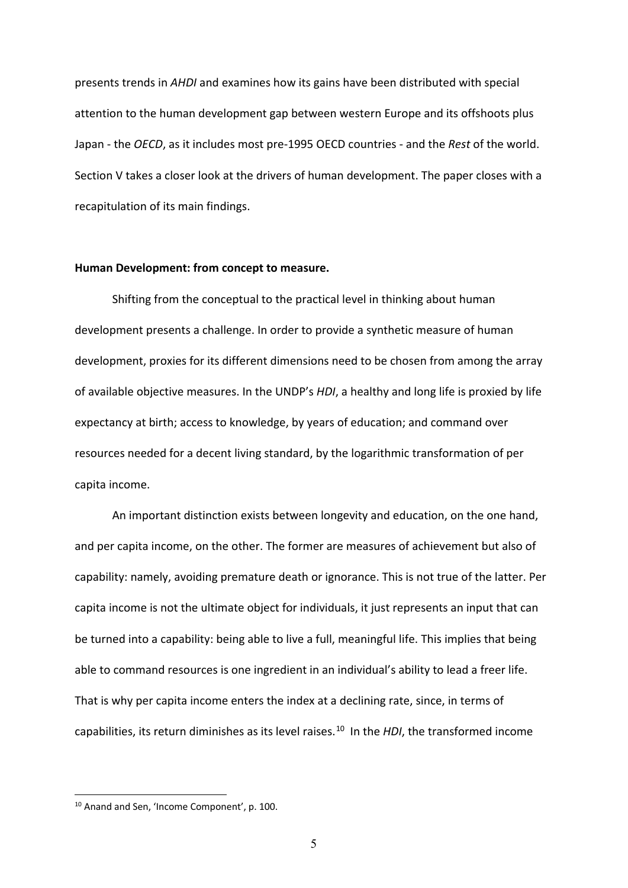presents trends in *AHDI* and examines how its gains have been distributed with special attention to the human development gap between western Europe and its offshoots plus Japan - the *OECD*, as it includes most pre-1995 OECD countries - and the *Rest* of the world. Section V takes a closer look at the drivers of human development. The paper closes with a recapitulation of its main findings.

**Human Development: from concept to measure.**

Shifting from the conceptual to the practical level in thinking about human development presents a challenge. In order to provide a synthetic measure of human development, proxies for its different dimensions need to be chosen from among the array of available objective measures. In the UNDP's *HDI*, a healthy and long life is proxied by life expectancy at birth; access to knowledge, by years of education; and command over resources needed for a decent living standard, by the logarithmic transformation of per capita income.

An important distinction exists between longevity and education, on the one hand, and per capita income, on the other. The former are measures of achievement but also of capability: namely, avoiding premature death or ignorance. This is not true of the latter. Per capita income is not the ultimate object for individuals, it just represents an input that can be turned into a capability: being able to live a full, meaningful life. This implies that being able to command resources is one ingredient in an individual's ability to lead a freer life. That is why per capita income enters the index at a declining rate, since, in terms of capabilities, its return diminishes as its level raises.[10] In the *HDI*, the transformed income

[10] Anand and Sen, 'Income Component', p. 100.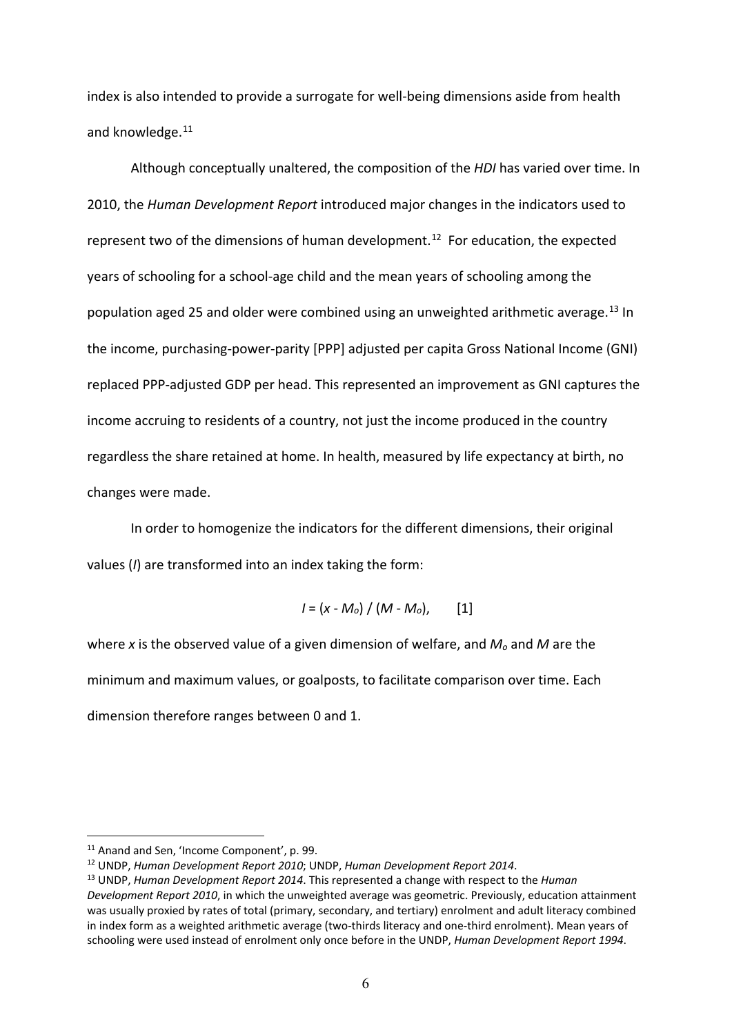index is also intended to provide a surrogate for well-being dimensions aside from health and knowledge.[11]

Although conceptually unaltered, the composition of the *HDI* has varied over time. In 2010, the *Human Development Report* introduced major changes in the indicators used to represent two of the dimensions of human development.[12] For education, the expected years of schooling for a school-age child and the mean years of schooling among the population aged 25 and older were combined using an unweighted arithmetic average.[13] In the income, purchasing-power-parity [PPP] adjusted per capita Gross National Income (GNI) replaced PPP-adjusted GDP per head. This represented an improvement as GNI captures the income accruing to residents of a country, not just the income produced in the country regardless the share retained at home. In health, measured by life expectancy at birth, no changes were made.

In order to homogenize the indicators for the different dimensions, their original values ($I$) are transformed into an index taking the form:

$$I = (x - M_o) / (M - M_o), \qquad [1]$$

where $x$ is the observed value of a given dimension of welfare, and $M_o$ and $M$ are the minimum and maximum values, or goalposts, to facilitate comparison over time. Each dimension therefore ranges between 0 and 1.

---

[11] Anand and Sen, 'Income Component', p. 99.

[12] UNDP, *Human Development Report 2010*; UNDP, *Human Development Report 2014*.

[13] UNDP, *Human Development Report 2014*. This represented a change with respect to the *Human Development Report 2010*, in which the unweighted average was geometric. Previously, education attainment was usually proxied by rates of total (primary, secondary, and tertiary) enrolment and adult literacy combined in index form as a weighted arithmetic average (two-thirds literacy and one-third enrolment). Mean years of schooling were used instead of enrolment only once before in the UNDP, *Human Development Report 1994*.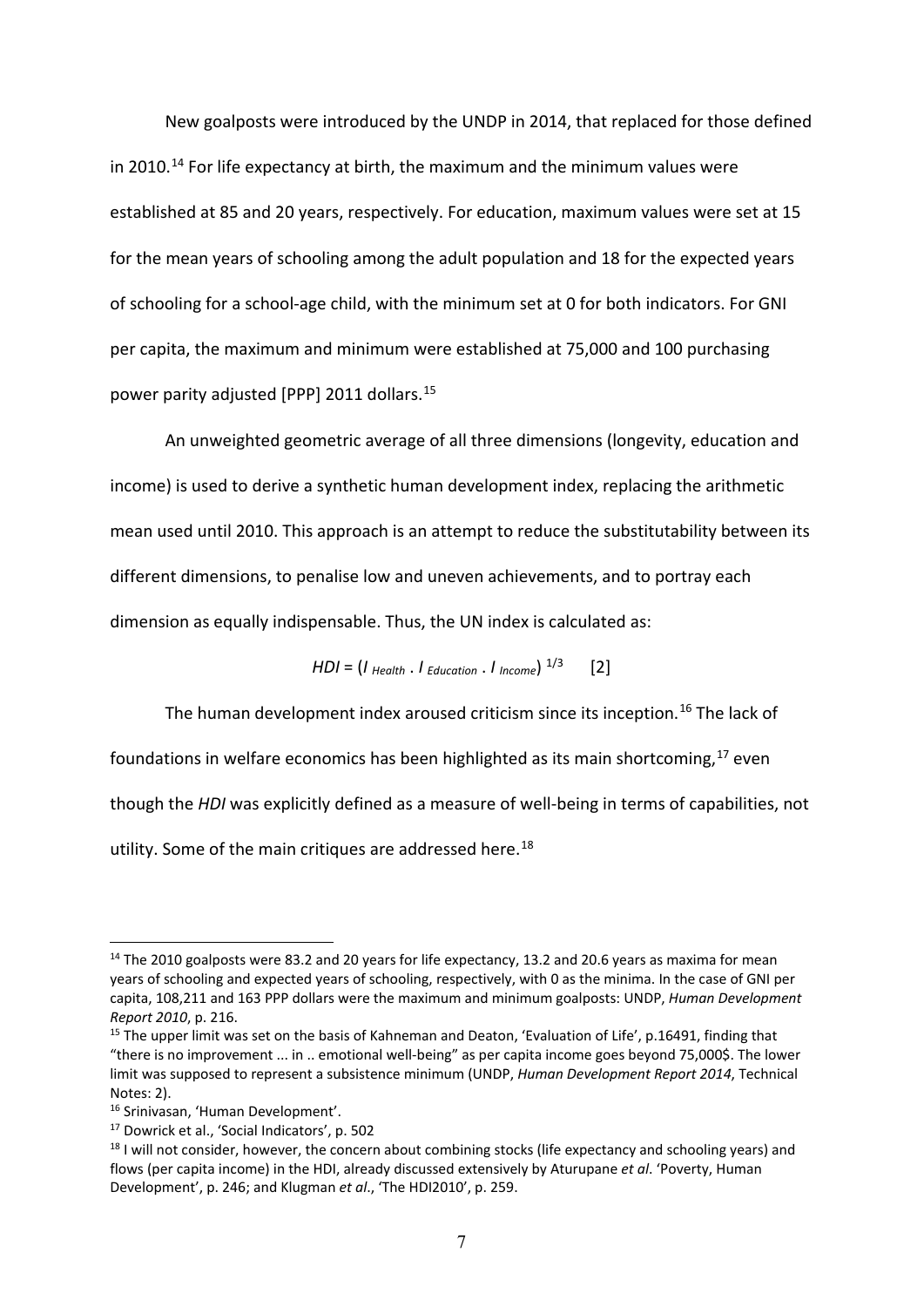New goalposts were introduced by the UNDP in 2014, that replaced for those defined in 2010.[14] For life expectancy at birth, the maximum and the minimum values were established at 85 and 20 years, respectively. For education, maximum values were set at 15 for the mean years of schooling among the adult population and 18 for the expected years of schooling for a school-age child, with the minimum set at 0 for both indicators. For GNI per capita, the maximum and minimum were established at 75,000 and 100 purchasing power parity adjusted [PPP] 2011 dollars.[15]

An unweighted geometric average of all three dimensions (longevity, education and income) is used to derive a synthetic human development index, replacing the arithmetic mean used until 2010. This approach is an attempt to reduce the substitutability between its different dimensions, to penalise low and uneven achievements, and to portray each dimension as equally indispensable. Thus, the UN index is calculated as:

$$HDI = (I_{Health} \cdot I_{Education} \cdot I_{Income})^{1/3} \quad [2]$$

The human development index aroused criticism since its inception.[16] The lack of foundations in welfare economics has been highlighted as its main shortcoming,[17] even though the *HDI* was explicitly defined as a measure of well-being in terms of capabilities, not utility. Some of the main critiques are addressed here.[18]

---

[14] The 2010 goalposts were 83.2 and 20 years for life expectancy, 13.2 and 20.6 years as maxima for mean years of schooling and expected years of schooling, respectively, with 0 as the minima. In the case of GNI per capita, 108,211 and 163 PPP dollars were the maximum and minimum goalposts: UNDP, *Human Development Report 2010*, p. 216.

[15] The upper limit was set on the basis of Kahneman and Deaton, 'Evaluation of Life', p.16491, finding that "there is no improvement ... in .. emotional well-being" as per capita income goes beyond 75,000$. The lower limit was supposed to represent a subsistence minimum (UNDP, *Human Development Report 2014*, Technical Notes: 2).

[16] Srinivasan, 'Human Development'.

[17] Dowrick et al., 'Social Indicators', p. 502

[18] I will not consider, however, the concern about combining stocks (life expectancy and schooling years) and flows (per capita income) in the HDI, already discussed extensively by Aturupane *et al*. 'Poverty, Human Development', p. 246; and Klugman *et al*., 'The HDI2010', p. 259.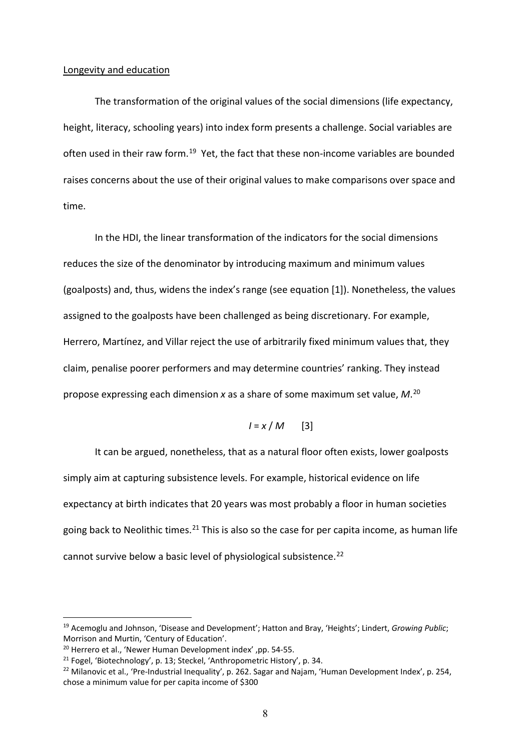Longevity and education

The transformation of the original values of the social dimensions (life expectancy, height, literacy, schooling years) into index form presents a challenge. Social variables are often used in their raw form.[19] Yet, the fact that these non-income variables are bounded raises concerns about the use of their original values to make comparisons over space and time.

In the HDI, the linear transformation of the indicators for the social dimensions reduces the size of the denominator by introducing maximum and minimum values (goalposts) and, thus, widens the index's range (see equation [1]). Nonetheless, the values assigned to the goalposts have been challenged as being discretionary. For example, Herrero, Martínez, and Villar reject the use of arbitrarily fixed minimum values that, they claim, penalise poorer performers and may determine countries' ranking. They instead propose expressing each dimension $x$ as a share of some maximum set value, $M$.[20]

$$I = x / M \qquad [3]$$

It can be argued, nonetheless, that as a natural floor often exists, lower goalposts simply aim at capturing subsistence levels. For example, historical evidence on life expectancy at birth indicates that 20 years was most probably a floor in human societies going back to Neolithic times.[21] This is also so the case for per capita income, as human life cannot survive below a basic level of physiological subsistence.[22]

---

[19] Acemoglu and Johnson, 'Disease and Development'; Hatton and Bray, 'Heights'; Lindert, *Growing Public*; Morrison and Murtin, 'Century of Education'.

[20] Herrero et al., 'Newer Human Development index' ,pp. 54-55.

[21] Fogel, 'Biotechnology', p. 13; Steckel, 'Anthropometric History', p. 34.

[22] Milanovic et al., 'Pre-Industrial Inequality', p. 262. Sagar and Najam, 'Human Development Index', p. 254, chose a minimum value for per capita income of $300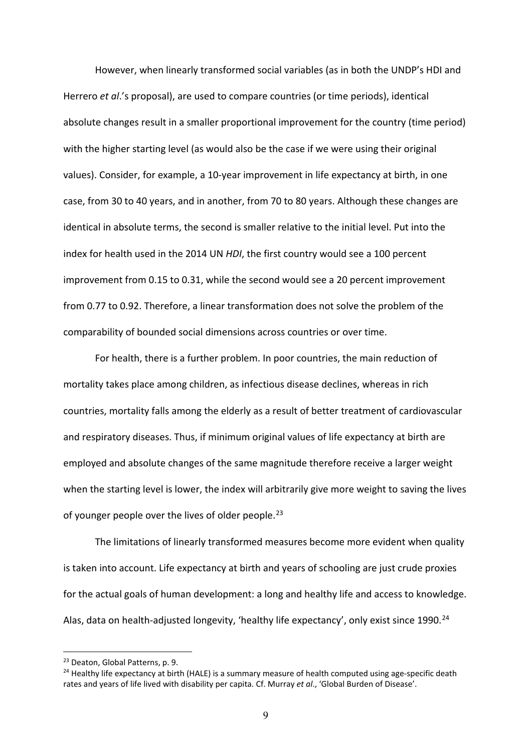However, when linearly transformed social variables (as in both the UNDP's HDI and Herrero *et al*.'s proposal), are used to compare countries (or time periods), identical absolute changes result in a smaller proportional improvement for the country (time period) with the higher starting level (as would also be the case if we were using their original values). Consider, for example, a 10-year improvement in life expectancy at birth, in one case, from 30 to 40 years, and in another, from 70 to 80 years. Although these changes are identical in absolute terms, the second is smaller relative to the initial level. Put into the index for health used in the 2014 UN *HDI*, the first country would see a 100 percent improvement from 0.15 to 0.31, while the second would see a 20 percent improvement from 0.77 to 0.92. Therefore, a linear transformation does not solve the problem of the comparability of bounded social dimensions across countries or over time.

For health, there is a further problem. In poor countries, the main reduction of mortality takes place among children, as infectious disease declines, whereas in rich countries, mortality falls among the elderly as a result of better treatment of cardiovascular and respiratory diseases. Thus, if minimum original values of life expectancy at birth are employed and absolute changes of the same magnitude therefore receive a larger weight when the starting level is lower, the index will arbitrarily give more weight to saving the lives of younger people over the lives of older people.[23]

The limitations of linearly transformed measures become more evident when quality is taken into account. Life expectancy at birth and years of schooling are just crude proxies for the actual goals of human development: a long and healthy life and access to knowledge. Alas, data on health-adjusted longevity, 'healthy life expectancy', only exist since 1990.[24]

---

[23] Deaton, Global Patterns, p. 9.

[24] Healthy life expectancy at birth (HALE) is a summary measure of health computed using age-specific death rates and years of life lived with disability per capita. Cf. Murray *et al*., 'Global Burden of Disease'.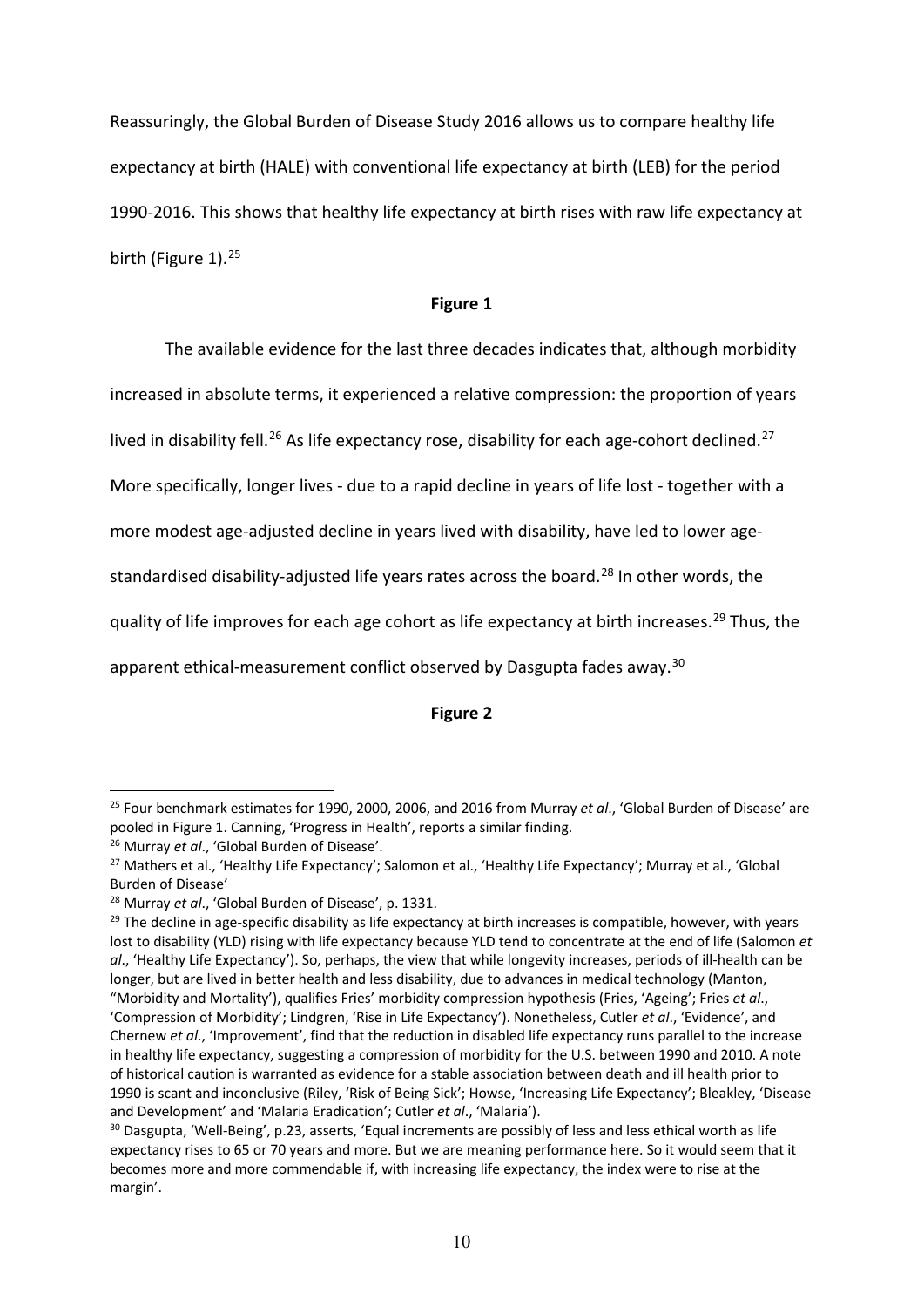Reassuringly, the Global Burden of Disease Study 2016 allows us to compare healthy life expectancy at birth (HALE) with conventional life expectancy at birth (LEB) for the period 1990-2016. This shows that healthy life expectancy at birth rises with raw life expectancy at birth (Figure 1).[25]

**Figure 1**

The available evidence for the last three decades indicates that, although morbidity increased in absolute terms, it experienced a relative compression: the proportion of years lived in disability fell.[26] As life expectancy rose, disability for each age-cohort declined.[27] More specifically, longer lives - due to a rapid decline in years of life lost - together with a more modest age-adjusted decline in years lived with disability, have led to lower age-standardised disability-adjusted life years rates across the board.[28] In other words, the quality of life improves for each age cohort as life expectancy at birth increases.[29] Thus, the apparent ethical-measurement conflict observed by Dasgupta fades away.[30]

**Figure 2**

---

[25] Four benchmark estimates for 1990, 2000, 2006, and 2016 from Murray *et al*., 'Global Burden of Disease' are pooled in Figure 1. Canning, 'Progress in Health', reports a similar finding.

[26] Murray *et al*., 'Global Burden of Disease'.

[27] Mathers et al., 'Healthy Life Expectancy'; Salomon et al., 'Healthy Life Expectancy'; Murray et al., 'Global Burden of Disease'

[28] Murray *et al*., 'Global Burden of Disease', p. 1331.

[29] The decline in age-specific disability as life expectancy at birth increases is compatible, however, with years lost to disability (YLD) rising with life expectancy because YLD tend to concentrate at the end of life (Salomon *et al*., 'Healthy Life Expectancy'). So, perhaps, the view that while longevity increases, periods of ill-health can be longer, but are lived in better health and less disability, due to advances in medical technology (Manton, "Morbidity and Mortality'), qualifies Fries' morbidity compression hypothesis (Fries, 'Ageing'; Fries *et al*., 'Compression of Morbidity'; Lindgren, 'Rise in Life Expectancy'). Nonetheless, Cutler *et al*., 'Evidence', and Chernew *et al*., 'Improvement', find that the reduction in disabled life expectancy runs parallel to the increase in healthy life expectancy, suggesting a compression of morbidity for the U.S. between 1990 and 2010. A note of historical caution is warranted as evidence for a stable association between death and ill health prior to 1990 is scant and inconclusive (Riley, 'Risk of Being Sick'; Howse, 'Increasing Life Expectancy'; Bleakley, 'Disease and Development' and 'Malaria Eradication'; Cutler *et al*., 'Malaria').

[30] Dasgupta, 'Well-Being', p.23, asserts, 'Equal increments are possibly of less and less ethical worth as life expectancy rises to 65 or 70 years and more. But we are meaning performance here. So it would seem that it becomes more and more commendable if, with increasing life expectancy, the index were to rise at the margin'.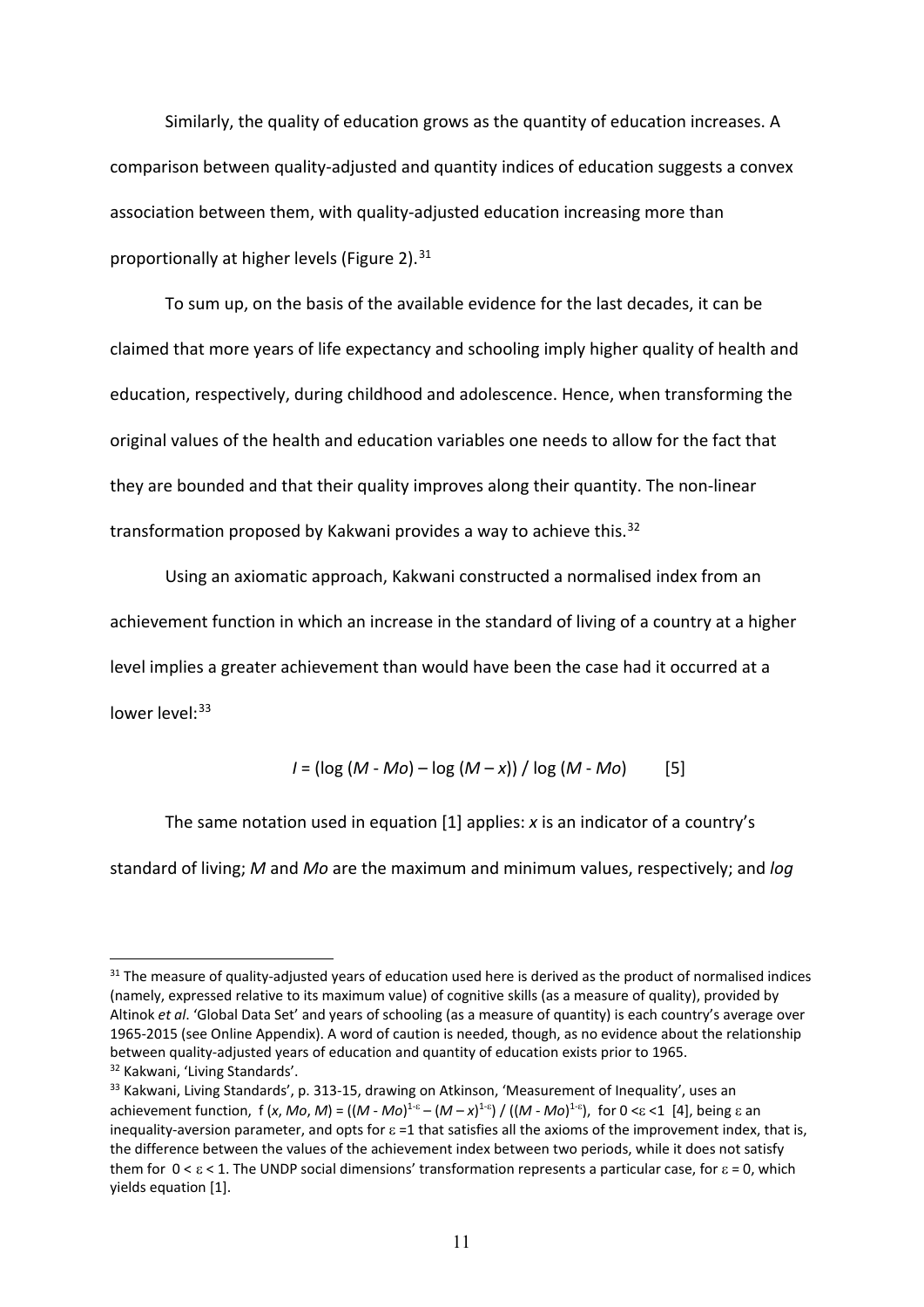Similarly, the quality of education grows as the quantity of education increases. A comparison between quality-adjusted and quantity indices of education suggests a convex association between them, with quality-adjusted education increasing more than proportionally at higher levels (Figure 2).[31]

To sum up, on the basis of the available evidence for the last decades, it can be claimed that more years of life expectancy and schooling imply higher quality of health and education, respectively, during childhood and adolescence. Hence, when transforming the original values of the health and education variables one needs to allow for the fact that they are bounded and that their quality improves along their quantity. The non-linear transformation proposed by Kakwani provides a way to achieve this.[32]

Using an axiomatic approach, Kakwani constructed a normalised index from an achievement function in which an increase in the standard of living of a country at a higher level implies a greater achievement than would have been the case had it occurred at a lower level:[33]

$$I = (\log (M - Mo) - \log (M - x)) / \log (M - Mo) \qquad [5]$$

The same notation used in equation [1] applies: $x$ is an indicator of a country's standard of living; $M$ and $Mo$ are the maximum and minimum values, respectively; and *log*

---

[31] The measure of quality-adjusted years of education used here is derived as the product of normalised indices (namely, expressed relative to its maximum value) of cognitive skills (as a measure of quality), provided by Altinok *et al*. 'Global Data Set' and years of schooling (as a measure of quantity) is each country's average over 1965-2015 (see Online Appendix). A word of caution is needed, though, as no evidence about the relationship between quality-adjusted years of education and quantity of education exists prior to 1965.

[32] Kakwani, 'Living Standards'.

[33] Kakwani, Living Standards', p. 313-15, drawing on Atkinson, 'Measurement of Inequality', uses an achievement function, $f(x, Mo, M) = ((M - Mo)^{1-\varepsilon} - (M - x)^{1-\varepsilon}) / ((M - Mo)^{1-\varepsilon})$, for $0 < \varepsilon < 1$ [4], being $\varepsilon$ an inequality-aversion parameter, and opts for $\varepsilon = 1$ that satisfies all the axioms of the improvement index, that is, the difference between the values of the achievement index between two periods, while it does not satisfy them for $0 < \varepsilon < 1$. The UNDP social dimensions' transformation represents a particular case, for $\varepsilon = 0$, which yields equation [1].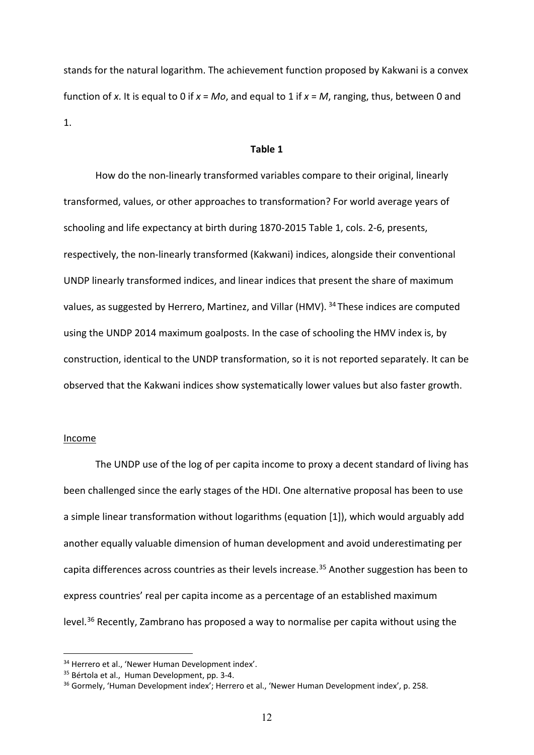stands for the natural logarithm. The achievement function proposed by Kakwani is a convex function of $x$. It is equal to 0 if $x = Mo$, and equal to 1 if $x = M$, ranging, thus, between 0 and 1.

**Table 1**

How do the non-linearly transformed variables compare to their original, linearly transformed, values, or other approaches to transformation? For world average years of schooling and life expectancy at birth during 1870-2015 Table 1, cols. 2-6, presents, respectively, the non-linearly transformed (Kakwani) indices, alongside their conventional UNDP linearly transformed indices, and linear indices that present the share of maximum values, as suggested by Herrero, Martinez, and Villar (HMV).[34] These indices are computed using the UNDP 2014 maximum goalposts. In the case of schooling the HMV index is, by construction, identical to the UNDP transformation, so it is not reported separately. It can be observed that the Kakwani indices show systematically lower values but also faster growth.

Income

The UNDP use of the log of per capita income to proxy a decent standard of living has been challenged since the early stages of the HDI. One alternative proposal has been to use a simple linear transformation without logarithms (equation [1]), which would arguably add another equally valuable dimension of human development and avoid underestimating per capita differences across countries as their levels increase.[35] Another suggestion has been to express countries' real per capita income as a percentage of an established maximum level.[36] Recently, Zambrano has proposed a way to normalise per capita without using the

[34] Herrero et al., 'Newer Human Development index'.

[35] Bértola et al., Human Development, pp. 3-4.

[36] Gormely, 'Human Development index'; Herrero et al., 'Newer Human Development index', p. 258.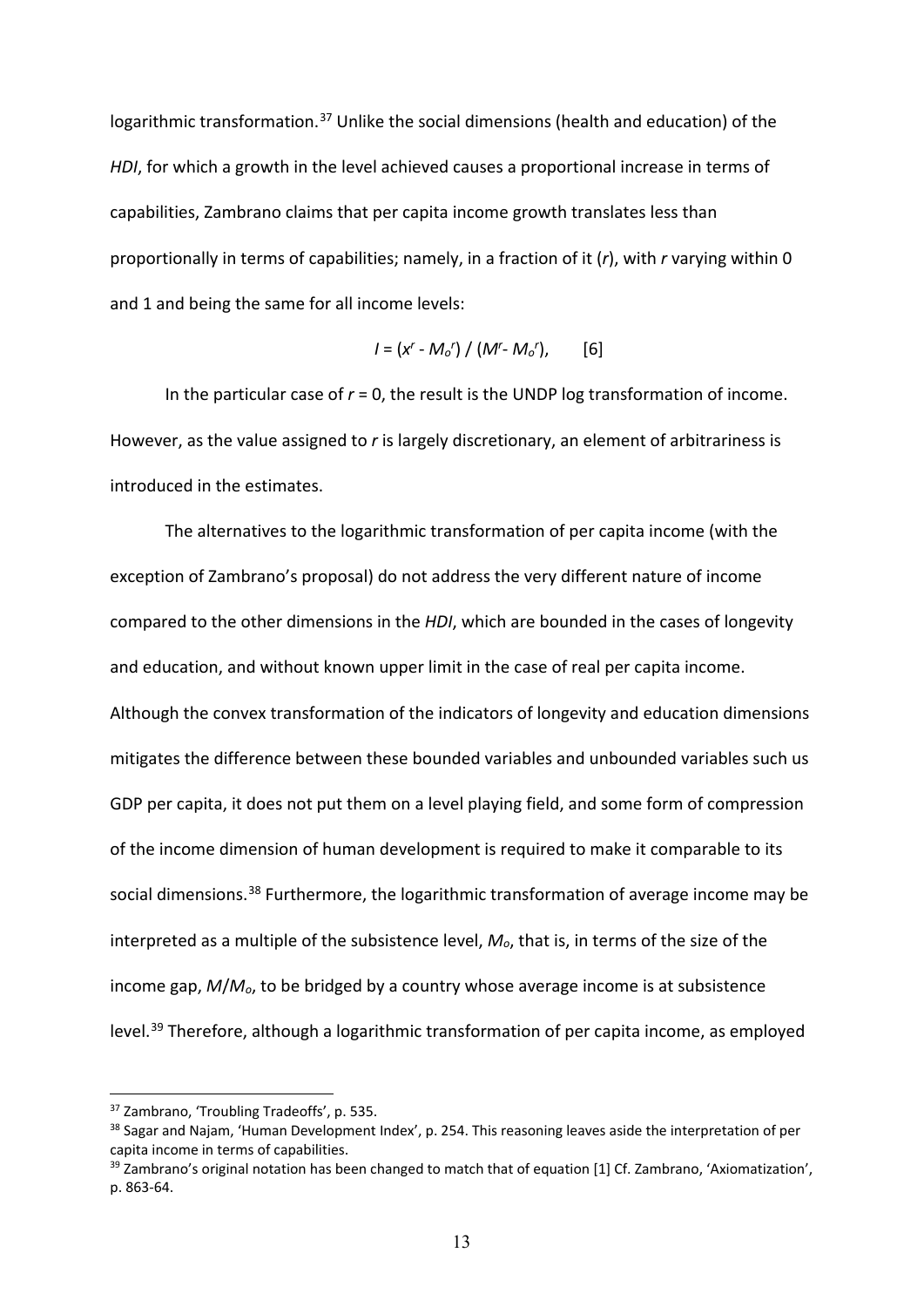logarithmic transformation.[37] Unlike the social dimensions (health and education) of the *HDI*, for which a growth in the level achieved causes a proportional increase in terms of capabilities, Zambrano claims that per capita income growth translates less than proportionally in terms of capabilities; namely, in a fraction of it (*r*), with *r* varying within 0 and 1 and being the same for all income levels:

$$I = (x^r - M_o^r) / (M^r - M_o^r), \qquad [6]$$

In the particular case of $r = 0$, the result is the UNDP log transformation of income. However, as the value assigned to *r* is largely discretionary, an element of arbitrariness is introduced in the estimates.

The alternatives to the logarithmic transformation of per capita income (with the exception of Zambrano's proposal) do not address the very different nature of income compared to the other dimensions in the *HDI*, which are bounded in the cases of longevity and education, and without known upper limit in the case of real per capita income. Although the convex transformation of the indicators of longevity and education dimensions mitigates the difference between these bounded variables and unbounded variables such us GDP per capita, it does not put them on a level playing field, and some form of compression of the income dimension of human development is required to make it comparable to its social dimensions.[38] Furthermore, the logarithmic transformation of average income may be interpreted as a multiple of the subsistence level, $M_o$, that is, in terms of the size of the income gap, $M/M_o$, to be bridged by a country whose average income is at subsistence level.[39] Therefore, although a logarithmic transformation of per capita income, as employed

---

[37] Zambrano, 'Troubling Tradeoffs', p. 535.

[38] Sagar and Najam, 'Human Development Index', p. 254. This reasoning leaves aside the interpretation of per capita income in terms of capabilities.

[39] Zambrano's original notation has been changed to match that of equation [1] Cf. Zambrano, 'Axiomatization', p. 863-64.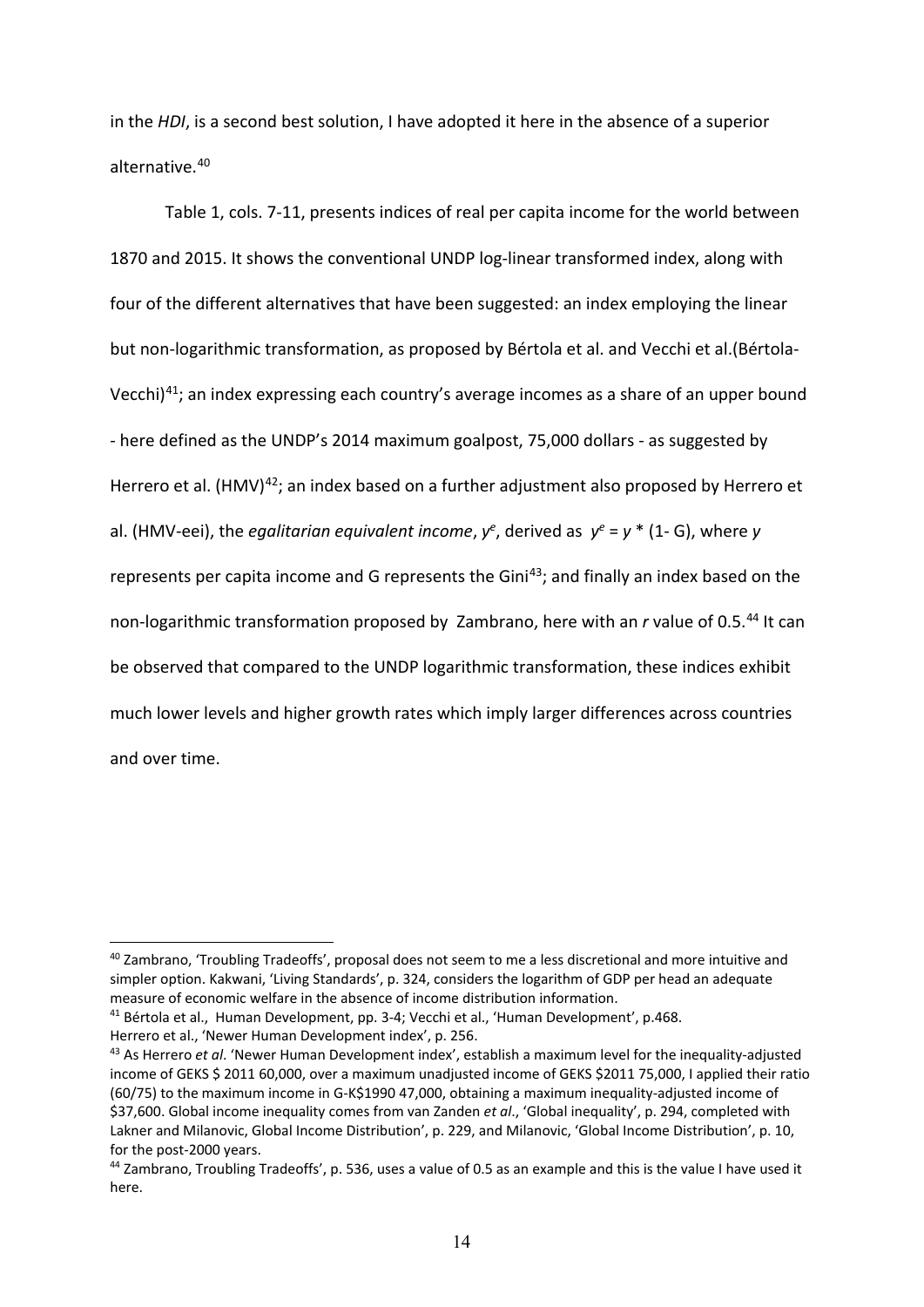in the *HDI*, is a second best solution, I have adopted it here in the absence of a superior alternative.[40]

Table 1, cols. 7-11, presents indices of real per capita income for the world between 1870 and 2015. It shows the conventional UNDP log-linear transformed index, along with four of the different alternatives that have been suggested: an index employing the linear but non-logarithmic transformation, as proposed by Bértola et al. and Vecchi et al.(Bértola-Vecchi)[41]; an index expressing each country's average incomes as a share of an upper bound - here defined as the UNDP's 2014 maximum goalpost, 75,000 dollars - as suggested by Herrero et al. (HMV)[42]; an index based on a further adjustment also proposed by Herrero et al. (HMV-eei), the *egalitarian equivalent income*, $y^e$, derived as $y^e = y * (1 - G)$, where $y$ represents per capita income and G represents the Gini[43]; and finally an index based on the non-logarithmic transformation proposed by Zambrano, here with an *r* value of 0.5.[44] It can be observed that compared to the UNDP logarithmic transformation, these indices exhibit much lower levels and higher growth rates which imply larger differences across countries and over time.

---

[40] Zambrano, 'Troubling Tradeoffs', proposal does not seem to me a less discretional and more intuitive and simpler option. Kakwani, 'Living Standards', p. 324, considers the logarithm of GDP per head an adequate measure of economic welfare in the absence of income distribution information.

[41] Bértola et al., Human Development, pp. 3-4; Vecchi et al., 'Human Development', p.468.

Herrero et al., 'Newer Human Development index', p. 256.

[43] As Herrero *et al*. 'Newer Human Development index', establish a maximum level for the inequality-adjusted income of GEKS $ 2011 60,000, over a maximum unadjusted income of GEKS $2011 75,000, I applied their ratio (60/75) to the maximum income in G-K$1990 47,000, obtaining a maximum inequality-adjusted income of $37,600. Global income inequality comes from van Zanden *et al*., 'Global inequality', p. 294, completed with Lakner and Milanovic, Global Income Distribution', p. 229, and Milanovic, 'Global Income Distribution', p. 10, for the post-2000 years.

[44] Zambrano, Troubling Tradeoffs', p. 536, uses a value of 0.5 as an example and this is the value I have used it here.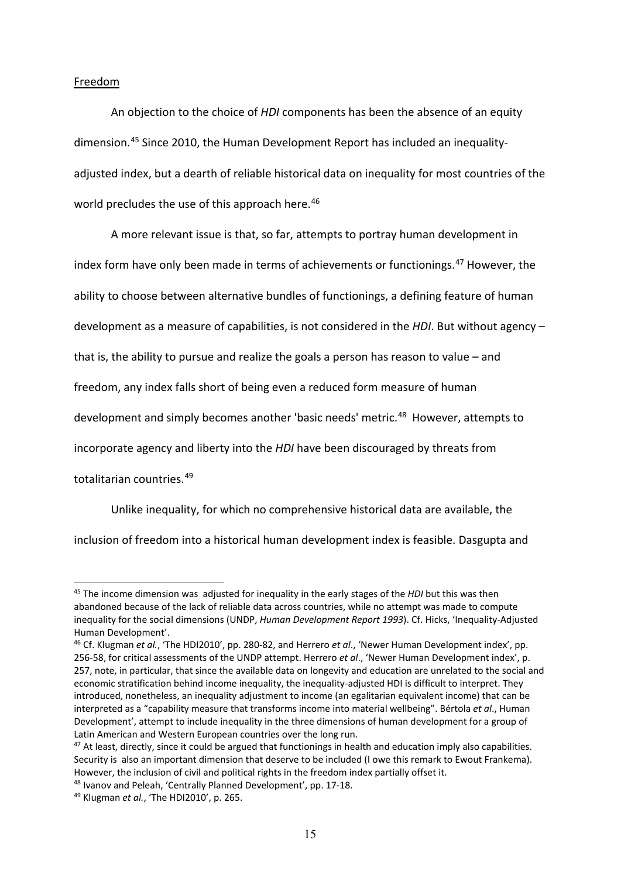Freedom

An objection to the choice of *HDI* components has been the absence of an equity dimension.[45] Since 2010, the Human Development Report has included an inequality-adjusted index, but a dearth of reliable historical data on inequality for most countries of the world precludes the use of this approach here.[46]

A more relevant issue is that, so far, attempts to portray human development in index form have only been made in terms of achievements or functionings.[47] However, the ability to choose between alternative bundles of functionings, a defining feature of human development as a measure of capabilities, is not considered in the *HDI*. But without agency – that is, the ability to pursue and realize the goals a person has reason to value – and freedom, any index falls short of being even a reduced form measure of human development and simply becomes another 'basic needs' metric.[48] However, attempts to incorporate agency and liberty into the *HDI* have been discouraged by threats from totalitarian countries.[49]

Unlike inequality, for which no comprehensive historical data are available, the inclusion of freedom into a historical human development index is feasible. Dasgupta and

---

[45] The income dimension was adjusted for inequality in the early stages of the *HDI* but this was then abandoned because of the lack of reliable data across countries, while no attempt was made to compute inequality for the social dimensions (UNDP, *Human Development Report 1993*). Cf. Hicks, 'Inequality-Adjusted Human Development'.

[46] Cf. Klugman *et al.*, 'The HDI2010', pp. 280-82, and Herrero *et al*., 'Newer Human Development index', pp. 256-58, for critical assessments of the UNDP attempt. Herrero *et al*., 'Newer Human Development index', p. 257, note, in particular, that since the available data on longevity and education are unrelated to the social and economic stratification behind income inequality, the inequality-adjusted HDI is difficult to interpret. They introduced, nonetheless, an inequality adjustment to income (an egalitarian equivalent income) that can be interpreted as a "capability measure that transforms income into material wellbeing". Bértola *et al*., Human Development', attempt to include inequality in the three dimensions of human development for a group of Latin American and Western European countries over the long run.

[47] At least, directly, since it could be argued that functionings in health and education imply also capabilities. Security is also an important dimension that deserve to be included (I owe this remark to Ewout Frankema). However, the inclusion of civil and political rights in the freedom index partially offset it.

[48] Ivanov and Peleah, 'Centrally Planned Development', pp. 17-18.

[49] Klugman *et al.*, 'The HDI2010', p. 265.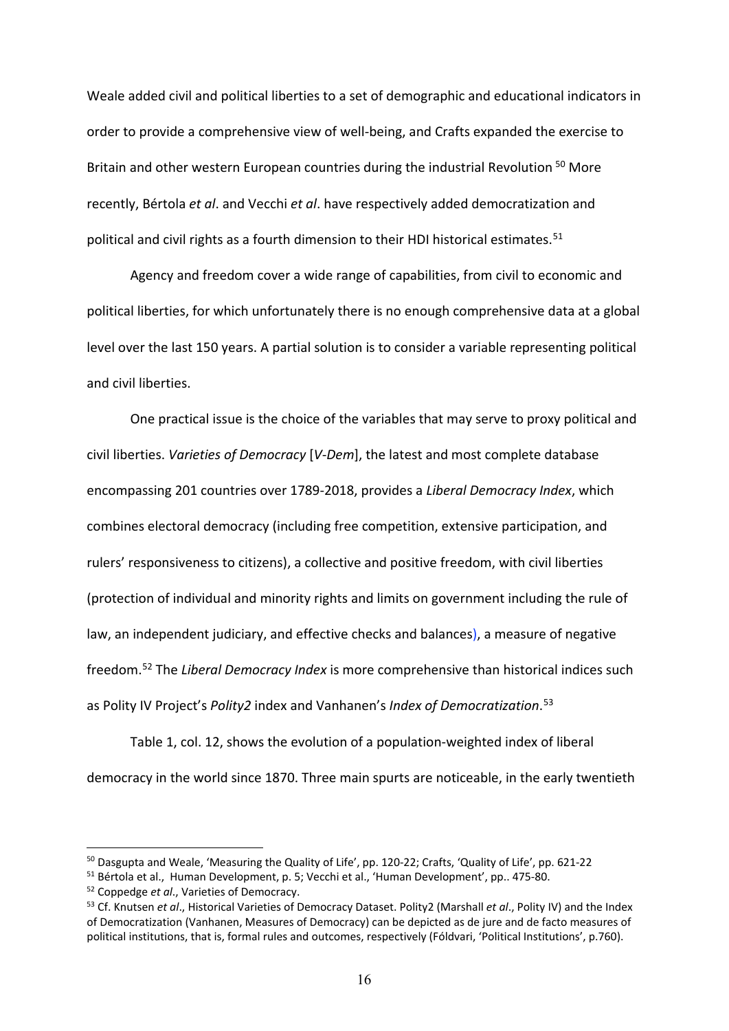Weale added civil and political liberties to a set of demographic and educational indicators in order to provide a comprehensive view of well-being, and Crafts expanded the exercise to Britain and other western European countries during the industrial Revolution [50] More recently, Bértola *et al*. and Vecchi *et al*. have respectively added democratization and political and civil rights as a fourth dimension to their HDI historical estimates.[51]

Agency and freedom cover a wide range of capabilities, from civil to economic and political liberties, for which unfortunately there is no enough comprehensive data at a global level over the last 150 years. A partial solution is to consider a variable representing political and civil liberties.

One practical issue is the choice of the variables that may serve to proxy political and civil liberties. *Varieties of Democracy* [*V-Dem*], the latest and most complete database encompassing 201 countries over 1789-2018, provides a *Liberal Democracy Index*, which combines electoral democracy (including free competition, extensive participation, and rulers' responsiveness to citizens), a collective and positive freedom, with civil liberties (protection of individual and minority rights and limits on government including the rule of law, an independent judiciary, and effective checks and balances), a measure of negative freedom.[52] The *Liberal Democracy Index* is more comprehensive than historical indices such as Polity IV Project's *Polity2* index and Vanhanen's *Index of Democratization*.[53]

Table 1, col. 12, shows the evolution of a population-weighted index of liberal democracy in the world since 1870. Three main spurts are noticeable, in the early twentieth

---

[50] Dasgupta and Weale, 'Measuring the Quality of Life', pp. 120-22; Crafts, 'Quality of Life', pp. 621-22

[51] Bértola et al., Human Development, p. 5; Vecchi et al., 'Human Development', pp.. 475-80.

[52] Coppedge *et al*., Varieties of Democracy.

[53] Cf. Knutsen *et al*., Historical Varieties of Democracy Dataset. Polity2 (Marshall *et al*., Polity IV) and the Index of Democratization (Vanhanen, Measures of Democracy) can be depicted as de jure and de facto measures of political institutions, that is, formal rules and outcomes, respectively (Fóldvari, 'Political Institutions', p.760).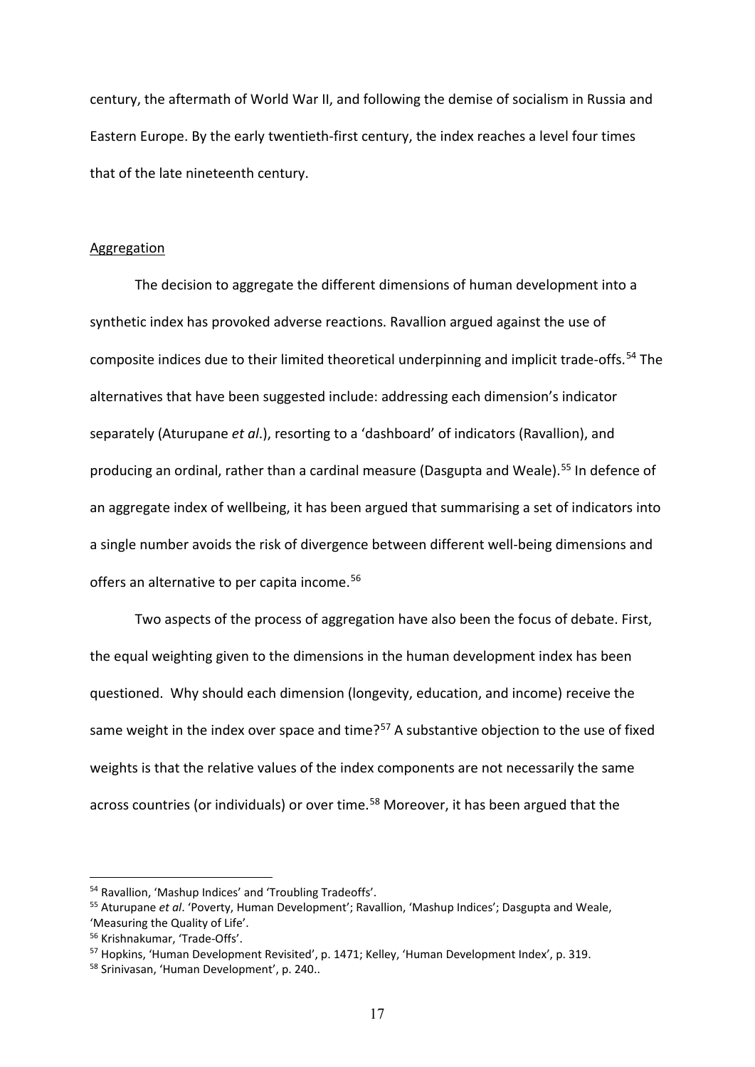century, the aftermath of World War II, and following the demise of socialism in Russia and Eastern Europe. By the early twentieth-first century, the index reaches a level four times that of the late nineteenth century.

## Aggregation

The decision to aggregate the different dimensions of human development into a synthetic index has provoked adverse reactions. Ravallion argued against the use of composite indices due to their limited theoretical underpinning and implicit trade-offs.[54] The alternatives that have been suggested include: addressing each dimension's indicator separately (Aturupane *et al*.), resorting to a 'dashboard' of indicators (Ravallion), and producing an ordinal, rather than a cardinal measure (Dasgupta and Weale).[55] In defence of an aggregate index of wellbeing, it has been argued that summarising a set of indicators into a single number avoids the risk of divergence between different well-being dimensions and offers an alternative to per capita income.[56]

Two aspects of the process of aggregation have also been the focus of debate. First, the equal weighting given to the dimensions in the human development index has been questioned. Why should each dimension (longevity, education, and income) receive the same weight in the index over space and time?[57] A substantive objection to the use of fixed weights is that the relative values of the index components are not necessarily the same across countries (or individuals) or over time.[58] Moreover, it has been argued that the

---

[54] Ravallion, 'Mashup Indices' and 'Troubling Tradeoffs'.

[55] Aturupane *et al*. 'Poverty, Human Development'; Ravallion, 'Mashup Indices'; Dasgupta and Weale, 'Measuring the Quality of Life'.

[56] Krishnakumar, 'Trade-Offs'.

[57] Hopkins, 'Human Development Revisited', p. 1471; Kelley, 'Human Development Index', p. 319.

[58] Srinivasan, 'Human Development', p. 240..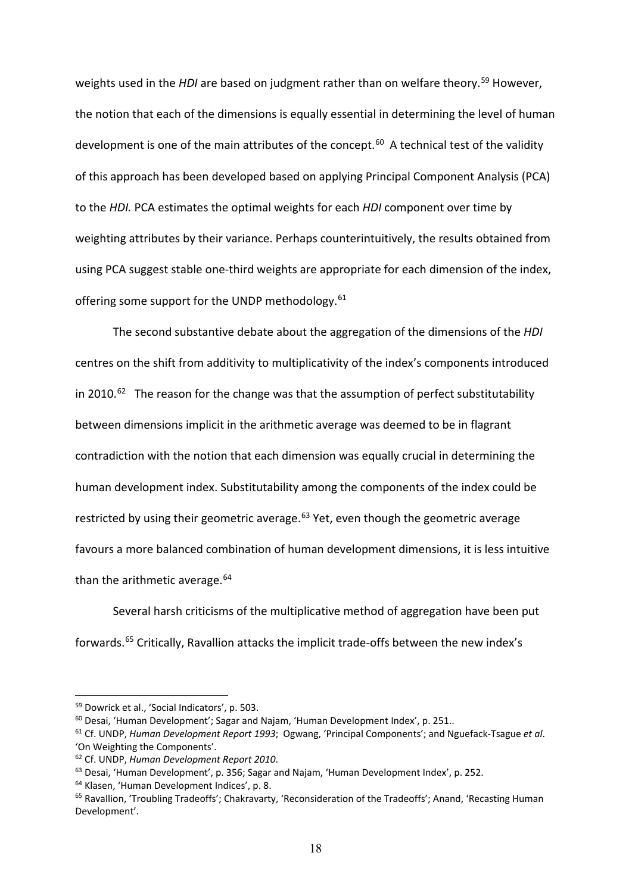weights used in the *HDI* are based on judgment rather than on welfare theory.[59] However, the notion that each of the dimensions is equally essential in determining the level of human development is one of the main attributes of the concept.[60] A technical test of the validity of this approach has been developed based on applying Principal Component Analysis (PCA) to the *HDI.* PCA estimates the optimal weights for each *HDI* component over time by weighting attributes by their variance. Perhaps counterintuitively, the results obtained from using PCA suggest stable one-third weights are appropriate for each dimension of the index, offering some support for the UNDP methodology.[61]

The second substantive debate about the aggregation of the dimensions of the *HDI* centres on the shift from additivity to multiplicativity of the index's components introduced in 2010.[62] The reason for the change was that the assumption of perfect substitutability between dimensions implicit in the arithmetic average was deemed to be in flagrant contradiction with the notion that each dimension was equally crucial in determining the human development index. Substitutability among the components of the index could be restricted by using their geometric average.[63] Yet, even though the geometric average favours a more balanced combination of human development dimensions, it is less intuitive than the arithmetic average.[64]

Several harsh criticisms of the multiplicative method of aggregation have been put forwards.[65] Critically, Ravallion attacks the implicit trade-offs between the new index's

---

[59] Dowrick et al., 'Social Indicators', p. 503.

[60] Desai, 'Human Development'; Sagar and Najam, 'Human Development Index', p. 251..

[61] Cf. UNDP, *Human Development Report 1993*; Ogwang, 'Principal Components'; and Nguefack-Tsague *et al*. 'On Weighting the Components'.

[62] Cf. UNDP, *Human Development Report 2010*.

[63] Desai, 'Human Development', p. 356; Sagar and Najam, 'Human Development Index', p. 252.

[64] Klasen, 'Human Development Indices', p. 8.

[65] Ravallion, 'Troubling Tradeoffs'; Chakravarty, 'Reconsideration of the Tradeoffs'; Anand, 'Recasting Human Development'.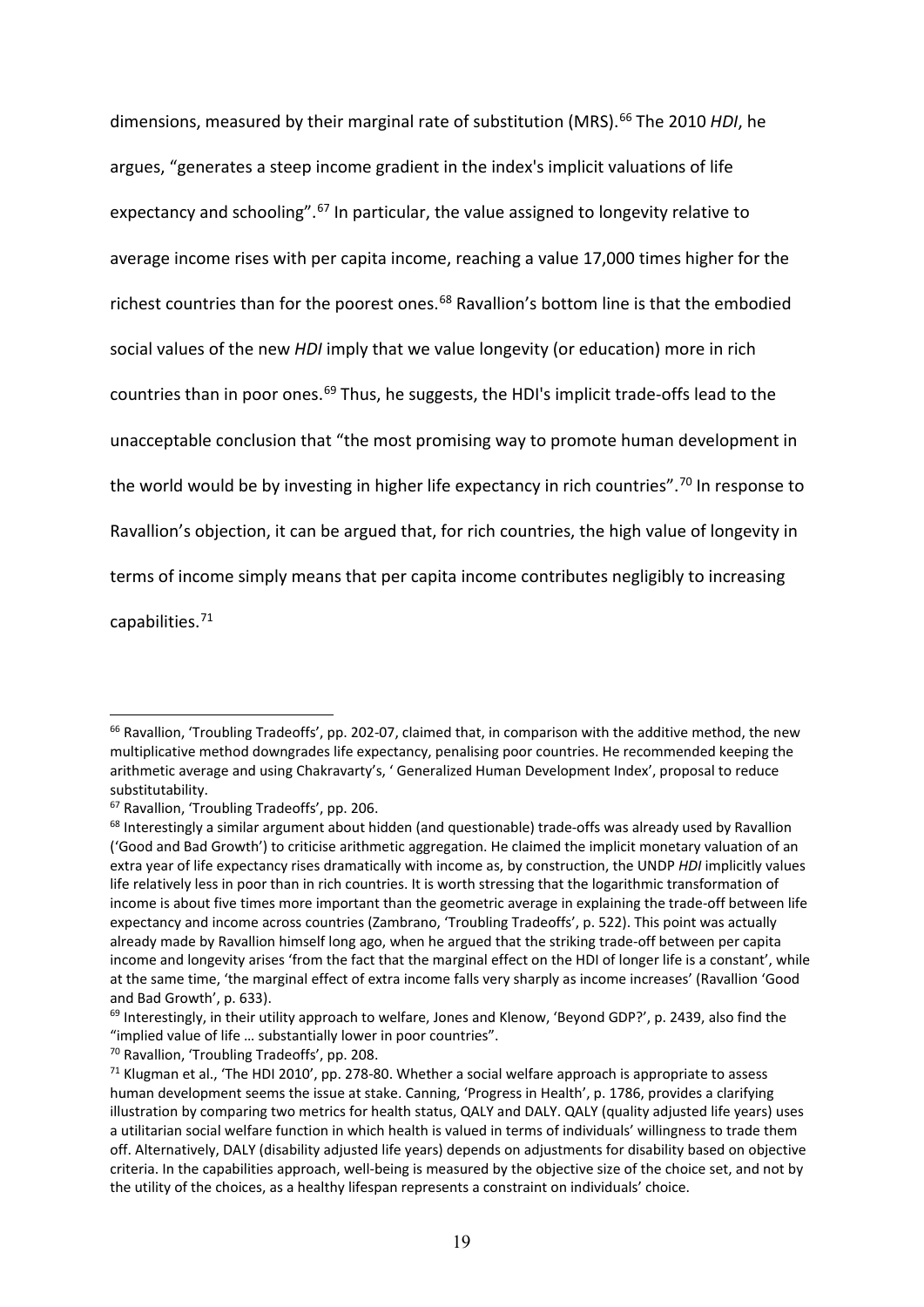dimensions, measured by their marginal rate of substitution (MRS).[66] The 2010 *HDI*, he argues, "generates a steep income gradient in the index's implicit valuations of life expectancy and schooling".[67] In particular, the value assigned to longevity relative to average income rises with per capita income, reaching a value 17,000 times higher for the richest countries than for the poorest ones.[68] Ravallion's bottom line is that the embodied social values of the new *HDI* imply that we value longevity (or education) more in rich countries than in poor ones.[69] Thus, he suggests, the HDI's implicit trade-offs lead to the unacceptable conclusion that "the most promising way to promote human development in the world would be by investing in higher life expectancy in rich countries".[70] In response to Ravallion's objection, it can be argued that, for rich countries, the high value of longevity in terms of income simply means that per capita income contributes negligibly to increasing capabilities.[71]

---

[66] Ravallion, 'Troubling Tradeoffs', pp. 202-07, claimed that, in comparison with the additive method, the new multiplicative method downgrades life expectancy, penalising poor countries. He recommended keeping the arithmetic average and using Chakravarty's, ' Generalized Human Development Index', proposal to reduce substitutability.

[67] Ravallion, 'Troubling Tradeoffs', pp. 206.

[68] Interestingly a similar argument about hidden (and questionable) trade-offs was already used by Ravallion ('Good and Bad Growth') to criticise arithmetic aggregation. He claimed the implicit monetary valuation of an extra year of life expectancy rises dramatically with income as, by construction, the UNDP *HDI* implicitly values life relatively less in poor than in rich countries. It is worth stressing that the logarithmic transformation of income is about five times more important than the geometric average in explaining the trade-off between life expectancy and income across countries (Zambrano, 'Troubling Tradeoffs', p. 522). This point was actually already made by Ravallion himself long ago, when he argued that the striking trade-off between per capita income and longevity arises 'from the fact that the marginal effect on the HDI of longer life is a constant', while at the same time, 'the marginal effect of extra income falls very sharply as income increases' (Ravallion 'Good and Bad Growth', p. 633).

[69] Interestingly, in their utility approach to welfare, Jones and Klenow, 'Beyond GDP?', p. 2439, also find the "implied value of life … substantially lower in poor countries".

[70] Ravallion, 'Troubling Tradeoffs', pp. 208.

[71] Klugman et al., 'The HDI 2010', pp. 278-80. Whether a social welfare approach is appropriate to assess human development seems the issue at stake. Canning, 'Progress in Health', p. 1786, provides a clarifying illustration by comparing two metrics for health status, QALY and DALY. QALY (quality adjusted life years) uses a utilitarian social welfare function in which health is valued in terms of individuals' willingness to trade them off. Alternatively, DALY (disability adjusted life years) depends on adjustments for disability based on objective criteria. In the capabilities approach, well-being is measured by the objective size of the choice set, and not by the utility of the choices, as a healthy lifespan represents a constraint on individuals' choice.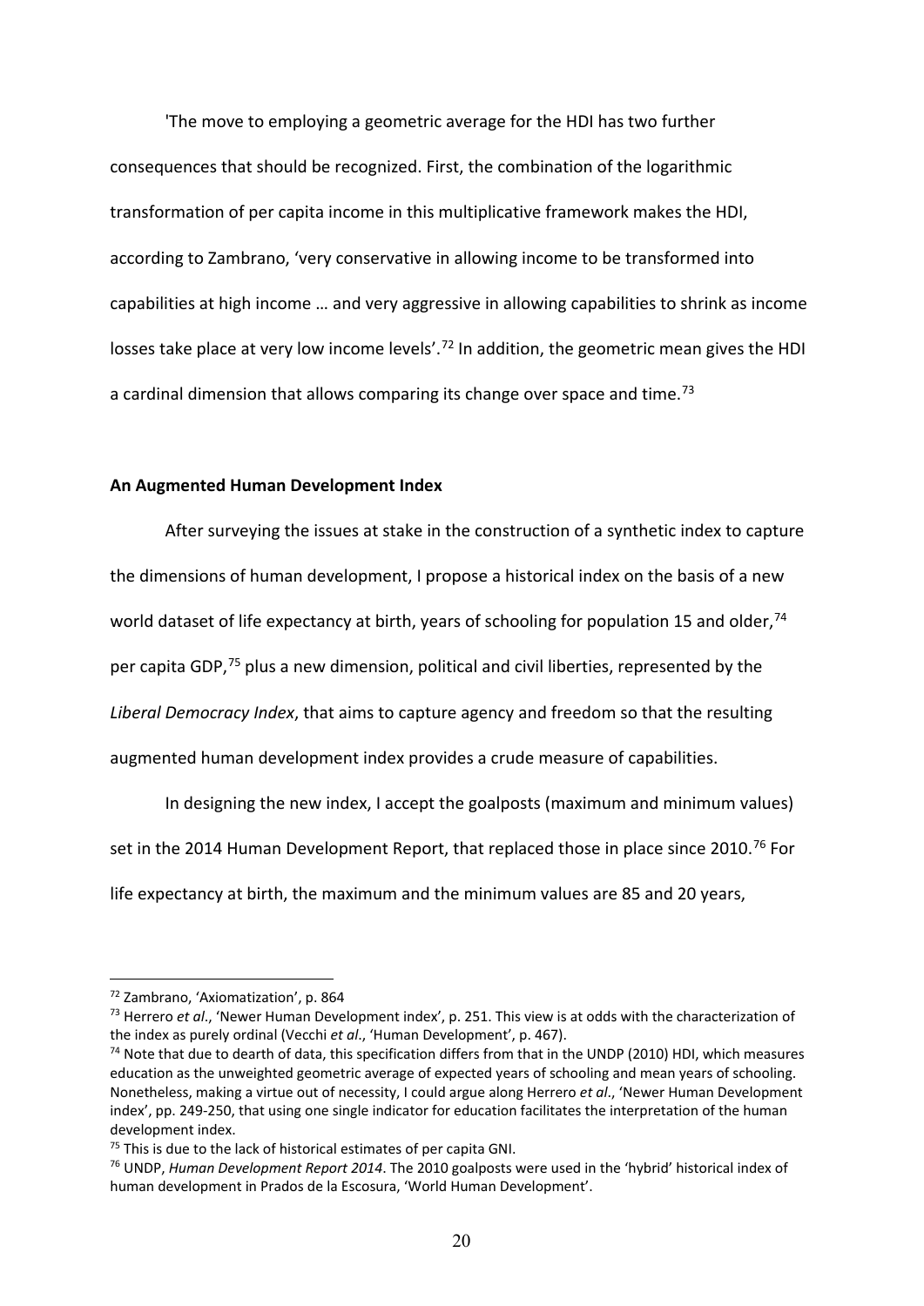'The move to employing a geometric average for the HDI has two further consequences that should be recognized. First, the combination of the logarithmic transformation of per capita income in this multiplicative framework makes the HDI, according to Zambrano, 'very conservative in allowing income to be transformed into capabilities at high income … and very aggressive in allowing capabilities to shrink as income losses take place at very low income levels'.[72] In addition, the geometric mean gives the HDI a cardinal dimension that allows comparing its change over space and time.[73]

**An Augmented Human Development Index**

After surveying the issues at stake in the construction of a synthetic index to capture the dimensions of human development, I propose a historical index on the basis of a new world dataset of life expectancy at birth, years of schooling for population 15 and older,[74] per capita GDP,[75] plus a new dimension, political and civil liberties, represented by the *Liberal Democracy Index*, that aims to capture agency and freedom so that the resulting augmented human development index provides a crude measure of capabilities.

In designing the new index, I accept the goalposts (maximum and minimum values) set in the 2014 Human Development Report, that replaced those in place since 2010.[76] For life expectancy at birth, the maximum and the minimum values are 85 and 20 years,

---

[72] Zambrano, 'Axiomatization', p. 864

[73] Herrero *et al*., 'Newer Human Development index', p. 251. This view is at odds with the characterization of the index as purely ordinal (Vecchi *et al*., 'Human Development', p. 467).

[74] Note that due to dearth of data, this specification differs from that in the UNDP (2010) HDI, which measures education as the unweighted geometric average of expected years of schooling and mean years of schooling. Nonetheless, making a virtue out of necessity, I could argue along Herrero *et al*., 'Newer Human Development index', pp. 249-250, that using one single indicator for education facilitates the interpretation of the human development index.

[75] This is due to the lack of historical estimates of per capita GNI.

[76] UNDP, *Human Development Report 2014*. The 2010 goalposts were used in the 'hybrid' historical index of human development in Prados de la Escosura, 'World Human Development'.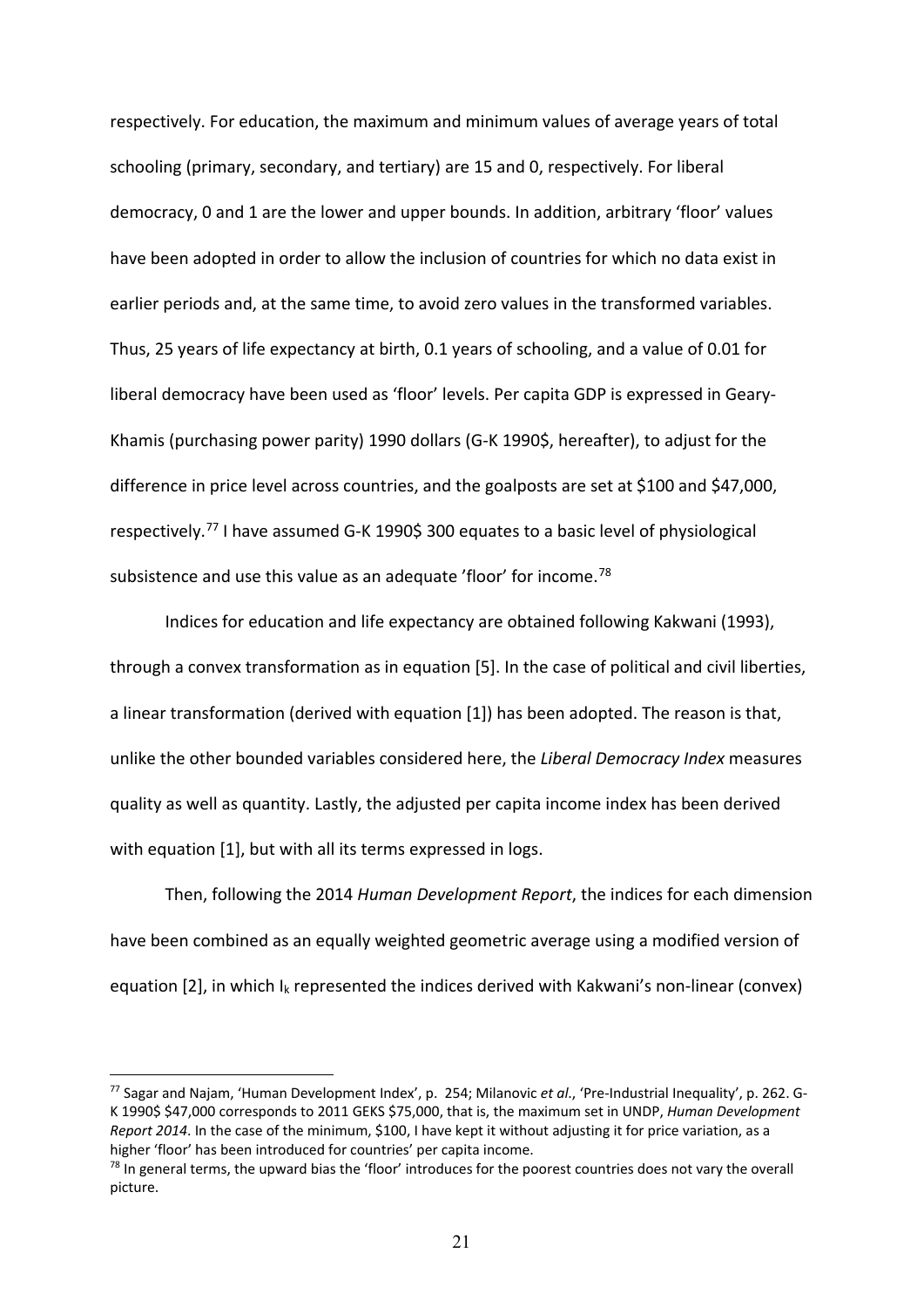respectively. For education, the maximum and minimum values of average years of total schooling (primary, secondary, and tertiary) are 15 and 0, respectively. For liberal democracy, 0 and 1 are the lower and upper bounds. In addition, arbitrary 'floor' values have been adopted in order to allow the inclusion of countries for which no data exist in earlier periods and, at the same time, to avoid zero values in the transformed variables. Thus, 25 years of life expectancy at birth, 0.1 years of schooling, and a value of 0.01 for liberal democracy have been used as 'floor' levels. Per capita GDP is expressed in Geary-Khamis (purchasing power parity) 1990 dollars (G-K 1990$, hereafter), to adjust for the difference in price level across countries, and the goalposts are set at $100 and $47,000, respectively.[77] I have assumed G-K 1990$ 300 equates to a basic level of physiological subsistence and use this value as an adequate 'floor' for income.[78]

Indices for education and life expectancy are obtained following Kakwani (1993), through a convex transformation as in equation [5]. In the case of political and civil liberties, a linear transformation (derived with equation [1]) has been adopted. The reason is that, unlike the other bounded variables considered here, the *Liberal Democracy Index* measures quality as well as quantity. Lastly, the adjusted per capita income index has been derived with equation [1], but with all its terms expressed in logs.

Then, following the 2014 *Human Development Report*, the indices for each dimension have been combined as an equally weighted geometric average using a modified version of equation [2], in which $I_k$ represented the indices derived with Kakwani's non-linear (convex)

---

[77] Sagar and Najam, 'Human Development Index', p. 254; Milanovic *et al.*, 'Pre-Industrial Inequality', p. 262. G-K 1990$ $47,000 corresponds to 2011 GEKS $75,000, that is, the maximum set in UNDP, *Human Development Report 2014*. In the case of the minimum, $100, I have kept it without adjusting it for price variation, as a higher 'floor' has been introduced for countries' per capita income.

[78] In general terms, the upward bias the 'floor' introduces for the poorest countries does not vary the overall picture.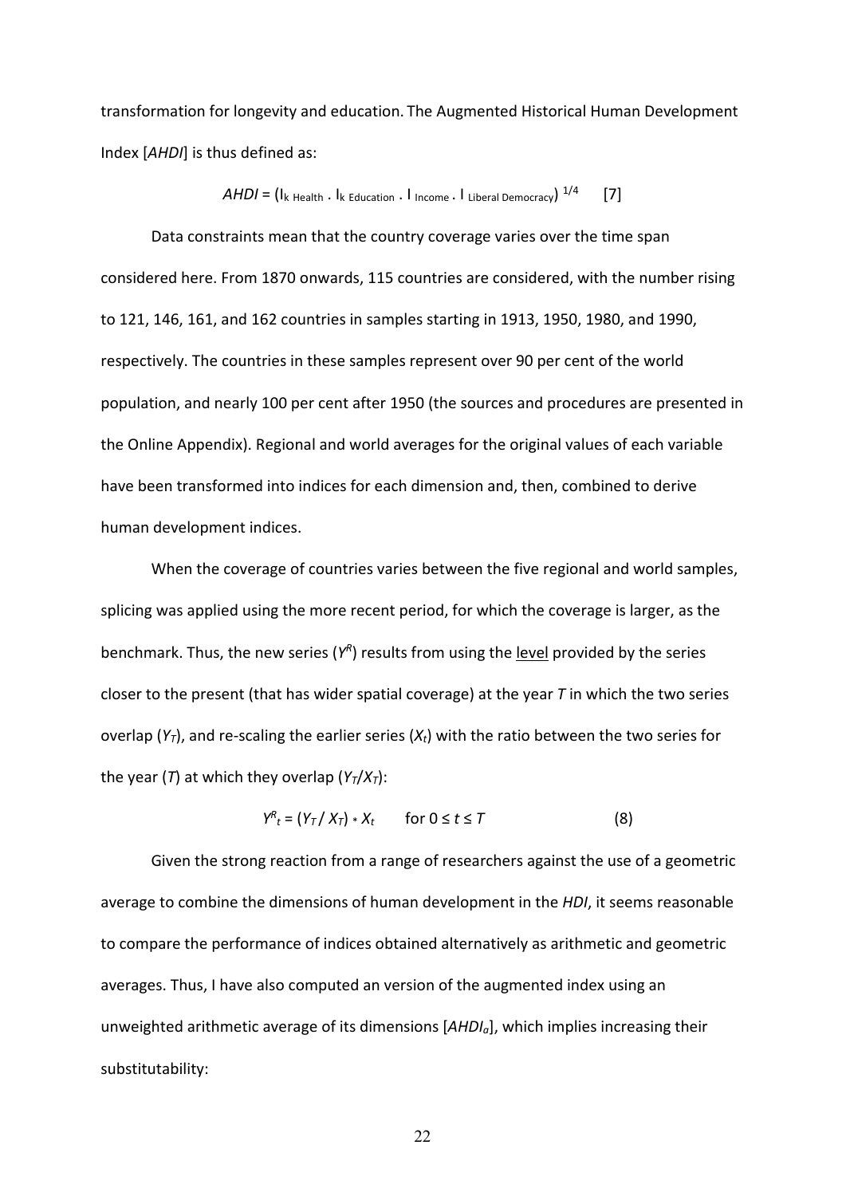transformation for longevity and education. The Augmented Historical Human Development Index [*AHDI*] is thus defined as:

$$AHDI = (I_{k\ Health} \cdot I_{k\ Education} \cdot I_{Income} \cdot I_{Liberal\ Democracy})^{1/4} \quad [7]$$

Data constraints mean that the country coverage varies over the time span considered here. From 1870 onwards, 115 countries are considered, with the number rising to 121, 146, 161, and 162 countries in samples starting in 1913, 1950, 1980, and 1990, respectively. The countries in these samples represent over 90 per cent of the world population, and nearly 100 per cent after 1950 (the sources and procedures are presented in the Online Appendix). Regional and world averages for the original values of each variable have been transformed into indices for each dimension and, then, combined to derive human development indices.

When the coverage of countries varies between the five regional and world samples, splicing was applied using the more recent period, for which the coverage is larger, as the benchmark. Thus, the new series ($Y^R$) results from using the <u>level</u> provided by the series closer to the present (that has wider spatial coverage) at the year $T$ in which the two series overlap ($Y_T$), and re-scaling the earlier series ($X_t$) with the ratio between the two series for the year ($T$) at which they overlap ($Y_T/X_T$):

$$Y^R_t = (Y_T / X_T) * X_t \qquad \text{for } 0 \leq t \leq T \qquad (8)$$

Given the strong reaction from a range of researchers against the use of a geometric average to combine the dimensions of human development in the *HDI*, it seems reasonable to compare the performance of indices obtained alternatively as arithmetic and geometric averages. Thus, I have also computed an version of the augmented index using an unweighted arithmetic average of its dimensions [$AHDI_a$], which implies increasing their substitutability: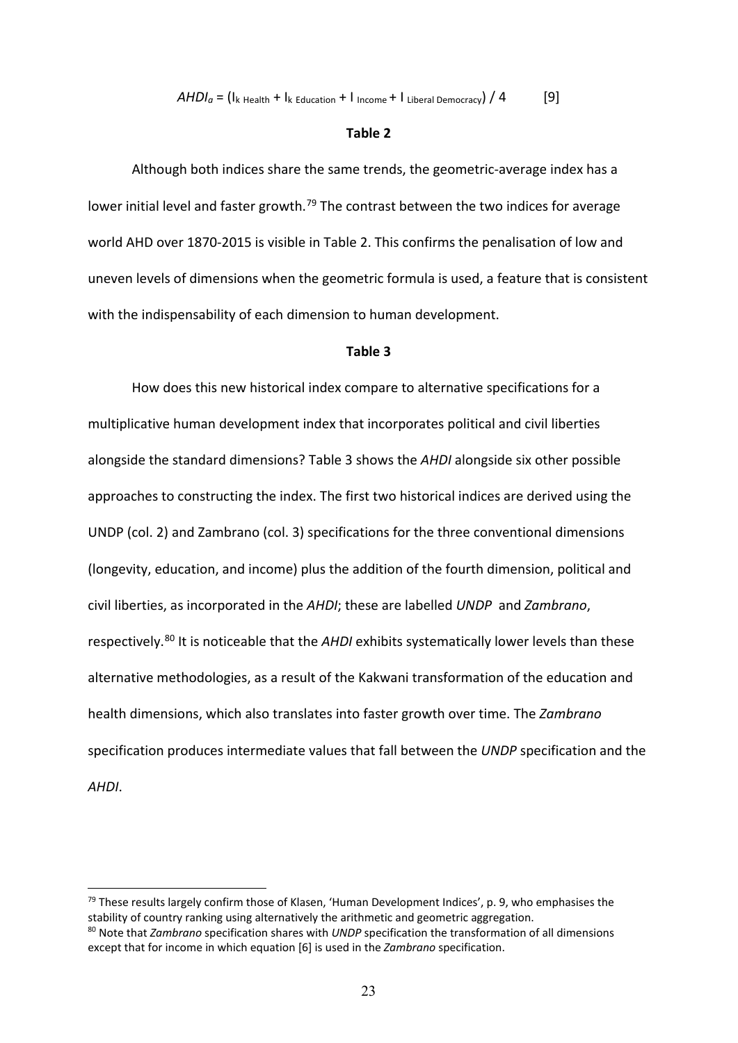$$AHDI_a = (I_{k\ Health} + I_{k\ Education} + I_{Income} + I_{Liberal\ Democracy}) / 4 \qquad [9]$$

**Table 2**

Although both indices share the same trends, the geometric-average index has a lower initial level and faster growth.[79] The contrast between the two indices for average world AHD over 1870-2015 is visible in Table 2. This confirms the penalisation of low and uneven levels of dimensions when the geometric formula is used, a feature that is consistent with the indispensability of each dimension to human development.

**Table 3**

How does this new historical index compare to alternative specifications for a multiplicative human development index that incorporates political and civil liberties alongside the standard dimensions? Table 3 shows the *AHDI* alongside six other possible approaches to constructing the index. The first two historical indices are derived using the UNDP (col. 2) and Zambrano (col. 3) specifications for the three conventional dimensions (longevity, education, and income) plus the addition of the fourth dimension, political and civil liberties, as incorporated in the *AHDI*; these are labelled *UNDP* and *Zambrano*, respectively.[80] It is noticeable that the *AHDI* exhibits systematically lower levels than these alternative methodologies, as a result of the Kakwani transformation of the education and health dimensions, which also translates into faster growth over time. The *Zambrano* specification produces intermediate values that fall between the *UNDP* specification and the *AHDI*.

---

[79] These results largely confirm those of Klasen, 'Human Development Indices', p. 9, who emphasises the stability of country ranking using alternatively the arithmetic and geometric aggregation.

[80] Note that *Zambrano* specification shares with *UNDP* specification the transformation of all dimensions except that for income in which equation [6] is used in the *Zambrano* specification.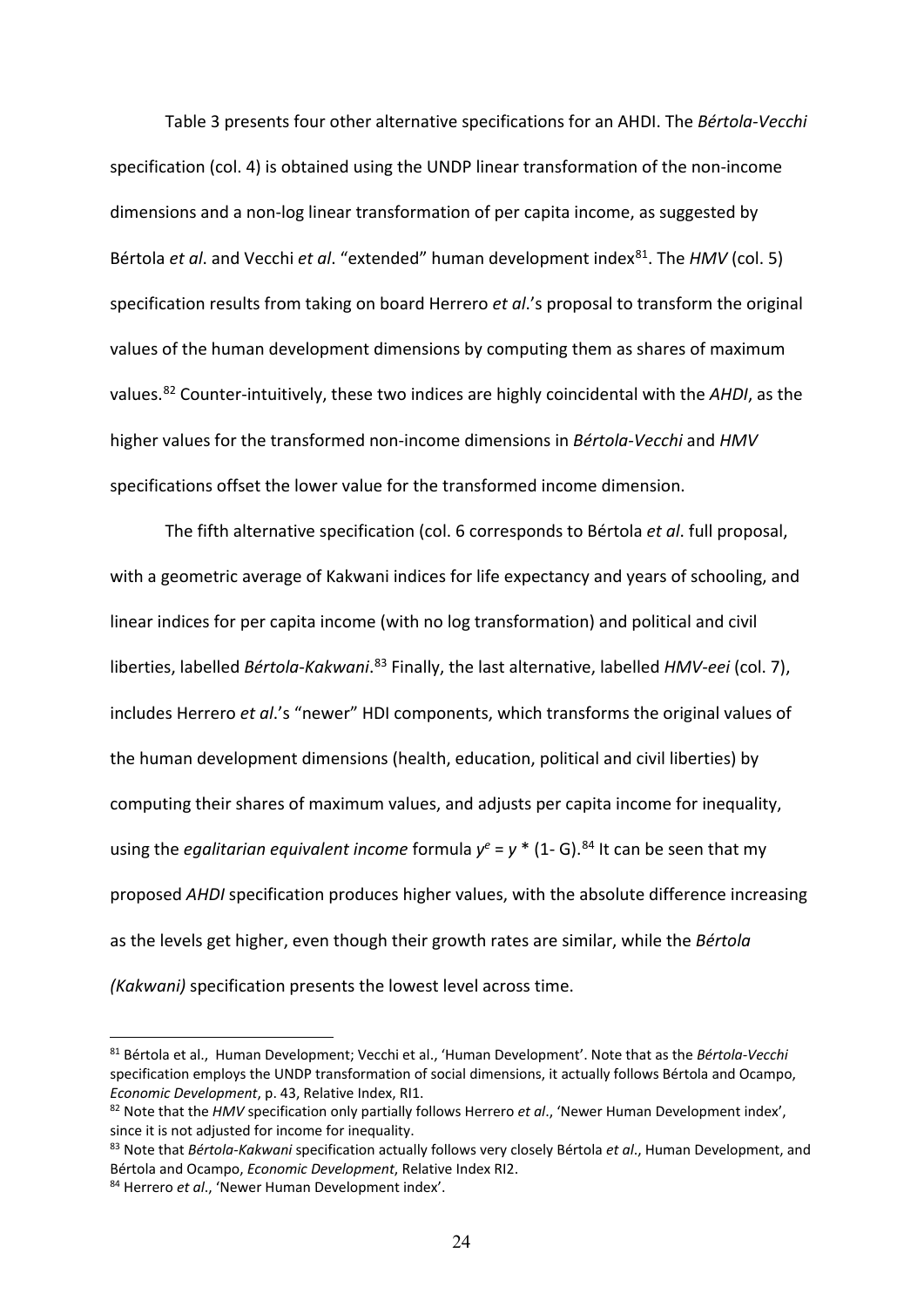Table 3 presents four other alternative specifications for an AHDI. The *Bértola-Vecchi* specification (col. 4) is obtained using the UNDP linear transformation of the non-income dimensions and a non-log linear transformation of per capita income, as suggested by Bértola *et al*. and Vecchi *et al*. "extended" human development index[81]. The *HMV* (col. 5) specification results from taking on board Herrero *et al*.'s proposal to transform the original values of the human development dimensions by computing them as shares of maximum values.[82] Counter-intuitively, these two indices are highly coincidental with the *AHDI*, as the higher values for the transformed non-income dimensions in *Bértola-Vecchi* and *HMV* specifications offset the lower value for the transformed income dimension.

The fifth alternative specification (col. 6 corresponds to Bértola *et al*. full proposal, with a geometric average of Kakwani indices for life expectancy and years of schooling, and linear indices for per capita income (with no log transformation) and political and civil liberties, labelled *Bértola-Kakwani*.[83] Finally, the last alternative, labelled *HMV-eei* (col. 7), includes Herrero *et al*.'s "newer" HDI components, which transforms the original values of the human development dimensions (health, education, political and civil liberties) by computing their shares of maximum values, and adjusts per capita income for inequality, using the *egalitarian equivalent income* formula $y^e = y * (1 - G)$.[84] It can be seen that my proposed *AHDI* specification produces higher values, with the absolute difference increasing as the levels get higher, even though their growth rates are similar, while the *Bértola (Kakwani)* specification presents the lowest level across time.

---

[81] Bértola et al., Human Development; Vecchi et al., 'Human Development'. Note that as the *Bértola-Vecchi* specification employs the UNDP transformation of social dimensions, it actually follows Bértola and Ocampo, *Economic Development*, p. 43, Relative Index, RI1.

[82] Note that the *HMV* specification only partially follows Herrero *et al*., 'Newer Human Development index', since it is not adjusted for income for inequality.

[83] Note that *Bértola-Kakwani* specification actually follows very closely Bértola *et al*., Human Development, and Bértola and Ocampo, *Economic Development*, Relative Index RI2.

[84] Herrero *et al*., 'Newer Human Development index'.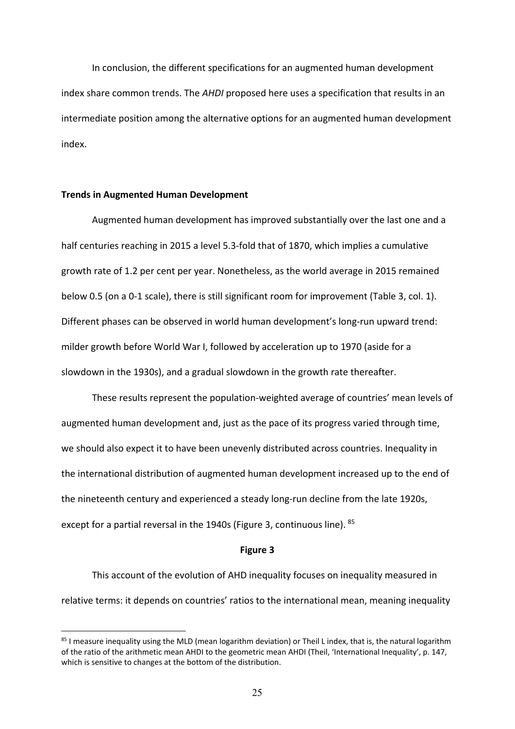In conclusion, the different specifications for an augmented human development index share common trends. The *AHDI* proposed here uses a specification that results in an intermediate position among the alternative options for an augmented human development index.

**Trends in Augmented Human Development**

Augmented human development has improved substantially over the last one and a half centuries reaching in 2015 a level 5.3-fold that of 1870, which implies a cumulative growth rate of 1.2 per cent per year. Nonetheless, as the world average in 2015 remained below 0.5 (on a 0-1 scale), there is still significant room for improvement (Table 3, col. 1). Different phases can be observed in world human development's long-run upward trend: milder growth before World War I, followed by acceleration up to 1970 (aside for a slowdown in the 1930s), and a gradual slowdown in the growth rate thereafter.

These results represent the population-weighted average of countries' mean levels of augmented human development and, just as the pace of its progress varied through time, we should also expect it to have been unevenly distributed across countries. Inequality in the international distribution of augmented human development increased up to the end of the nineteenth century and experienced a steady long-run decline from the late 1920s, except for a partial reversal in the 1940s (Figure 3, continuous line). [85]

**Figure 3**

This account of the evolution of AHD inequality focuses on inequality measured in relative terms: it depends on countries' ratios to the international mean, meaning inequality

[85] I measure inequality using the MLD (mean logarithm deviation) or Theil L index, that is, the natural logarithm of the ratio of the arithmetic mean AHDI to the geometric mean AHDI (Theil, 'International Inequality', p. 147, which is sensitive to changes at the bottom of the distribution.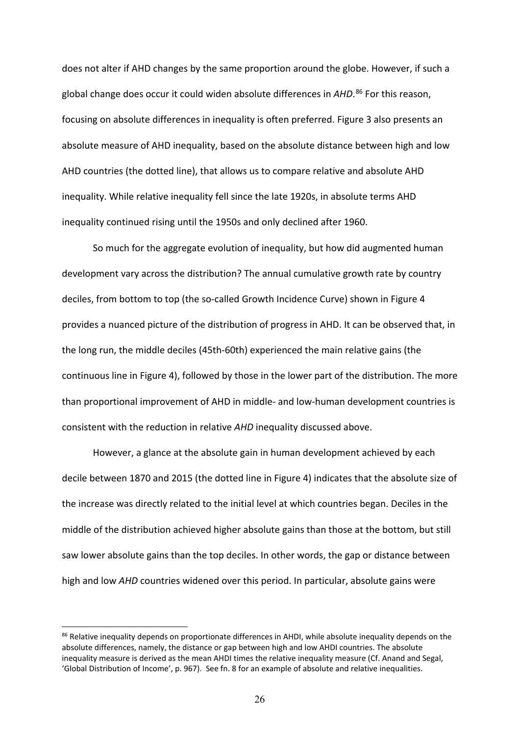does not alter if AHD changes by the same proportion around the globe. However, if such a global change does occur it could widen absolute differences in *AHD*.[86] For this reason, focusing on absolute differences in inequality is often preferred. Figure 3 also presents an absolute measure of AHD inequality, based on the absolute distance between high and low AHD countries (the dotted line), that allows us to compare relative and absolute AHD inequality. While relative inequality fell since the late 1920s, in absolute terms AHD inequality continued rising until the 1950s and only declined after 1960.

So much for the aggregate evolution of inequality, but how did augmented human development vary across the distribution? The annual cumulative growth rate by country deciles, from bottom to top (the so-called Growth Incidence Curve) shown in Figure 4 provides a nuanced picture of the distribution of progress in AHD. It can be observed that, in the long run, the middle deciles (45th-60th) experienced the main relative gains (the continuous line in Figure 4), followed by those in the lower part of the distribution. The more than proportional improvement of AHD in middle- and low-human development countries is consistent with the reduction in relative *AHD* inequality discussed above.

However, a glance at the absolute gain in human development achieved by each decile between 1870 and 2015 (the dotted line in Figure 4) indicates that the absolute size of the increase was directly related to the initial level at which countries began. Deciles in the middle of the distribution achieved higher absolute gains than those at the bottom, but still saw lower absolute gains than the top deciles. In other words, the gap or distance between high and low *AHD* countries widened over this period. In particular, absolute gains were

---

[86] Relative inequality depends on proportionate differences in AHDI, while absolute inequality depends on the absolute differences, namely, the distance or gap between high and low AHDI countries. The absolute inequality measure is derived as the mean AHDI times the relative inequality measure (Cf. Anand and Segal, 'Global Distribution of Income', p. 967). See fn. 8 for an example of absolute and relative inequalities.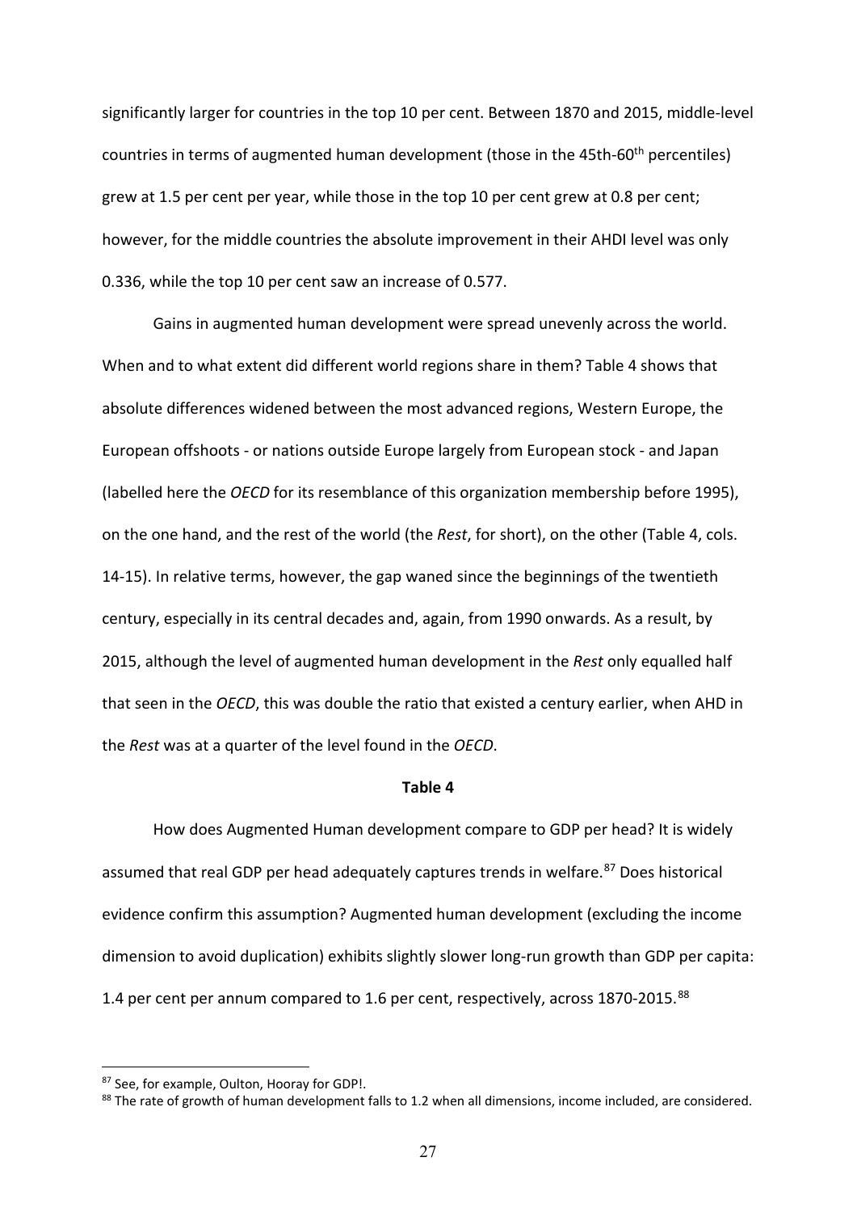significantly larger for countries in the top 10 per cent. Between 1870 and 2015, middle-level countries in terms of augmented human development (those in the 45th-60th percentiles) grew at 1.5 per cent per year, while those in the top 10 per cent grew at 0.8 per cent; however, for the middle countries the absolute improvement in their AHDI level was only 0.336, while the top 10 per cent saw an increase of 0.577.

Gains in augmented human development were spread unevenly across the world. When and to what extent did different world regions share in them? Table 4 shows that absolute differences widened between the most advanced regions, Western Europe, the European offshoots - or nations outside Europe largely from European stock - and Japan (labelled here the *OECD* for its resemblance of this organization membership before 1995), on the one hand, and the rest of the world (the *Rest*, for short), on the other (Table 4, cols. 14-15). In relative terms, however, the gap waned since the beginnings of the twentieth century, especially in its central decades and, again, from 1990 onwards. As a result, by 2015, although the level of augmented human development in the *Rest* only equalled half that seen in the *OECD*, this was double the ratio that existed a century earlier, when AHD in the *Rest* was at a quarter of the level found in the *OECD*.

**Table 4**

How does Augmented Human development compare to GDP per head? It is widely assumed that real GDP per head adequately captures trends in welfare.[87] Does historical evidence confirm this assumption? Augmented human development (excluding the income dimension to avoid duplication) exhibits slightly slower long-run growth than GDP per capita: 1.4 per cent per annum compared to 1.6 per cent, respectively, across 1870-2015.[88]

[87] See, for example, Oulton, Hooray for GDP!.

[88] The rate of growth of human development falls to 1.2 when all dimensions, income included, are considered.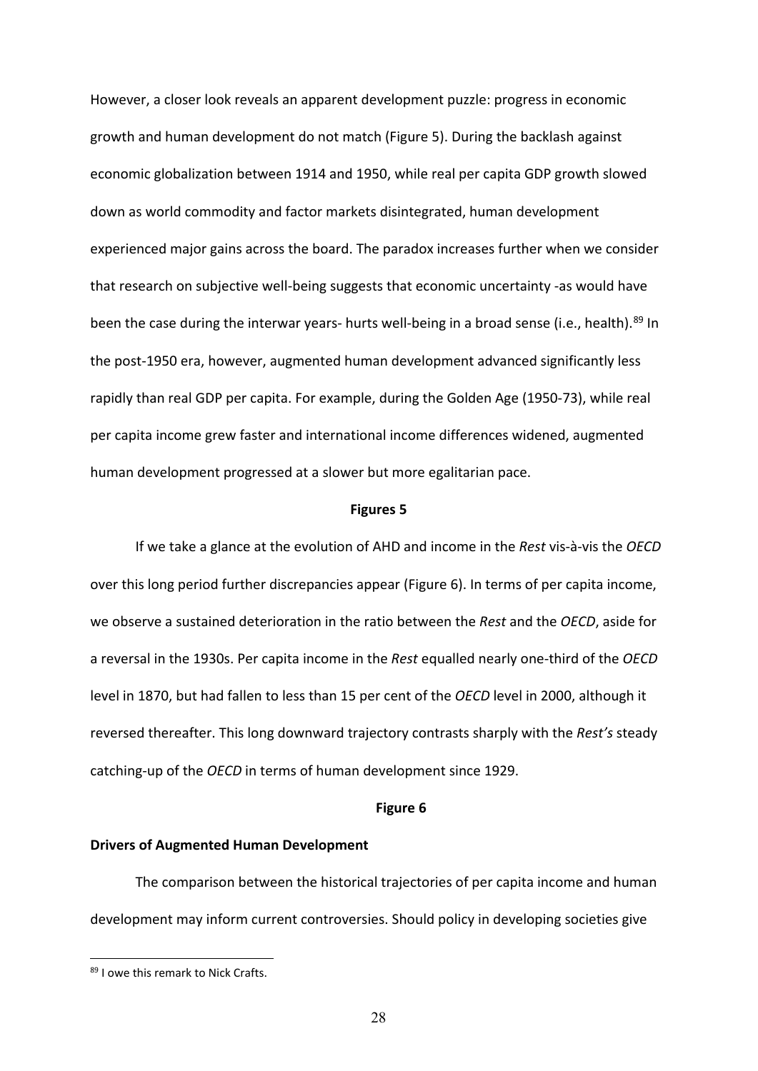However, a closer look reveals an apparent development puzzle: progress in economic growth and human development do not match (Figure 5). During the backlash against economic globalization between 1914 and 1950, while real per capita GDP growth slowed down as world commodity and factor markets disintegrated, human development experienced major gains across the board. The paradox increases further when we consider that research on subjective well-being suggests that economic uncertainty -as would have been the case during the interwar years- hurts well-being in a broad sense (i.e., health).[89] In the post-1950 era, however, augmented human development advanced significantly less rapidly than real GDP per capita. For example, during the Golden Age (1950-73), while real per capita income grew faster and international income differences widened, augmented human development progressed at a slower but more egalitarian pace.

**Figures 5**

If we take a glance at the evolution of AHD and income in the *Rest* vis-à-vis the *OECD* over this long period further discrepancies appear (Figure 6). In terms of per capita income, we observe a sustained deterioration in the ratio between the *Rest* and the *OECD*, aside for a reversal in the 1930s. Per capita income in the *Rest* equalled nearly one-third of the *OECD* level in 1870, but had fallen to less than 15 per cent of the *OECD* level in 2000, although it reversed thereafter. This long downward trajectory contrasts sharply with the *Rest's* steady catching-up of the *OECD* in terms of human development since 1929.

**Figure 6**

**Drivers of Augmented Human Development**

The comparison between the historical trajectories of per capita income and human development may inform current controversies. Should policy in developing societies give

---

[89] I owe this remark to Nick Crafts.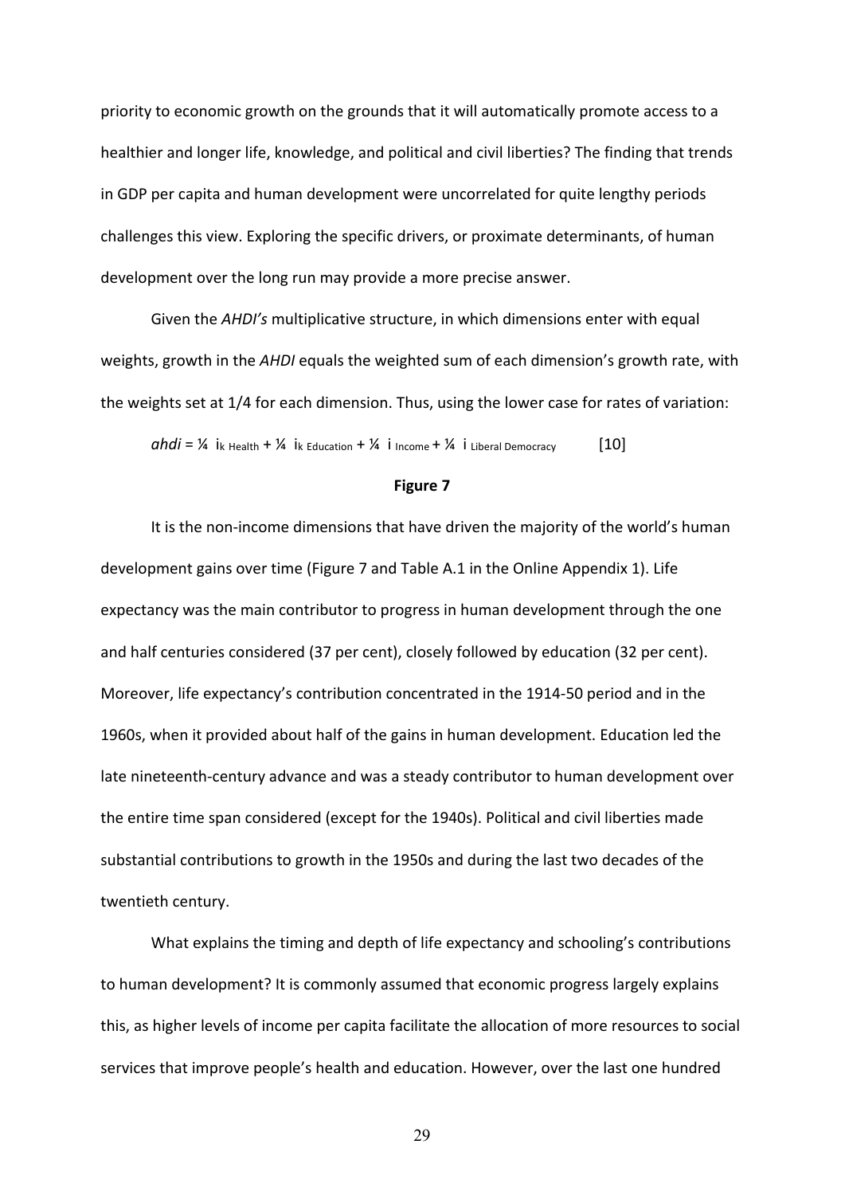priority to economic growth on the grounds that it will automatically promote access to a healthier and longer life, knowledge, and political and civil liberties? The finding that trends in GDP per capita and human development were uncorrelated for quite lengthy periods challenges this view. Exploring the specific drivers, or proximate determinants, of human development over the long run may provide a more precise answer.

Given the *AHDI's* multiplicative structure, in which dimensions enter with equal weights, growth in the *AHDI* equals the weighted sum of each dimension's growth rate, with the weights set at 1/4 for each dimension. Thus, using the lower case for rates of variation:

$$ahdi = \frac{1}{4}\ i_{k\ \text{Health}} + \frac{1}{4}\ i_{k\ \text{Education}} + \frac{1}{4}\ i_{\text{Income}} + \frac{1}{4}\ i_{\text{Liberal Democracy}} \quad [10]$$

**Figure 7**

It is the non-income dimensions that have driven the majority of the world's human development gains over time (Figure 7 and Table A.1 in the Online Appendix 1). Life expectancy was the main contributor to progress in human development through the one and half centuries considered (37 per cent), closely followed by education (32 per cent). Moreover, life expectancy's contribution concentrated in the 1914-50 period and in the 1960s, when it provided about half of the gains in human development. Education led the late nineteenth-century advance and was a steady contributor to human development over the entire time span considered (except for the 1940s). Political and civil liberties made substantial contributions to growth in the 1950s and during the last two decades of the twentieth century.

What explains the timing and depth of life expectancy and schooling's contributions to human development? It is commonly assumed that economic progress largely explains this, as higher levels of income per capita facilitate the allocation of more resources to social services that improve people's health and education. However, over the last one hundred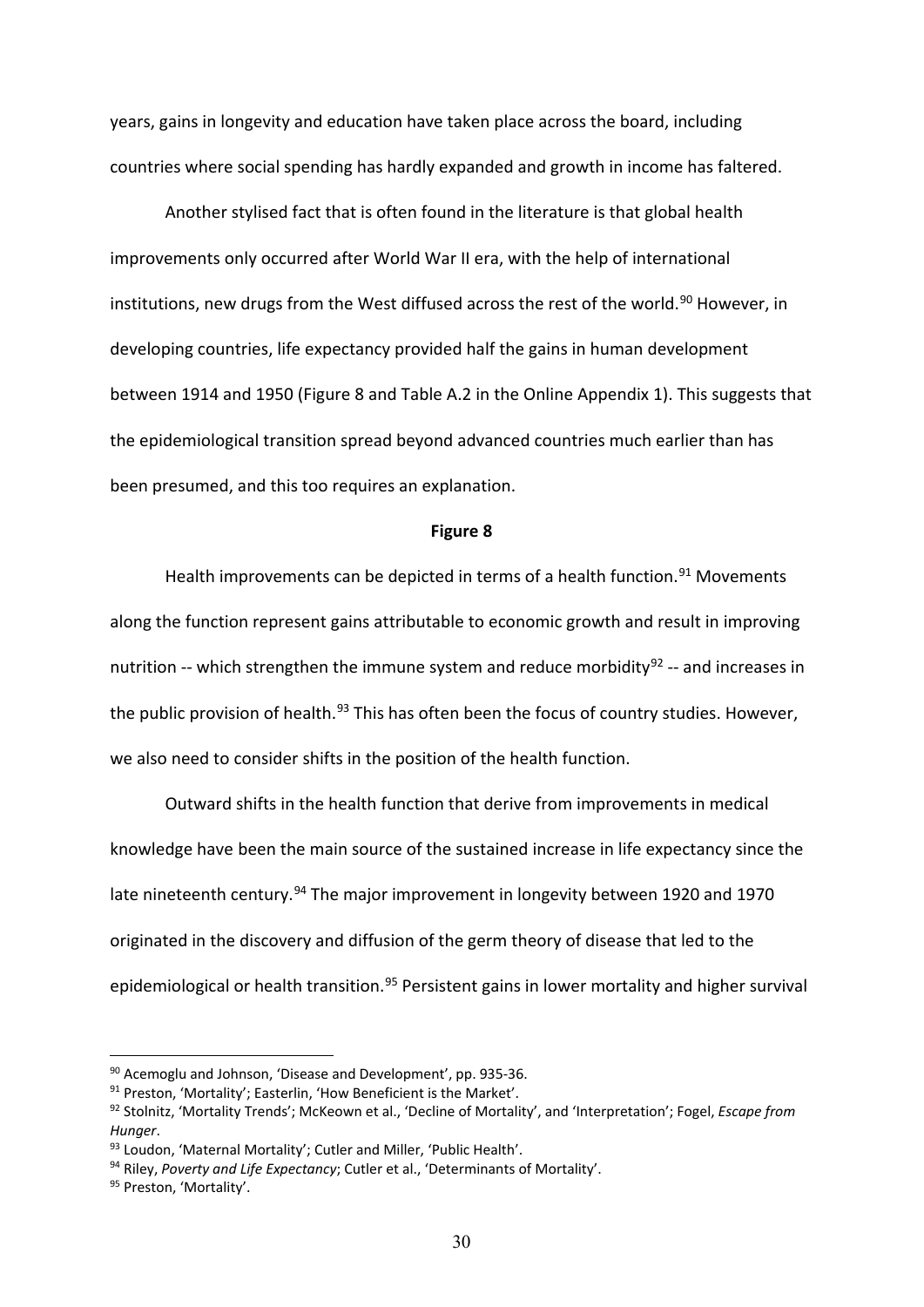years, gains in longevity and education have taken place across the board, including countries where social spending has hardly expanded and growth in income has faltered.

Another stylised fact that is often found in the literature is that global health improvements only occurred after World War II era, with the help of international institutions, new drugs from the West diffused across the rest of the world.[90] However, in developing countries, life expectancy provided half the gains in human development between 1914 and 1950 (Figure 8 and Table A.2 in the Online Appendix 1). This suggests that the epidemiological transition spread beyond advanced countries much earlier than has been presumed, and this too requires an explanation.

**Figure 8**

Health improvements can be depicted in terms of a health function.[91] Movements along the function represent gains attributable to economic growth and result in improving nutrition -- which strengthen the immune system and reduce morbidity[92] -- and increases in the public provision of health.[93] This has often been the focus of country studies. However, we also need to consider shifts in the position of the health function.

Outward shifts in the health function that derive from improvements in medical knowledge have been the main source of the sustained increase in life expectancy since the late nineteenth century.[94] The major improvement in longevity between 1920 and 1970 originated in the discovery and diffusion of the germ theory of disease that led to the epidemiological or health transition.[95] Persistent gains in lower mortality and higher survival

---

[90] Acemoglu and Johnson, 'Disease and Development', pp. 935-36.

[91] Preston, 'Mortality'; Easterlin, 'How Beneficient is the Market'.

[92] Stolnitz, 'Mortality Trends'; McKeown et al., 'Decline of Mortality', and 'Interpretation'; Fogel, *Escape from Hunger*.

[93] Loudon, 'Maternal Mortality'; Cutler and Miller, 'Public Health'.

[94] Riley, *Poverty and Life Expectancy*; Cutler et al., 'Determinants of Mortality'.

[95] Preston, 'Mortality'.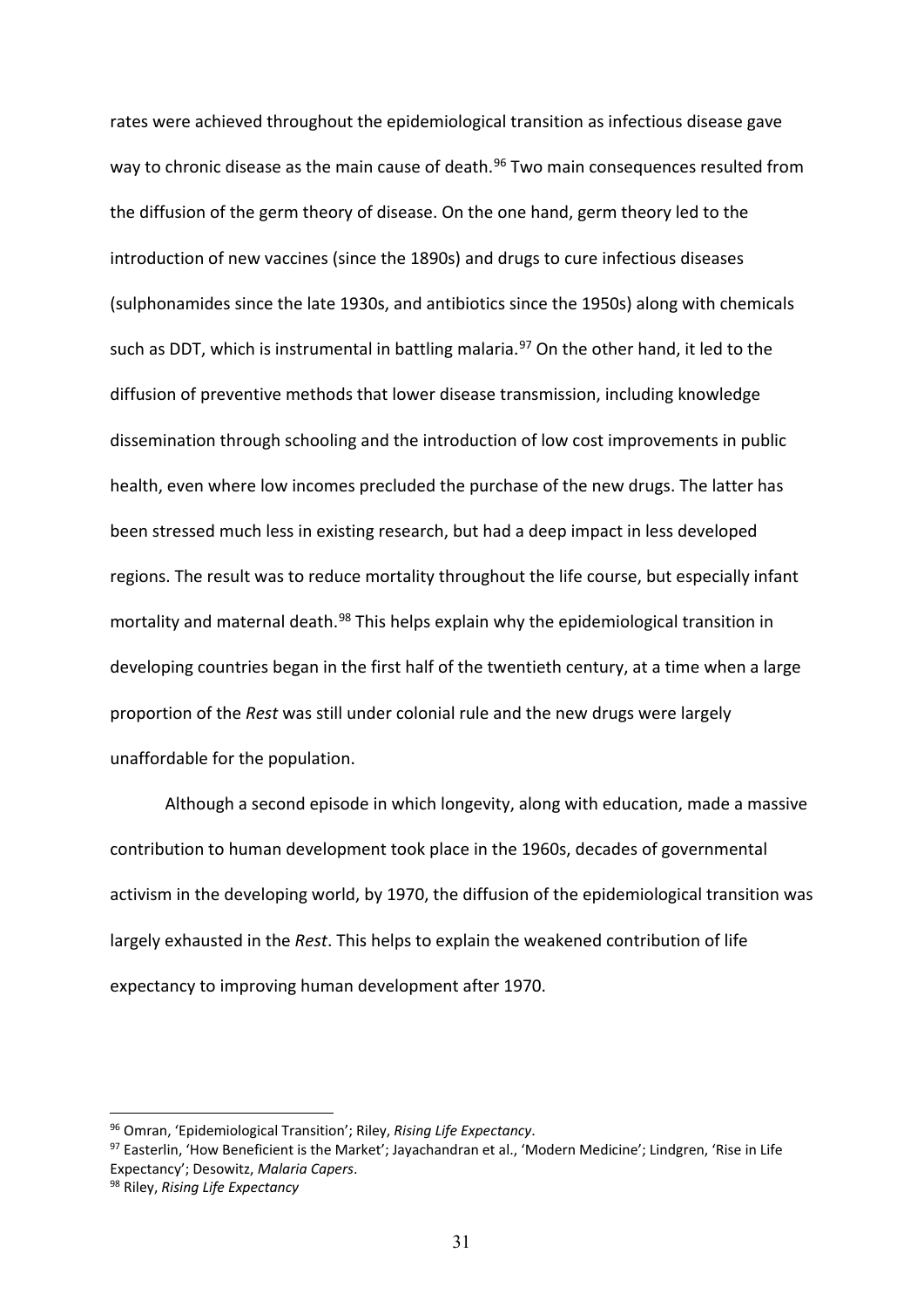rates were achieved throughout the epidemiological transition as infectious disease gave way to chronic disease as the main cause of death.[96] Two main consequences resulted from the diffusion of the germ theory of disease. On the one hand, germ theory led to the introduction of new vaccines (since the 1890s) and drugs to cure infectious diseases (sulphonamides since the late 1930s, and antibiotics since the 1950s) along with chemicals such as DDT, which is instrumental in battling malaria.[97] On the other hand, it led to the diffusion of preventive methods that lower disease transmission, including knowledge dissemination through schooling and the introduction of low cost improvements in public health, even where low incomes precluded the purchase of the new drugs. The latter has been stressed much less in existing research, but had a deep impact in less developed regions. The result was to reduce mortality throughout the life course, but especially infant mortality and maternal death.[98] This helps explain why the epidemiological transition in developing countries began in the first half of the twentieth century, at a time when a large proportion of the *Rest* was still under colonial rule and the new drugs were largely unaffordable for the population.

Although a second episode in which longevity, along with education, made a massive contribution to human development took place in the 1960s, decades of governmental activism in the developing world, by 1970, the diffusion of the epidemiological transition was largely exhausted in the *Rest*. This helps to explain the weakened contribution of life expectancy to improving human development after 1970.

---

[96] Omran, 'Epidemiological Transition'; Riley, *Rising Life Expectancy*.

[97] Easterlin, 'How Beneficient is the Market'; Jayachandran et al., 'Modern Medicine'; Lindgren, 'Rise in Life Expectancy'; Desowitz, *Malaria Capers*.

[98] Riley, *Rising Life Expectancy*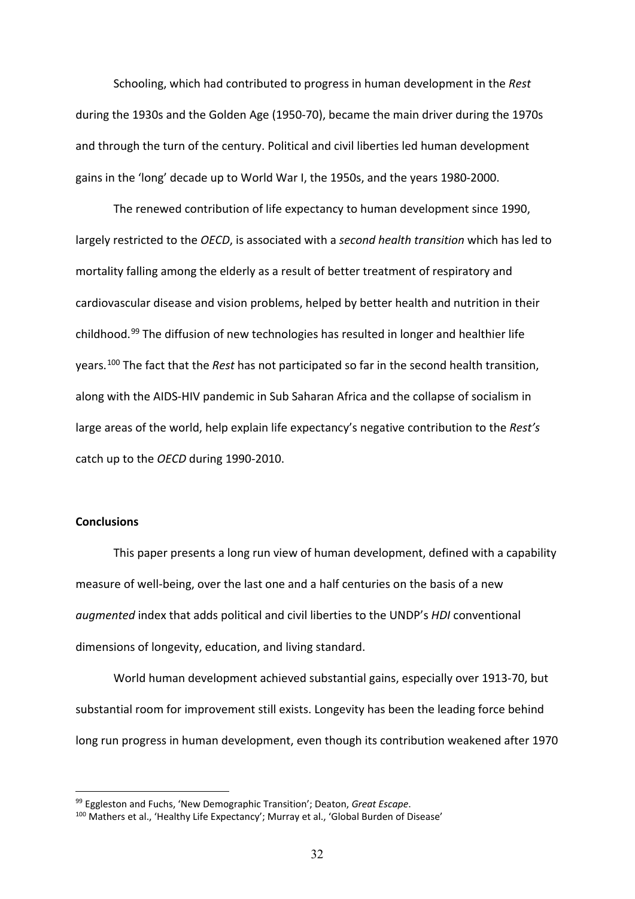Schooling, which had contributed to progress in human development in the *Rest* during the 1930s and the Golden Age (1950-70), became the main driver during the 1970s and through the turn of the century. Political and civil liberties led human development gains in the 'long' decade up to World War I, the 1950s, and the years 1980-2000.

The renewed contribution of life expectancy to human development since 1990, largely restricted to the *OECD*, is associated with a *second health transition* which has led to mortality falling among the elderly as a result of better treatment of respiratory and cardiovascular disease and vision problems, helped by better health and nutrition in their childhood.[99] The diffusion of new technologies has resulted in longer and healthier life years.[100] The fact that the *Rest* has not participated so far in the second health transition, along with the AIDS-HIV pandemic in Sub Saharan Africa and the collapse of socialism in large areas of the world, help explain life expectancy's negative contribution to the *Rest's* catch up to the *OECD* during 1990-2010.

**Conclusions**

This paper presents a long run view of human development, defined with a capability measure of well-being, over the last one and a half centuries on the basis of a new *augmented* index that adds political and civil liberties to the UNDP's *HDI* conventional dimensions of longevity, education, and living standard.

World human development achieved substantial gains, especially over 1913-70, but substantial room for improvement still exists. Longevity has been the leading force behind long run progress in human development, even though its contribution weakened after 1970

[99] Eggleston and Fuchs, 'New Demographic Transition'; Deaton, *Great Escape*.

[100] Mathers et al., 'Healthy Life Expectancy'; Murray et al., 'Global Burden of Disease'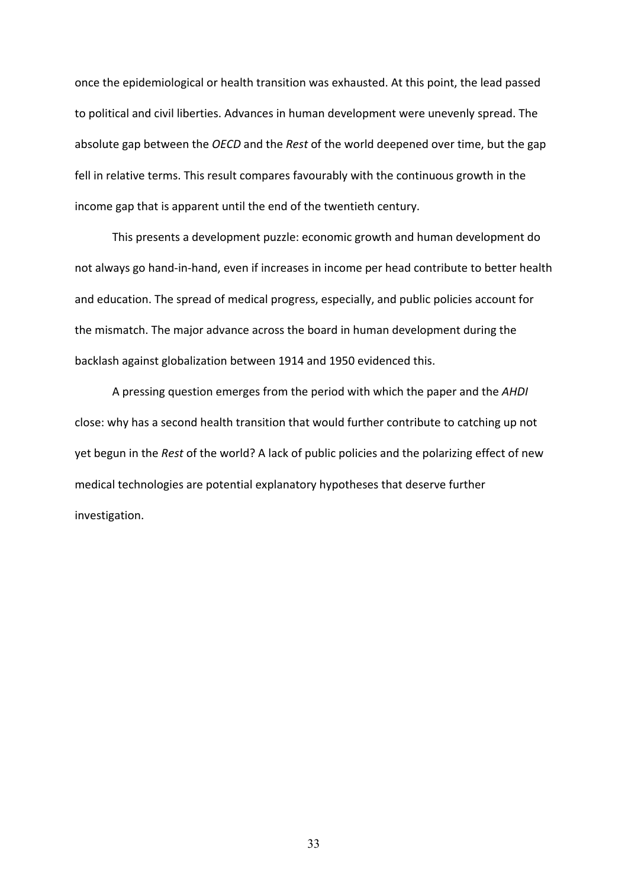once the epidemiological or health transition was exhausted. At this point, the lead passed to political and civil liberties. Advances in human development were unevenly spread. The absolute gap between the *OECD* and the *Rest* of the world deepened over time, but the gap fell in relative terms. This result compares favourably with the continuous growth in the income gap that is apparent until the end of the twentieth century.

This presents a development puzzle: economic growth and human development do not always go hand-in-hand, even if increases in income per head contribute to better health and education. The spread of medical progress, especially, and public policies account for the mismatch. The major advance across the board in human development during the backlash against globalization between 1914 and 1950 evidenced this.

A pressing question emerges from the period with which the paper and the *AHDI* close: why has a second health transition that would further contribute to catching up not yet begun in the *Rest* of the world? A lack of public policies and the polarizing effect of new medical technologies are potential explanatory hypotheses that deserve further investigation.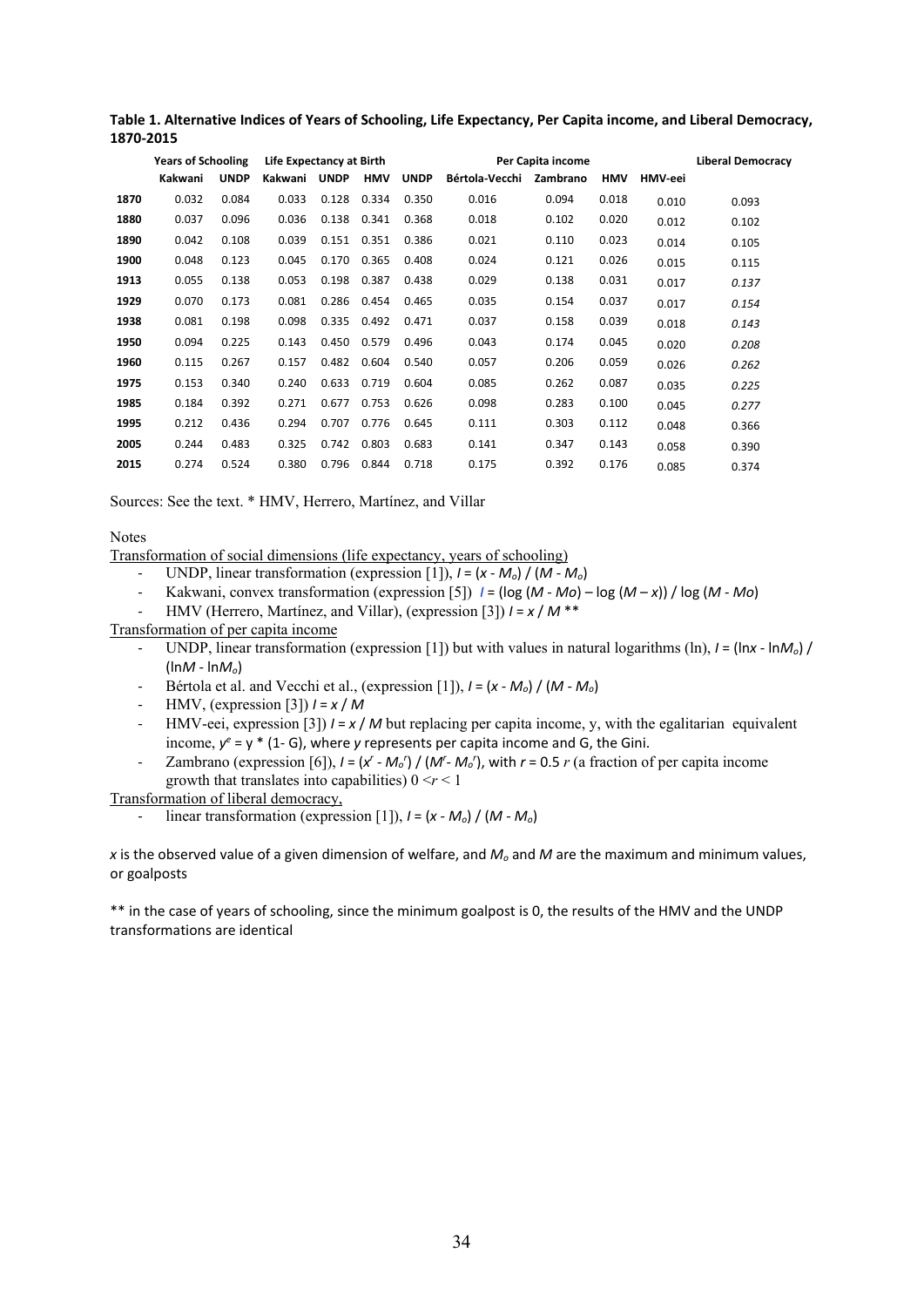**Table 1. Alternative Indices of Years of Schooling, Life Expectancy, Per Capita income, and Liberal Democracy, 1870-2015**

| | Years of Schooling | | Life Expectancy at Birth | | | | Per Capita income | | | | Liberal Democracy |
|---|---|---|---|---|---|---|---|---|---|---|---|
| | Kakwani | UNDP | Kakwani | UNDP | HMV | UNDP | Bértola-Vecchi | Zambrano | HMV | HMV-eei | |
| 1870 | 0.032 | 0.084 | 0.033 | 0.128 | 0.334 | 0.350 | 0.016 | 0.094 | 0.018 | 0.010 | 0.093 |
| 1880 | 0.037 | 0.096 | 0.036 | 0.138 | 0.341 | 0.368 | 0.018 | 0.102 | 0.020 | 0.012 | 0.102 |
| 1890 | 0.042 | 0.108 | 0.039 | 0.151 | 0.351 | 0.386 | 0.021 | 0.110 | 0.023 | 0.014 | 0.105 |
| 1900 | 0.048 | 0.123 | 0.045 | 0.170 | 0.365 | 0.408 | 0.024 | 0.121 | 0.026 | 0.015 | 0.115 |
| 1913 | 0.055 | 0.138 | 0.053 | 0.198 | 0.387 | 0.438 | 0.029 | 0.138 | 0.031 | 0.017 | *0.137* |
| 1929 | 0.070 | 0.173 | 0.081 | 0.286 | 0.454 | 0.465 | 0.035 | 0.154 | 0.037 | 0.017 | *0.154* |
| 1938 | 0.081 | 0.198 | 0.098 | 0.335 | 0.492 | 0.471 | 0.037 | 0.158 | 0.039 | 0.018 | *0.143* |
| 1950 | 0.094 | 0.225 | 0.143 | 0.450 | 0.579 | 0.496 | 0.043 | 0.174 | 0.045 | 0.020 | *0.208* |
| 1960 | 0.115 | 0.267 | 0.157 | 0.482 | 0.604 | 0.540 | 0.057 | 0.206 | 0.059 | 0.026 | *0.262* |
| 1975 | 0.153 | 0.340 | 0.240 | 0.633 | 0.719 | 0.604 | 0.085 | 0.262 | 0.087 | 0.035 | *0.225* |
| 1985 | 0.184 | 0.392 | 0.271 | 0.677 | 0.753 | 0.626 | 0.098 | 0.283 | 0.100 | 0.045 | *0.277* |
| 1995 | 0.212 | 0.436 | 0.294 | 0.707 | 0.776 | 0.645 | 0.111 | 0.303 | 0.112 | 0.048 | 0.366 |
| 2005 | 0.244 | 0.483 | 0.325 | 0.742 | 0.803 | 0.683 | 0.141 | 0.347 | 0.143 | 0.058 | 0.390 |
| 2015 | 0.274 | 0.524 | 0.380 | 0.796 | 0.844 | 0.718 | 0.175 | 0.392 | 0.176 | 0.085 | 0.374 |

Sources: See the text. * HMV, Herrero, Martínez, and Villar

Notes

Transformation of social dimensions (life expectancy, years of schooling)

- UNDP, linear transformation (expression [1]), $I = (x - M_o) / (M - M_o)$
- Kakwani, convex transformation (expression [5]) $I = (\log (M - Mo) - \log (M - x)) / \log (M - Mo)$
- HMV (Herrero, Martínez, and Villar), (expression [3]) $I = x / M$ **

Transformation of per capita income

- UNDP, linear transformation (expression [1]) but with values in natural logarithms (ln), $I = (\ln x - \ln M_o) / (\ln M - \ln M_o)$
- Bértola et al. and Vecchi et al., (expression [1]), $I = (x - M_o) / (M - M_o)$
- HMV, (expression [3]) $I = x / M$
- HMV-eei, expression [3]) $I = x / M$ but replacing per capita income, y, with the egalitarian equivalent income, $y^e = y * (1- G)$, where $y$ represents per capita income and G, the Gini.
- Zambrano (expression [6]), $I = (x^r - M_o^r) / (M^r - M_o^r)$, with $r = 0.5$ $r$ (a fraction of per capita income growth that translates into capabilities) $0 < r < 1$

Transformation of liberal democracy,

- linear transformation (expression [1]), $I = (x - M_o) / (M - M_o)$

$x$ is the observed value of a given dimension of welfare, and $M_o$ and $M$ are the maximum and minimum values, or goalposts

** in the case of years of schooling, since the minimum goalpost is 0, the results of the HMV and the UNDP transformations are identical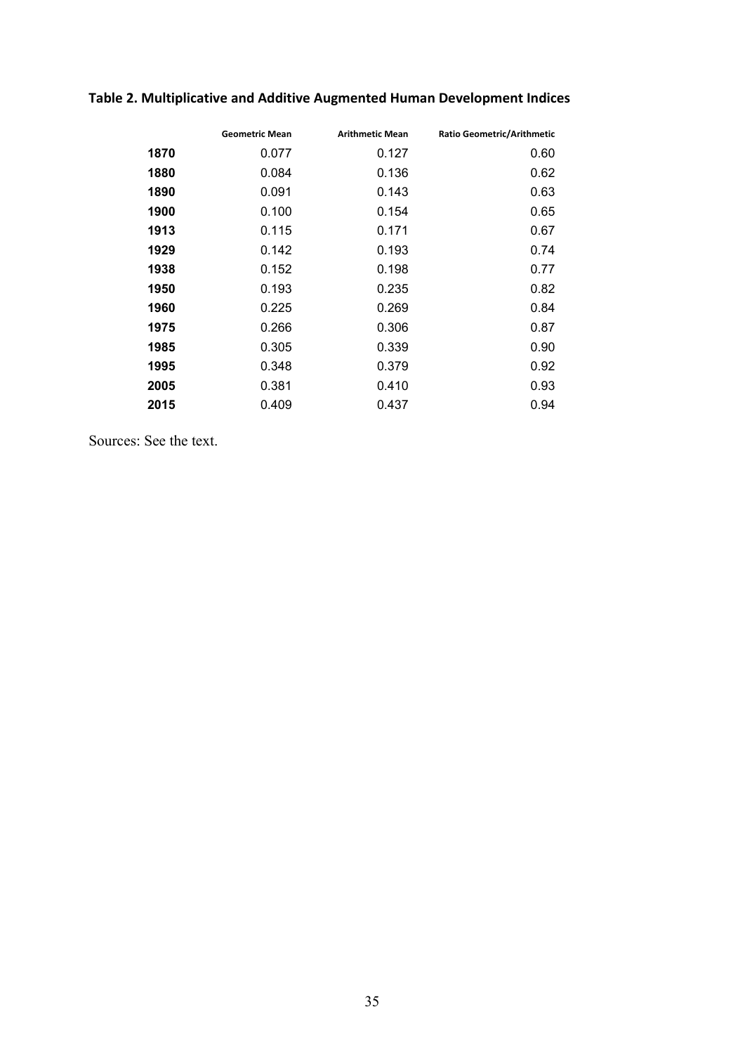**Table 2. Multiplicative and Additive Augmented Human Development Indices**

| | Geometric Mean | Arithmetic Mean | Ratio Geometric/Arithmetic |
|---|---|---|---|
| **1870** | 0.077 | 0.127 | 0.60 |
| **1880** | 0.084 | 0.136 | 0.62 |
| **1890** | 0.091 | 0.143 | 0.63 |
| **1900** | 0.100 | 0.154 | 0.65 |
| **1913** | 0.115 | 0.171 | 0.67 |
| **1929** | 0.142 | 0.193 | 0.74 |
| **1938** | 0.152 | 0.198 | 0.77 |
| **1950** | 0.193 | 0.235 | 0.82 |
| **1960** | 0.225 | 0.269 | 0.84 |
| **1975** | 0.266 | 0.306 | 0.87 |
| **1985** | 0.305 | 0.339 | 0.90 |
| **1995** | 0.348 | 0.379 | 0.92 |
| **2005** | 0.381 | 0.410 | 0.93 |
| **2015** | 0.409 | 0.437 | 0.94 |

Sources: See the text.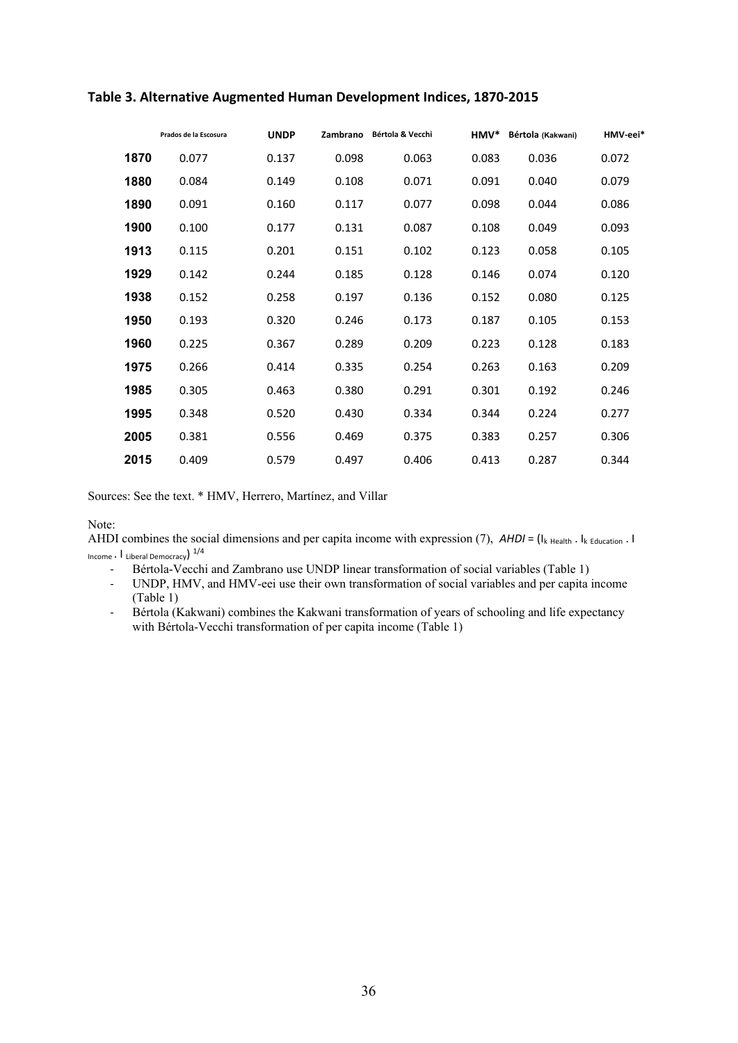## Table 3. Alternative Augmented Human Development Indices, 1870-2015

| | Prados de la Escosura | UNDP | Zambrano | Bértola & Vecchi | HMV* | Bértola (Kakwani) | HMV-eei* |
|---|---|---|---|---|---|---|---|
| **1870** | 0.077 | 0.137 | 0.098 | 0.063 | 0.083 | 0.036 | 0.072 |
| **1880** | 0.084 | 0.149 | 0.108 | 0.071 | 0.091 | 0.040 | 0.079 |
| **1890** | 0.091 | 0.160 | 0.117 | 0.077 | 0.098 | 0.044 | 0.086 |
| **1900** | 0.100 | 0.177 | 0.131 | 0.087 | 0.108 | 0.049 | 0.093 |
| **1913** | 0.115 | 0.201 | 0.151 | 0.102 | 0.123 | 0.058 | 0.105 |
| **1929** | 0.142 | 0.244 | 0.185 | 0.128 | 0.146 | 0.074 | 0.120 |
| **1938** | 0.152 | 0.258 | 0.197 | 0.136 | 0.152 | 0.080 | 0.125 |
| **1950** | 0.193 | 0.320 | 0.246 | 0.173 | 0.187 | 0.105 | 0.153 |
| **1960** | 0.225 | 0.367 | 0.289 | 0.209 | 0.223 | 0.128 | 0.183 |
| **1975** | 0.266 | 0.414 | 0.335 | 0.254 | 0.263 | 0.163 | 0.209 |
| **1985** | 0.305 | 0.463 | 0.380 | 0.291 | 0.301 | 0.192 | 0.246 |
| **1995** | 0.348 | 0.520 | 0.430 | 0.334 | 0.344 | 0.224 | 0.277 |
| **2005** | 0.381 | 0.556 | 0.469 | 0.375 | 0.383 | 0.257 | 0.306 |
| **2015** | 0.409 | 0.579 | 0.497 | 0.406 | 0.413 | 0.287 | 0.344 |

Sources: See the text. * HMV, Herrero, Martínez, and Villar

Note:

AHDI combines the social dimensions and per capita income with expression (7), $AHDI = (I_{k\ Health} \cdot I_{k\ Education} \cdot I_{Income} \cdot I_{Liberal\ Democracy})^{1/4}$

- Bértola-Vecchi and Zambrano use UNDP linear transformation of social variables (Table 1)
- UNDP, HMV, and HMV-eei use their own transformation of social variables and per capita income (Table 1)
- Bértola (Kakwani) combines the Kakwani transformation of years of schooling and life expectancy with Bértola-Vecchi transformation of per capita income (Table 1)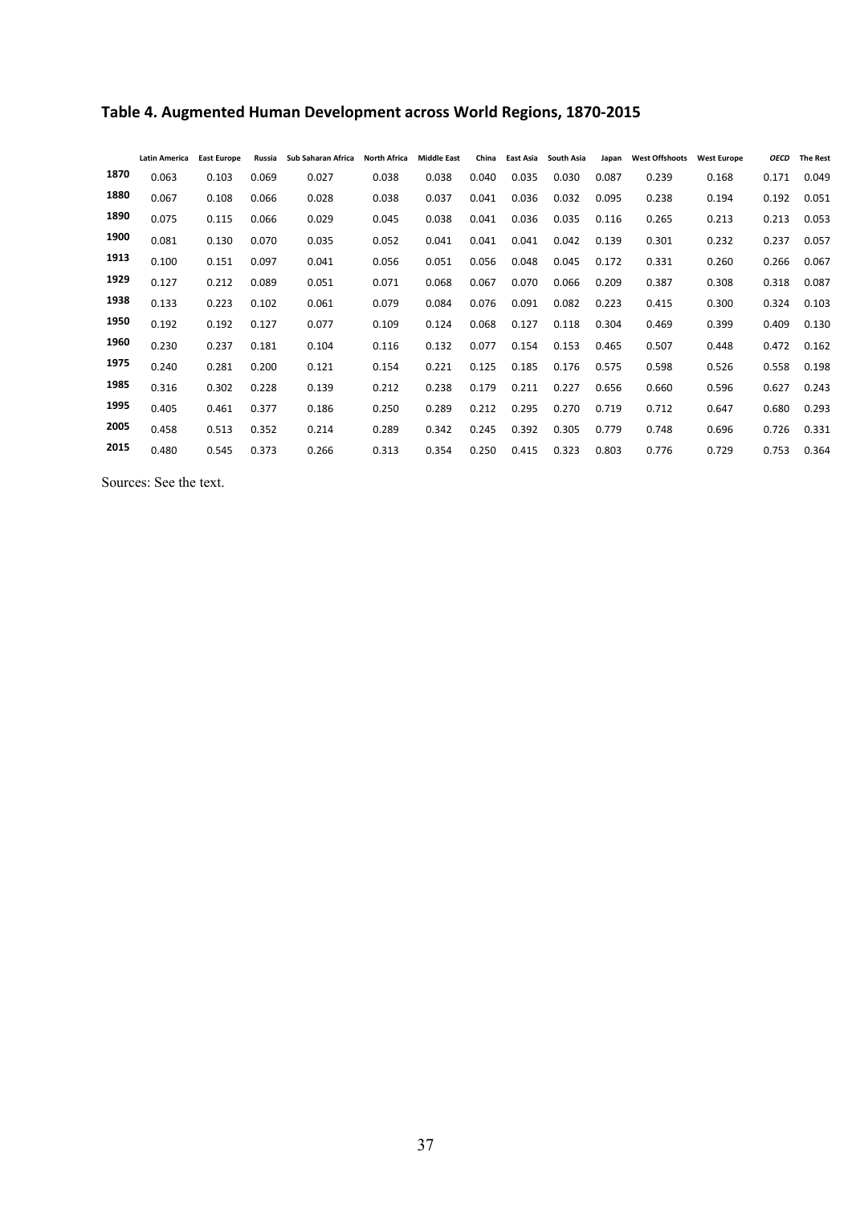## Table 4. Augmented Human Development across World Regions, 1870-2015

| | Latin America | East Europe | Russia | Sub Saharan Africa | North Africa | Middle East | China | East Asia | South Asia | Japan | West Offshoots | West Europe | *OECD* | The Rest |
|---|---|---|---|---|---|---|---|---|---|---|---|---|---|---|
| **1870** | 0.063 | 0.103 | 0.069 | 0.027 | 0.038 | 0.038 | 0.040 | 0.035 | 0.030 | 0.087 | 0.239 | 0.168 | 0.171 | 0.049 |
| **1880** | 0.067 | 0.108 | 0.066 | 0.028 | 0.038 | 0.037 | 0.041 | 0.036 | 0.032 | 0.095 | 0.238 | 0.194 | 0.192 | 0.051 |
| **1890** | 0.075 | 0.115 | 0.066 | 0.029 | 0.045 | 0.038 | 0.041 | 0.036 | 0.035 | 0.116 | 0.265 | 0.213 | 0.213 | 0.053 |
| **1900** | 0.081 | 0.130 | 0.070 | 0.035 | 0.052 | 0.041 | 0.041 | 0.041 | 0.042 | 0.139 | 0.301 | 0.232 | 0.237 | 0.057 |
| **1913** | 0.100 | 0.151 | 0.097 | 0.041 | 0.056 | 0.051 | 0.056 | 0.048 | 0.045 | 0.172 | 0.331 | 0.260 | 0.266 | 0.067 |
| **1929** | 0.127 | 0.212 | 0.089 | 0.051 | 0.071 | 0.068 | 0.067 | 0.070 | 0.066 | 0.209 | 0.387 | 0.308 | 0.318 | 0.087 |
| **1938** | 0.133 | 0.223 | 0.102 | 0.061 | 0.079 | 0.084 | 0.076 | 0.091 | 0.082 | 0.223 | 0.415 | 0.300 | 0.324 | 0.103 |
| **1950** | 0.192 | 0.192 | 0.127 | 0.077 | 0.109 | 0.124 | 0.068 | 0.127 | 0.118 | 0.304 | 0.469 | 0.399 | 0.409 | 0.130 |
| **1960** | 0.230 | 0.237 | 0.181 | 0.104 | 0.116 | 0.132 | 0.077 | 0.154 | 0.153 | 0.465 | 0.507 | 0.448 | 0.472 | 0.162 |
| **1975** | 0.240 | 0.281 | 0.200 | 0.121 | 0.154 | 0.221 | 0.125 | 0.185 | 0.176 | 0.575 | 0.598 | 0.526 | 0.558 | 0.198 |
| **1985** | 0.316 | 0.302 | 0.228 | 0.139 | 0.212 | 0.238 | 0.179 | 0.211 | 0.227 | 0.656 | 0.660 | 0.596 | 0.627 | 0.243 |
| **1995** | 0.405 | 0.461 | 0.377 | 0.186 | 0.250 | 0.289 | 0.212 | 0.295 | 0.270 | 0.719 | 0.712 | 0.647 | 0.680 | 0.293 |
| **2005** | 0.458 | 0.513 | 0.352 | 0.214 | 0.289 | 0.342 | 0.245 | 0.392 | 0.305 | 0.779 | 0.748 | 0.696 | 0.726 | 0.331 |
| **2015** | 0.480 | 0.545 | 0.373 | 0.266 | 0.313 | 0.354 | 0.250 | 0.415 | 0.323 | 0.803 | 0.776 | 0.729 | 0.753 | 0.364 |

Sources: See the text.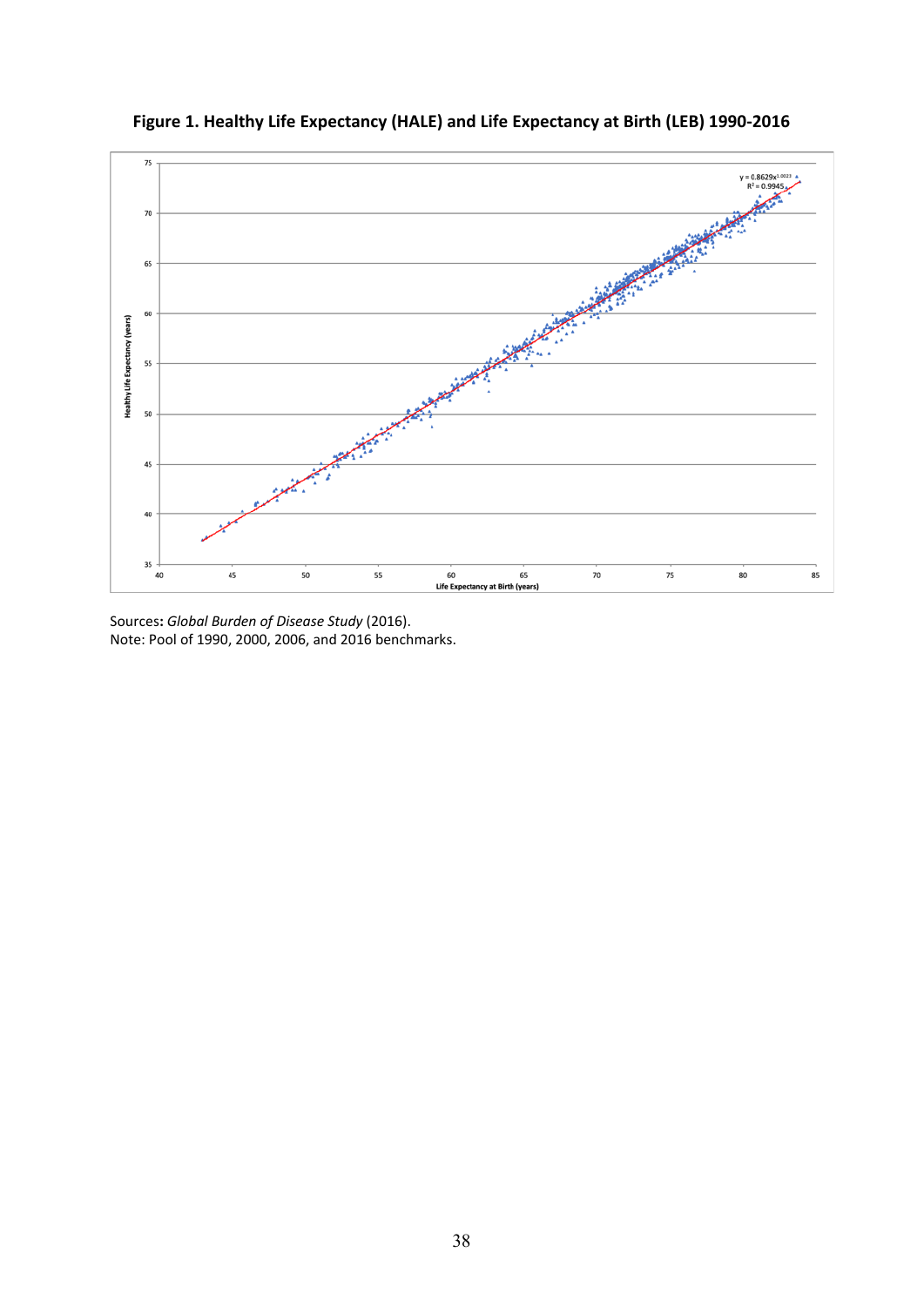**Figure 1. Healthy Life Expectancy (HALE) and Life Expectancy at Birth (LEB) 1990-2016**

Sources**:** *Global Burden of Disease Study* (2016).
Note: Pool of 1990, 2000, 2006, and 2016 benchmarks.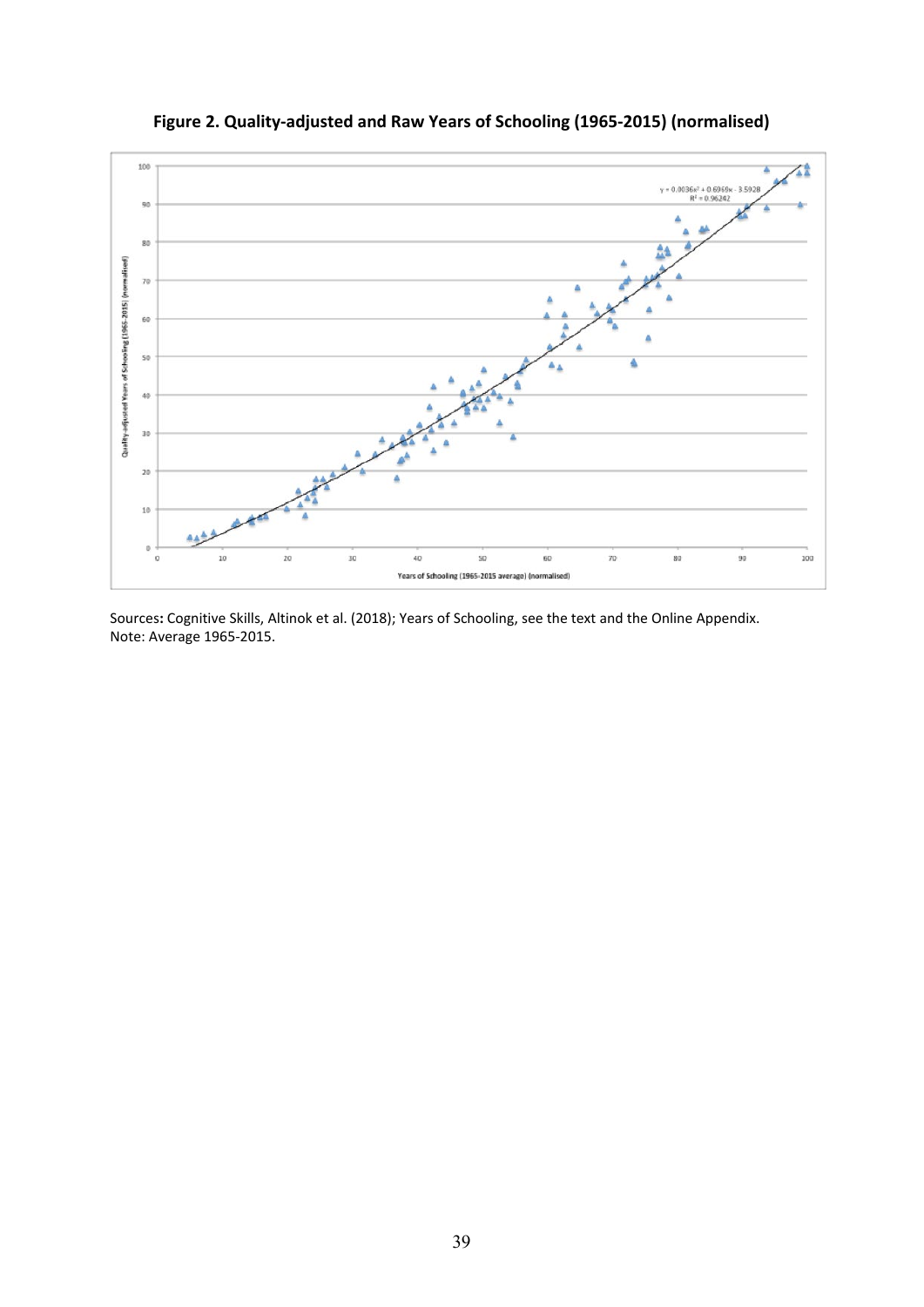**Figure 2. Quality-adjusted and Raw Years of Schooling (1965-2015) (normalised)**

Sources**:** Cognitive Skills, Altinok et al. (2018); Years of Schooling, see the text and the Online Appendix.
Note: Average 1965-2015.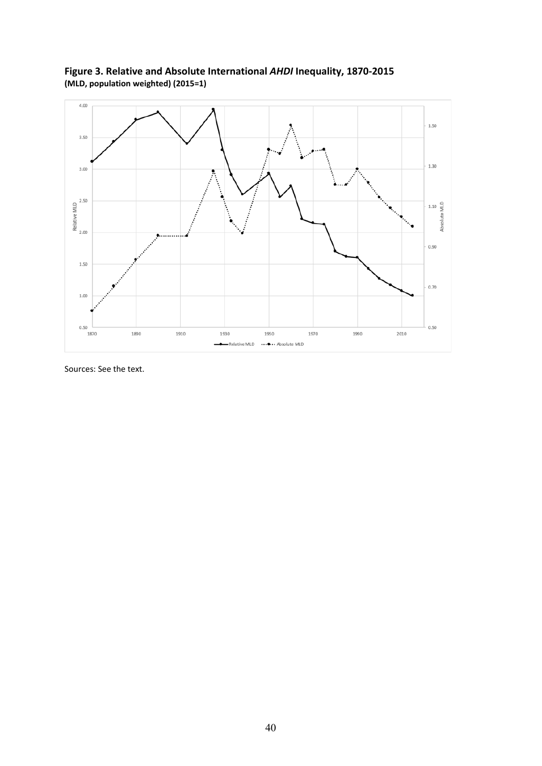**Figure 3. Relative and Absolute International *AHDI* Inequality, 1870-2015**
**(MLD, population weighted) (2015=1)**

Sources: See the text.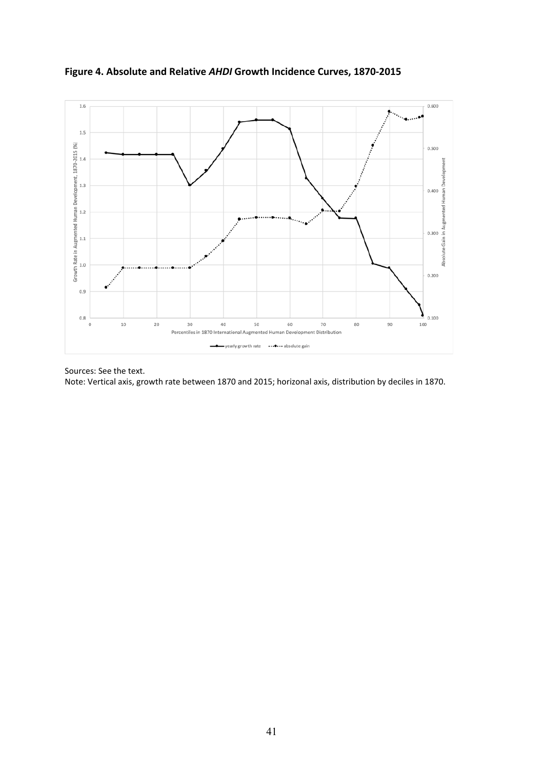**Figure 4. Absolute and Relative *AHDI* Growth Incidence Curves, 1870-2015**

Sources: See the text.

Note: Vertical axis, growth rate between 1870 and 2015; horizonal axis, distribution by deciles in 1870.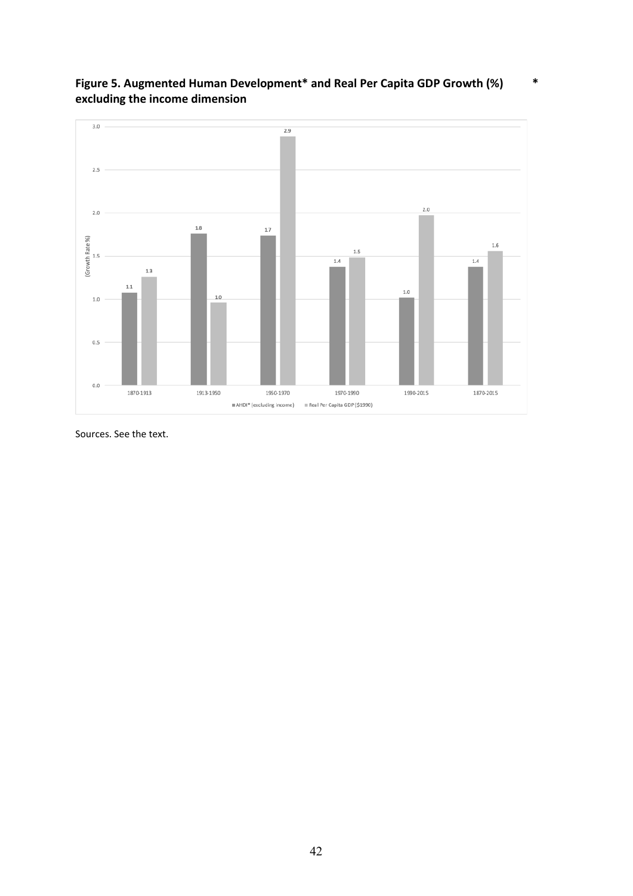**Figure 5. Augmented Human Development\* and Real Per Capita GDP Growth (%) excluding the income dimension**

Sources. See the text.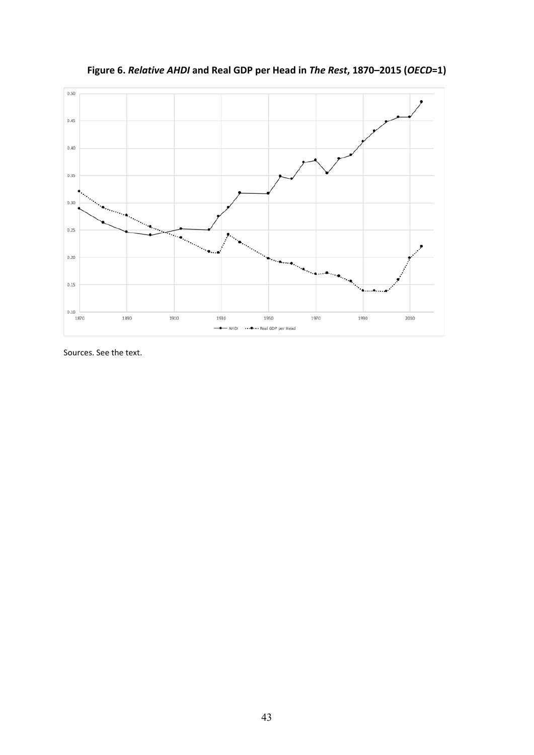**Figure 6.** ***Relative AHDI*** **and Real GDP per Head in** ***The Rest*****, 1870–2015 (*****OECD*****=1)**

Sources. See the text.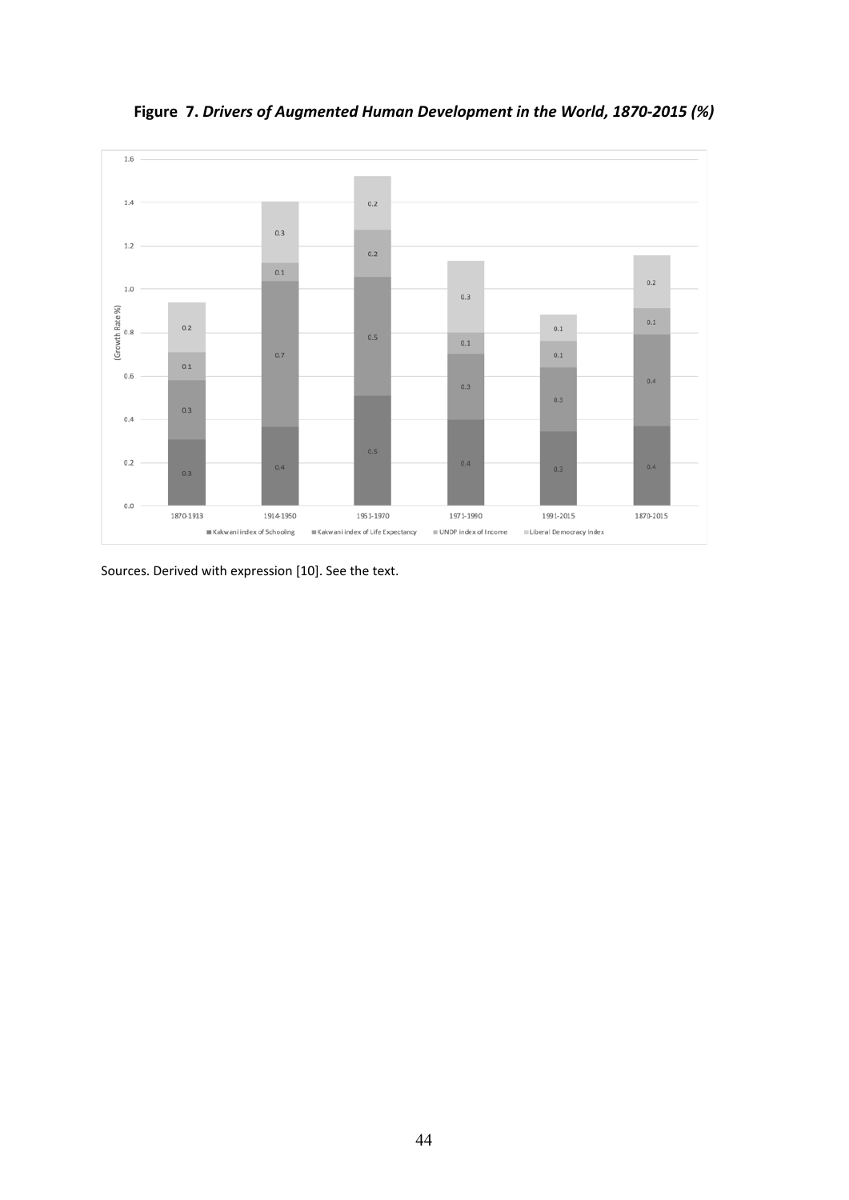**Figure 7.** ***Drivers of Augmented Human Development in the World, 1870-2015 (%)***

Sources. Derived with expression [10]. See the text.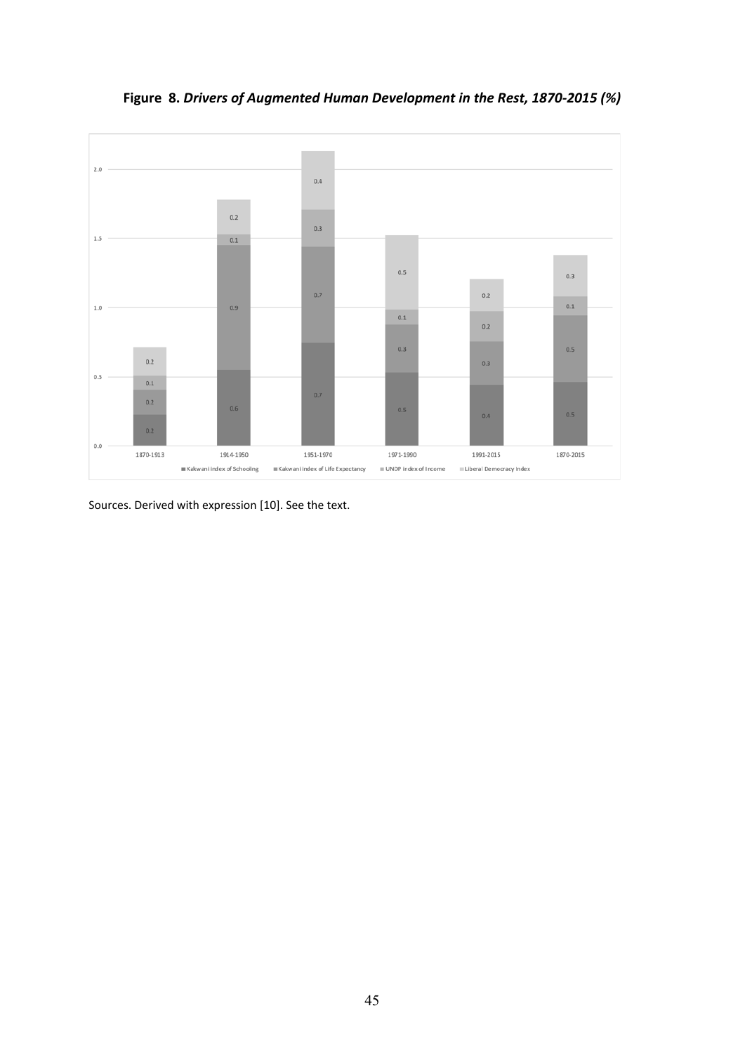**Figure 8.** ***Drivers of Augmented Human Development in the Rest, 1870-2015 (%)***

Sources. Derived with expression [10]. See the text.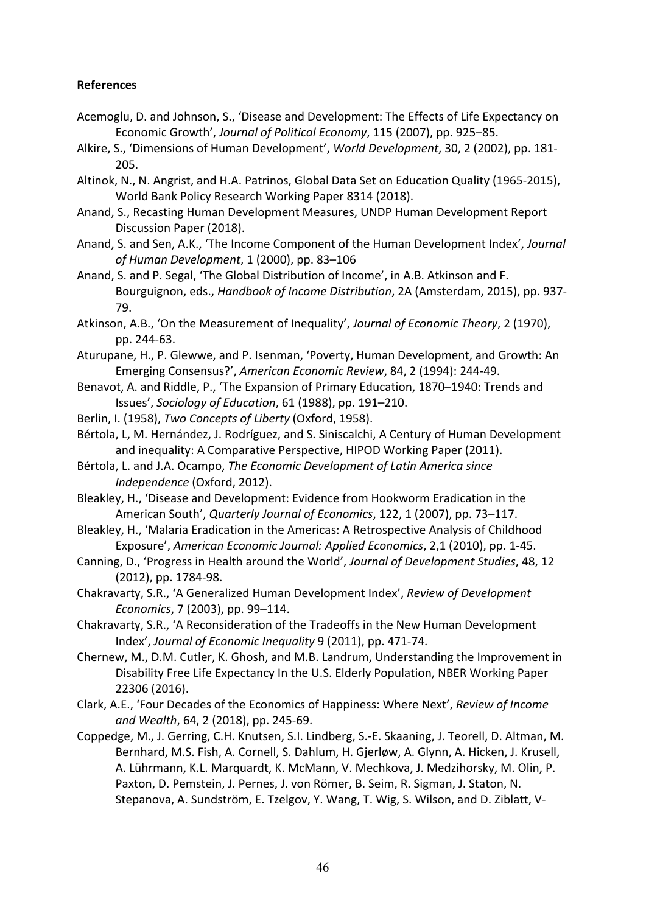**References**

Acemoglu, D. and Johnson, S., 'Disease and Development: The Effects of Life Expectancy on Economic Growth', *Journal of Political Economy*, 115 (2007), pp. 925–85.

Alkire, S., 'Dimensions of Human Development', *World Development*, 30, 2 (2002), pp. 181-205.

Altinok, N., N. Angrist, and H.A. Patrinos, Global Data Set on Education Quality (1965-2015), World Bank Policy Research Working Paper 8314 (2018).

Anand, S., Recasting Human Development Measures, UNDP Human Development Report Discussion Paper (2018).

Anand, S. and Sen, A.K., 'The Income Component of the Human Development Index', *Journal of Human Development*, 1 (2000), pp. 83–106

Anand, S. and P. Segal, 'The Global Distribution of Income', in A.B. Atkinson and F. Bourguignon, eds., *Handbook of Income Distribution*, 2A (Amsterdam, 2015), pp. 937-79.

Atkinson, A.B., 'On the Measurement of Inequality', *Journal of Economic Theory*, 2 (1970), pp. 244-63.

Aturupane, H., P. Glewwe, and P. Isenman, 'Poverty, Human Development, and Growth: An Emerging Consensus?', *American Economic Review*, 84, 2 (1994): 244-49.

Benavot, A. and Riddle, P., 'The Expansion of Primary Education, 1870–1940: Trends and Issues', *Sociology of Education*, 61 (1988), pp. 191–210.

Berlin, I. (1958), *Two Concepts of Liberty* (Oxford, 1958).

Bértola, L, M. Hernández, J. Rodríguez, and S. Siniscalchi, A Century of Human Development and inequality: A Comparative Perspective, HIPOD Working Paper (2011).

Bértola, L. and J.A. Ocampo, *The Economic Development of Latin America since Independence* (Oxford, 2012).

Bleakley, H., 'Disease and Development: Evidence from Hookworm Eradication in the American South', *Quarterly Journal of Economics*, 122, 1 (2007), pp. 73–117.

Bleakley, H., 'Malaria Eradication in the Americas: A Retrospective Analysis of Childhood Exposure', *American Economic Journal: Applied Economics*, 2,1 (2010), pp. 1-45.

Canning, D., 'Progress in Health around the World', *Journal of Development Studies*, 48, 12 (2012), pp. 1784-98.

Chakravarty, S.R., 'A Generalized Human Development Index', *Review of Development Economics*, 7 (2003), pp. 99–114.

Chakravarty, S.R., 'A Reconsideration of the Tradeoffs in the New Human Development Index', *Journal of Economic Inequality* 9 (2011), pp. 471-74.

Chernew, M., D.M. Cutler, K. Ghosh, and M.B. Landrum, Understanding the Improvement in Disability Free Life Expectancy In the U.S. Elderly Population, NBER Working Paper 22306 (2016).

Clark, A.E., 'Four Decades of the Economics of Happiness: Where Next', *Review of Income and Wealth*, 64, 2 (2018), pp. 245-69.

Coppedge, M., J. Gerring, C.H. Knutsen, S.I. Lindberg, S.-E. Skaaning, J. Teorell, D. Altman, M. Bernhard, M.S. Fish, A. Cornell, S. Dahlum, H. Gjerløw, A. Glynn, A. Hicken, J. Krusell, A. Lührmann, K.L. Marquardt, K. McMann, V. Mechkova, J. Medzihorsky, M. Olin, P. Paxton, D. Pemstein, J. Pernes, J. von Römer, B. Seim, R. Sigman, J. Staton, N. Stepanova, A. Sundström, E. Tzelgov, Y. Wang, T. Wig, S. Wilson, and D. Ziblatt, V-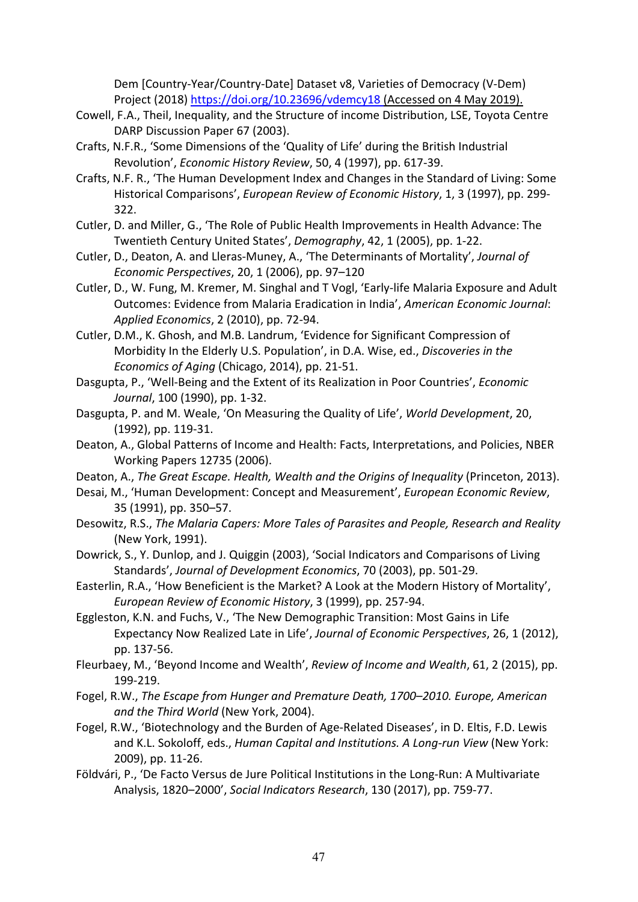Dem [Country-Year/Country-Date] Dataset v8, Varieties of Democracy (V-Dem) Project (2018) https://doi.org/10.23696/vdemcy18 (Accessed on 4 May 2019).

Cowell, F.A., Theil, Inequality, and the Structure of income Distribution, LSE, Toyota Centre DARP Discussion Paper 67 (2003).

Crafts, N.F.R., 'Some Dimensions of the 'Quality of Life' during the British Industrial Revolution', *Economic History Review*, 50, 4 (1997), pp. 617-39.

Crafts, N.F. R., 'The Human Development Index and Changes in the Standard of Living: Some Historical Comparisons', *European Review of Economic History*, 1, 3 (1997), pp. 299-322.

Cutler, D. and Miller, G., 'The Role of Public Health Improvements in Health Advance: The Twentieth Century United States', *Demography*, 42, 1 (2005), pp. 1-22.

Cutler, D., Deaton, A. and Lleras-Muney, A., 'The Determinants of Mortality', *Journal of Economic Perspectives*, 20, 1 (2006), pp. 97–120

Cutler, D., W. Fung, M. Kremer, M. Singhal and T Vogl, 'Early-life Malaria Exposure and Adult Outcomes: Evidence from Malaria Eradication in India', *American Economic Journal*: *Applied Economics*, 2 (2010), pp. 72-94.

Cutler, D.M., K. Ghosh, and M.B. Landrum, 'Evidence for Significant Compression of Morbidity In the Elderly U.S. Population', in D.A. Wise, ed., *Discoveries in the Economics of Aging* (Chicago, 2014), pp. 21-51.

Dasgupta, P., 'Well-Being and the Extent of its Realization in Poor Countries', *Economic Journal*, 100 (1990), pp. 1-32.

Dasgupta, P. and M. Weale, 'On Measuring the Quality of Life', *World Development*, 20, (1992), pp. 119-31.

Deaton, A., Global Patterns of Income and Health: Facts, Interpretations, and Policies, NBER Working Papers 12735 (2006).

Deaton, A., *The Great Escape. Health, Wealth and the Origins of Inequality* (Princeton, 2013).

Desai, M., 'Human Development: Concept and Measurement', *European Economic Review*, 35 (1991), pp. 350–57.

Desowitz, R.S., *The Malaria Capers: More Tales of Parasites and People, Research and Reality* (New York, 1991).

Dowrick, S., Y. Dunlop, and J. Quiggin (2003), 'Social Indicators and Comparisons of Living Standards', *Journal of Development Economics*, 70 (2003), pp. 501-29.

Easterlin, R.A., 'How Beneficient is the Market? A Look at the Modern History of Mortality', *European Review of Economic History*, 3 (1999), pp. 257-94.

Eggleston, K.N. and Fuchs, V., 'The New Demographic Transition: Most Gains in Life Expectancy Now Realized Late in Life', *Journal of Economic Perspectives*, 26, 1 (2012), pp. 137-56.

Fleurbaey, M., 'Beyond Income and Wealth', *Review of Income and Wealth*, 61, 2 (2015), pp. 199-219.

Fogel, R.W., *The Escape from Hunger and Premature Death, 1700–2010. Europe, American and the Third World* (New York, 2004).

Fogel, R.W., 'Biotechnology and the Burden of Age-Related Diseases', in D. Eltis, F.D. Lewis and K.L. Sokoloff, eds., *Human Capital and Institutions. A Long-run View* (New York: 2009), pp. 11-26.

Földvári, P., 'De Facto Versus de Jure Political Institutions in the Long-Run: A Multivariate Analysis, 1820–2000', *Social Indicators Research*, 130 (2017), pp. 759-77.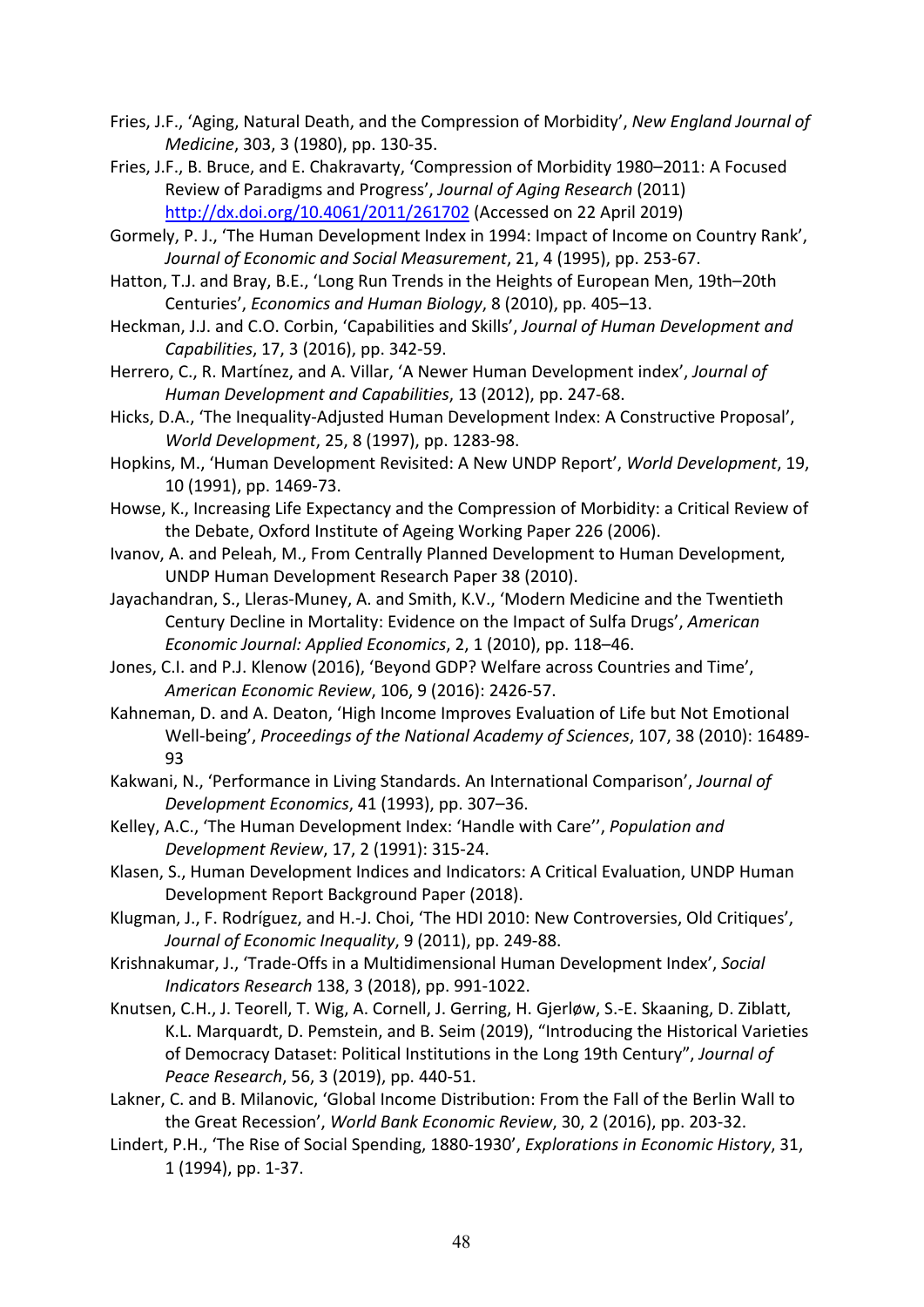Fries, J.F., 'Aging, Natural Death, and the Compression of Morbidity', *New England Journal of Medicine*, 303, 3 (1980), pp. 130-35.

Fries, J.F., B. Bruce, and E. Chakravarty, 'Compression of Morbidity 1980–2011: A Focused Review of Paradigms and Progress', *Journal of Aging Research* (2011) http://dx.doi.org/10.4061/2011/261702 (Accessed on 22 April 2019)

Gormely, P. J., 'The Human Development Index in 1994: Impact of Income on Country Rank', *Journal of Economic and Social Measurement*, 21, 4 (1995), pp. 253-67.

Hatton, T.J. and Bray, B.E., 'Long Run Trends in the Heights of European Men, 19th–20th Centuries', *Economics and Human Biology*, 8 (2010), pp. 405–13.

Heckman, J.J. and C.O. Corbin, 'Capabilities and Skills', *Journal of Human Development and Capabilities*, 17, 3 (2016), pp. 342-59.

Herrero, C., R. Martínez, and A. Villar, 'A Newer Human Development index', *Journal of Human Development and Capabilities*, 13 (2012), pp. 247-68.

Hicks, D.A., 'The Inequality-Adjusted Human Development Index: A Constructive Proposal', *World Development*, 25, 8 (1997), pp. 1283-98.

Hopkins, M., 'Human Development Revisited: A New UNDP Report', *World Development*, 19, 10 (1991), pp. 1469-73.

Howse, K., Increasing Life Expectancy and the Compression of Morbidity: a Critical Review of the Debate, Oxford Institute of Ageing Working Paper 226 (2006).

Ivanov, A. and Peleah, M., From Centrally Planned Development to Human Development, UNDP Human Development Research Paper 38 (2010).

Jayachandran, S., Lleras-Muney, A. and Smith, K.V., 'Modern Medicine and the Twentieth Century Decline in Mortality: Evidence on the Impact of Sulfa Drugs', *American Economic Journal: Applied Economics*, 2, 1 (2010), pp. 118–46.

Jones, C.I. and P.J. Klenow (2016), 'Beyond GDP? Welfare across Countries and Time', *American Economic Review*, 106, 9 (2016): 2426-57.

Kahneman, D. and A. Deaton, 'High Income Improves Evaluation of Life but Not Emotional Well-being', *Proceedings of the National Academy of Sciences*, 107, 38 (2010): 16489-93

Kakwani, N., 'Performance in Living Standards. An International Comparison', *Journal of Development Economics*, 41 (1993), pp. 307–36.

Kelley, A.C., 'The Human Development Index: 'Handle with Care'', *Population and Development Review*, 17, 2 (1991): 315-24.

Klasen, S., Human Development Indices and Indicators: A Critical Evaluation, UNDP Human Development Report Background Paper (2018).

Klugman, J., F. Rodríguez, and H.-J. Choi, 'The HDI 2010: New Controversies, Old Critiques', *Journal of Economic Inequality*, 9 (2011), pp. 249-88.

Krishnakumar, J., 'Trade-Offs in a Multidimensional Human Development Index', *Social Indicators Research* 138, 3 (2018), pp. 991-1022.

Knutsen, C.H., J. Teorell, T. Wig, A. Cornell, J. Gerring, H. Gjerløw, S.-E. Skaaning, D. Ziblatt, K.L. Marquardt, D. Pemstein, and B. Seim (2019), "Introducing the Historical Varieties of Democracy Dataset: Political Institutions in the Long 19th Century", *Journal of Peace Research*, 56, 3 (2019), pp. 440-51.

Lakner, C. and B. Milanovic, 'Global Income Distribution: From the Fall of the Berlin Wall to the Great Recession', *World Bank Economic Review*, 30, 2 (2016), pp. 203-32.

Lindert, P.H., 'The Rise of Social Spending, 1880-1930', *Explorations in Economic History*, 31, 1 (1994), pp. 1-37.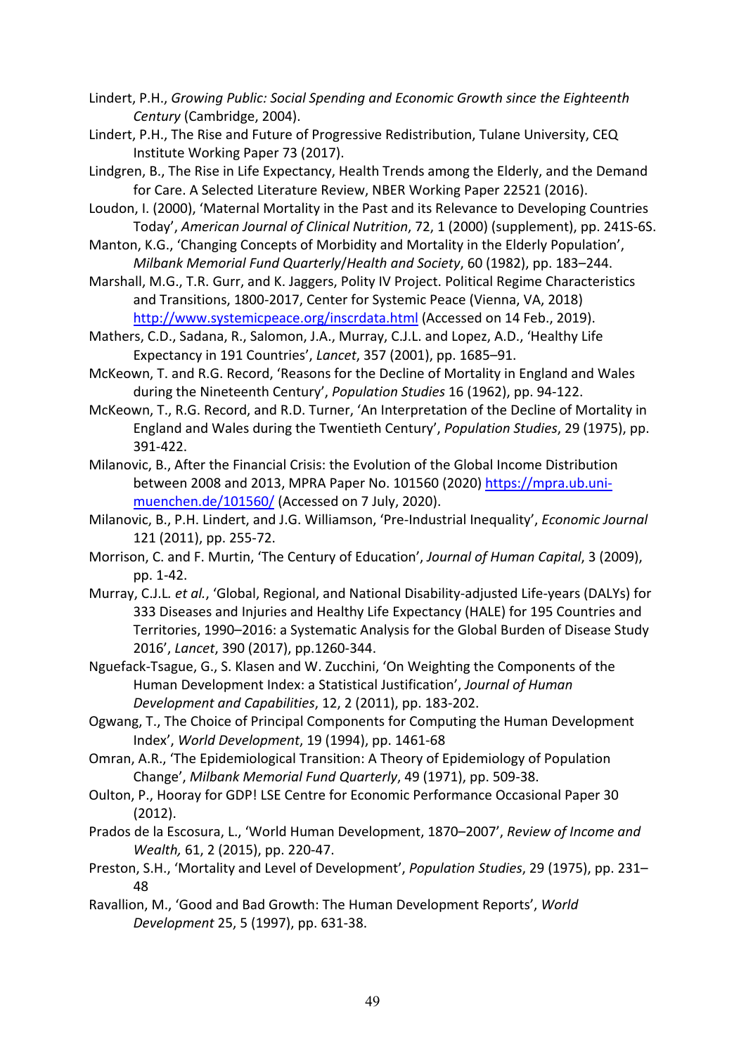Lindert, P.H., *Growing Public: Social Spending and Economic Growth since the Eighteenth Century* (Cambridge, 2004).

Lindert, P.H., The Rise and Future of Progressive Redistribution, Tulane University, CEQ Institute Working Paper 73 (2017).

Lindgren, B., The Rise in Life Expectancy, Health Trends among the Elderly, and the Demand for Care. A Selected Literature Review, NBER Working Paper 22521 (2016).

Loudon, I. (2000), 'Maternal Mortality in the Past and its Relevance to Developing Countries Today', *American Journal of Clinical Nutrition*, 72, 1 (2000) (supplement), pp. 241S-6S.

Manton, K.G., 'Changing Concepts of Morbidity and Mortality in the Elderly Population', *Milbank Memorial Fund Quarterly/Health and Society*, 60 (1982), pp. 183–244.

Marshall, M.G., T.R. Gurr, and K. Jaggers, Polity IV Project. Political Regime Characteristics and Transitions, 1800-2017, Center for Systemic Peace (Vienna, VA, 2018) http://www.systemicpeace.org/inscrdata.html (Accessed on 14 Feb., 2019).

Mathers, C.D., Sadana, R., Salomon, J.A., Murray, C.J.L. and Lopez, A.D., 'Healthy Life Expectancy in 191 Countries', *Lancet*, 357 (2001), pp. 1685–91.

McKeown, T. and R.G. Record, 'Reasons for the Decline of Mortality in England and Wales during the Nineteenth Century', *Population Studies* 16 (1962), pp. 94-122.

McKeown, T., R.G. Record, and R.D. Turner, 'An Interpretation of the Decline of Mortality in England and Wales during the Twentieth Century', *Population Studies*, 29 (1975), pp. 391-422.

Milanovic, B., After the Financial Crisis: the Evolution of the Global Income Distribution between 2008 and 2013, MPRA Paper No. 101560 (2020) https://mpra.ub.uni-muenchen.de/101560/ (Accessed on 7 July, 2020).

Milanovic, B., P.H. Lindert, and J.G. Williamson, 'Pre-Industrial Inequality', *Economic Journal* 121 (2011), pp. 255-72.

Morrison, C. and F. Murtin, 'The Century of Education', *Journal of Human Capital*, 3 (2009), pp. 1-42.

Murray, C.J.L. *et al.*, 'Global, Regional, and National Disability-adjusted Life-years (DALYs) for 333 Diseases and Injuries and Healthy Life Expectancy (HALE) for 195 Countries and Territories, 1990–2016: a Systematic Analysis for the Global Burden of Disease Study 2016', *Lancet*, 390 (2017), pp.1260-344.

Nguefack-Tsague, G., S. Klasen and W. Zucchini, 'On Weighting the Components of the Human Development Index: a Statistical Justification', *Journal of Human Development and Capabilities*, 12, 2 (2011), pp. 183-202.

Ogwang, T., The Choice of Principal Components for Computing the Human Development Index', *World Development*, 19 (1994), pp. 1461-68

Omran, A.R., 'The Epidemiological Transition: A Theory of Epidemiology of Population Change', *Milbank Memorial Fund Quarterly*, 49 (1971), pp. 509-38.

Oulton, P., Hooray for GDP! LSE Centre for Economic Performance Occasional Paper 30 (2012).

Prados de la Escosura, L., 'World Human Development, 1870–2007', *Review of Income and Wealth,* 61, 2 (2015), pp. 220-47.

Preston, S.H., 'Mortality and Level of Development', *Population Studies*, 29 (1975), pp. 231–48

Ravallion, M., 'Good and Bad Growth: The Human Development Reports', *World Development* 25, 5 (1997), pp. 631-38.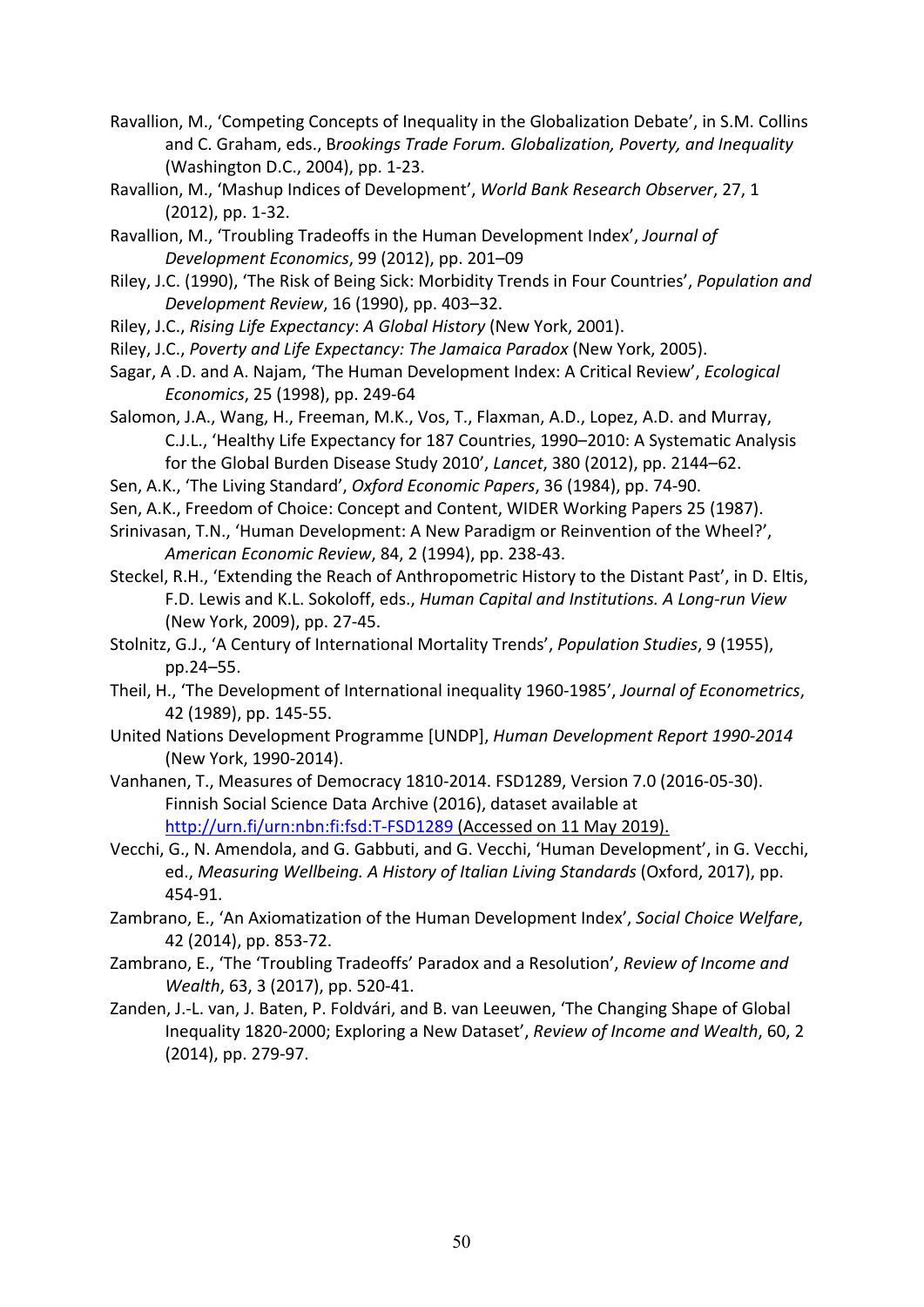Ravallion, M., 'Competing Concepts of Inequality in the Globalization Debate', in S.M. Collins and C. Graham, eds., B*rookings Trade Forum. Globalization, Poverty, and Inequality* (Washington D.C., 2004), pp. 1-23.

Ravallion, M., 'Mashup Indices of Development', *World Bank Research Observer*, 27, 1 (2012), pp. 1-32.

Ravallion, M., 'Troubling Tradeoffs in the Human Development Index', *Journal of Development Economics*, 99 (2012), pp. 201–09

Riley, J.C. (1990), 'The Risk of Being Sick: Morbidity Trends in Four Countries', *Population and Development Review*, 16 (1990), pp. 403–32.

Riley, J.C., *Rising Life Expectancy*: *A Global History* (New York, 2001).

Riley, J.C., *Poverty and Life Expectancy: The Jamaica Paradox* (New York, 2005).

Sagar, A .D. and A. Najam, 'The Human Development Index: A Critical Review', *Ecological Economics*, 25 (1998), pp. 249-64

Salomon, J.A., Wang, H., Freeman, M.K., Vos, T., Flaxman, A.D., Lopez, A.D. and Murray, C.J.L., 'Healthy Life Expectancy for 187 Countries, 1990–2010: A Systematic Analysis for the Global Burden Disease Study 2010', *Lancet*, 380 (2012), pp. 2144–62.

Sen, A.K., 'The Living Standard', *Oxford Economic Papers*, 36 (1984), pp. 74-90.

Sen, A.K., Freedom of Choice: Concept and Content, WIDER Working Papers 25 (1987).

Srinivasan, T.N., 'Human Development: A New Paradigm or Reinvention of the Wheel?', *American Economic Review*, 84, 2 (1994), pp. 238-43.

Steckel, R.H., 'Extending the Reach of Anthropometric History to the Distant Past', in D. Eltis, F.D. Lewis and K.L. Sokoloff, eds., *Human Capital and Institutions. A Long-run View* (New York, 2009), pp. 27-45.

Stolnitz, G.J., 'A Century of International Mortality Trends', *Population Studies*, 9 (1955), pp.24–55.

Theil, H., 'The Development of International inequality 1960-1985', *Journal of Econometrics*, 42 (1989), pp. 145-55.

United Nations Development Programme [UNDP], *Human Development Report 1990-2014* (New York, 1990-2014).

Vanhanen, T., Measures of Democracy 1810-2014. FSD1289, Version 7.0 (2016-05-30). Finnish Social Science Data Archive (2016), dataset available at http://urn.fi/urn:nbn:fi:fsd:T-FSD1289 (Accessed on 11 May 2019).

Vecchi, G., N. Amendola, and G. Gabbuti, and G. Vecchi, 'Human Development', in G. Vecchi, ed., *Measuring Wellbeing. A History of Italian Living Standards* (Oxford, 2017), pp. 454-91.

Zambrano, E., 'An Axiomatization of the Human Development Index', *Social Choice Welfare*, 42 (2014), pp. 853-72.

Zambrano, E., 'The 'Troubling Tradeoffs' Paradox and a Resolution', *Review of Income and Wealth*, 63, 3 (2017), pp. 520-41.

Zanden, J.-L. van, J. Baten, P. Foldvári, and B. van Leeuwen, 'The Changing Shape of Global Inequality 1820-2000; Exploring a New Dataset', *Review of Income and Wealth*, 60, 2 (2014), pp. 279-97.